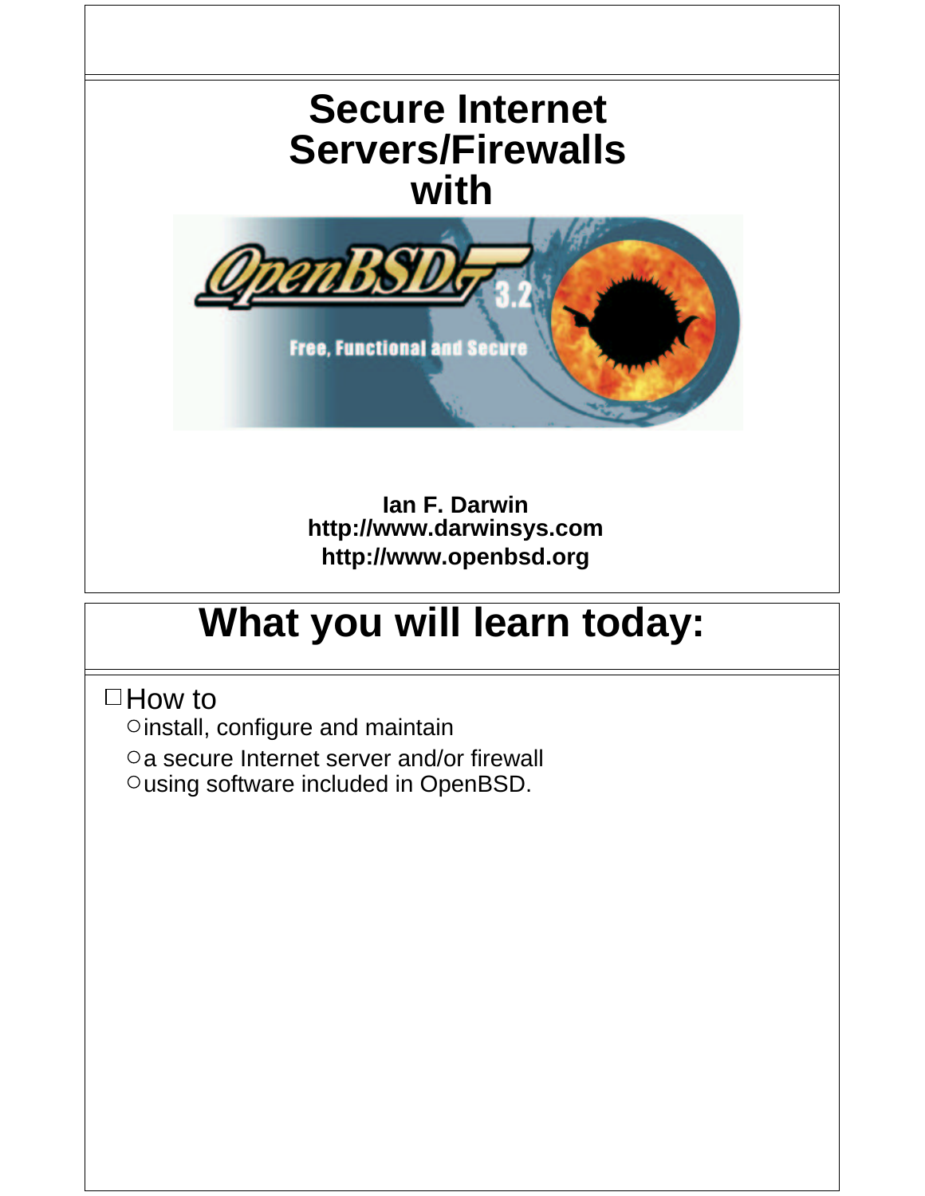# Secure Internet Servers/Firewalls with

OpenBSD 3.2

Free, Functional and Secure

**Ian F. Darwin**
**http://www.darwinsys.com**
**http://www.openbsd.org**

# What you will learn today:

- How to
  - install, configure and maintain
  - a secure Internet server and/or firewall
  - using software included in OpenBSD.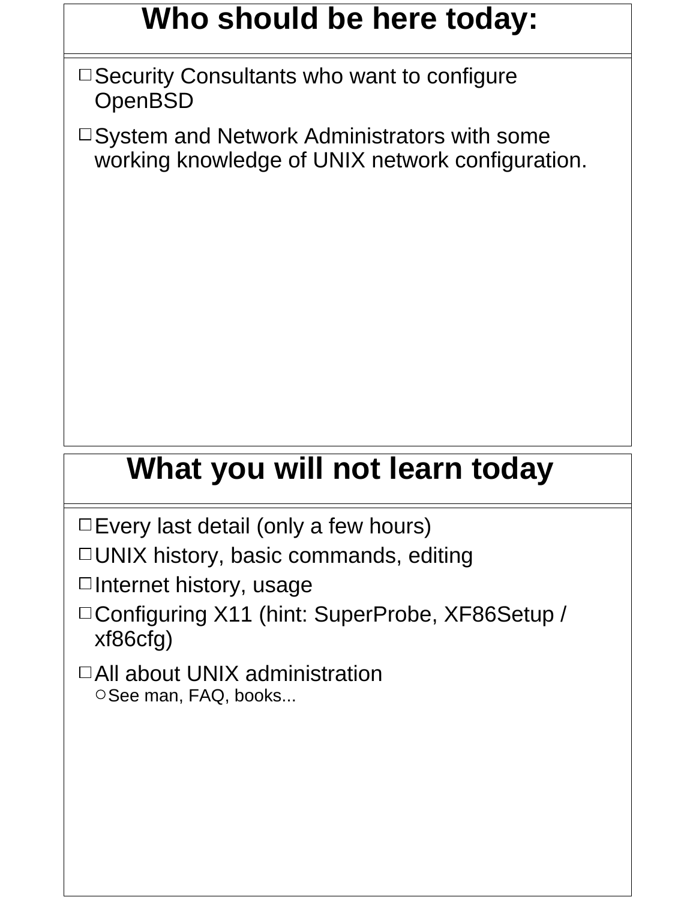## Who should be here today:

- Security Consultants who want to configure OpenBSD
- System and Network Administrators with some working knowledge of UNIX network configuration.

## What you will not learn today

- Every last detail (only a few hours)
- UNIX history, basic commands, editing
- Internet history, usage
- Configuring X11 (hint: SuperProbe, XF86Setup / xf86cfg)
- All about UNIX administration
  - See man, FAQ, books...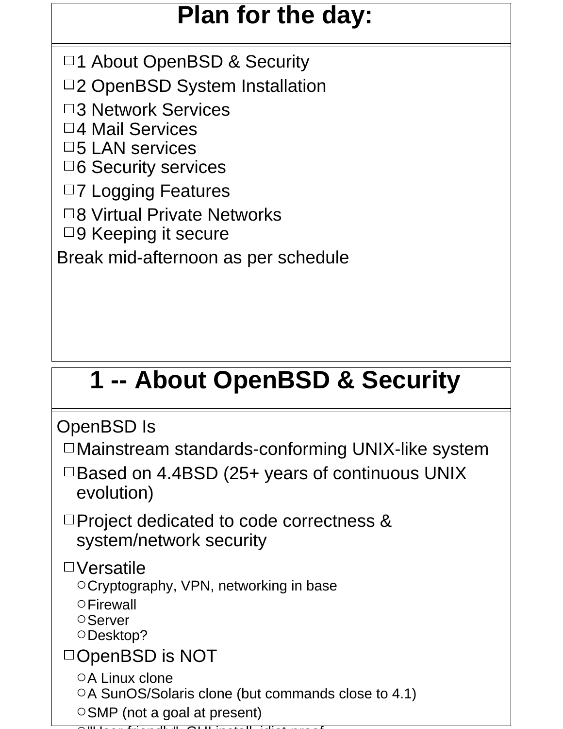# Plan for the day:

- 1 About OpenBSD & Security
- 2 OpenBSD System Installation
- 3 Network Services
- 4 Mail Services
- 5 LAN services
- 6 Security services
- 7 Logging Features
- 8 Virtual Private Networks
- 9 Keeping it secure

Break mid-afternoon as per schedule

# 1 -- About OpenBSD & Security

OpenBSD Is

- Mainstream standards-conforming UNIX-like system
- Based on 4.4BSD (25+ years of continuous UNIX evolution)
- Project dedicated to code correctness & system/network security
- Versatile
  - Cryptography, VPN, networking in base
  - Firewall
  - Server
  - Desktop?
- OpenBSD is NOT
  - A Linux clone
  - A SunOS/Solaris clone (but commands close to 4.1)
  - SMP (not a goal at present)
  - "User friendly", GUI install, idiot proof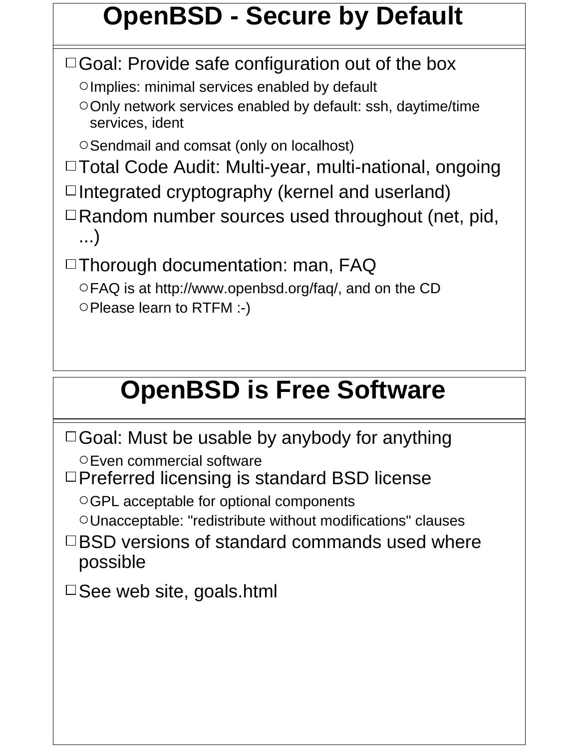# OpenBSD - Secure by Default

- Goal: Provide safe configuration out of the box
  - Implies: minimal services enabled by default
  - Only network services enabled by default: ssh, daytime/time services, ident
  - Sendmail and comsat (only on localhost)
- Total Code Audit: Multi-year, multi-national, ongoing
- Integrated cryptography (kernel and userland)
- Random number sources used throughout (net, pid, ...)
- Thorough documentation: man, FAQ
  - FAQ is at http://www.openbsd.org/faq/, and on the CD
  - Please learn to RTFM :-)

# OpenBSD is Free Software

- Goal: Must be usable by anybody for anything
  - Even commercial software
- Preferred licensing is standard BSD license
  - GPL acceptable for optional components
  - Unacceptable: "redistribute without modifications" clauses
- BSD versions of standard commands used where possible
- See web site, goals.html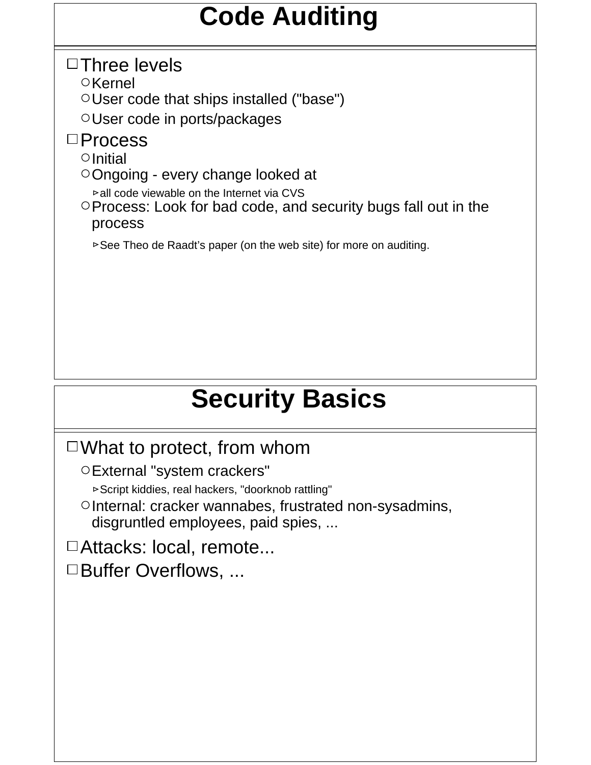## Code Auditing

- Three levels
  - Kernel
  - User code that ships installed ("base")
  - User code in ports/packages
- Process
  - Initial
  - Ongoing - every change looked at
    - all code viewable on the Internet via CVS
  - Process: Look for bad code, and security bugs fall out in the process
    - See Theo de Raadt’s paper (on the web site) for more on auditing.

## Security Basics

- What to protect, from whom
  - External "system crackers"
    - Script kiddies, real hackers, "doorknob rattling"
  - Internal: cracker wannabes, frustrated non-sysadmins, disgruntled employees, paid spies, ...
- Attacks: local, remote...
- Buffer Overflows, ...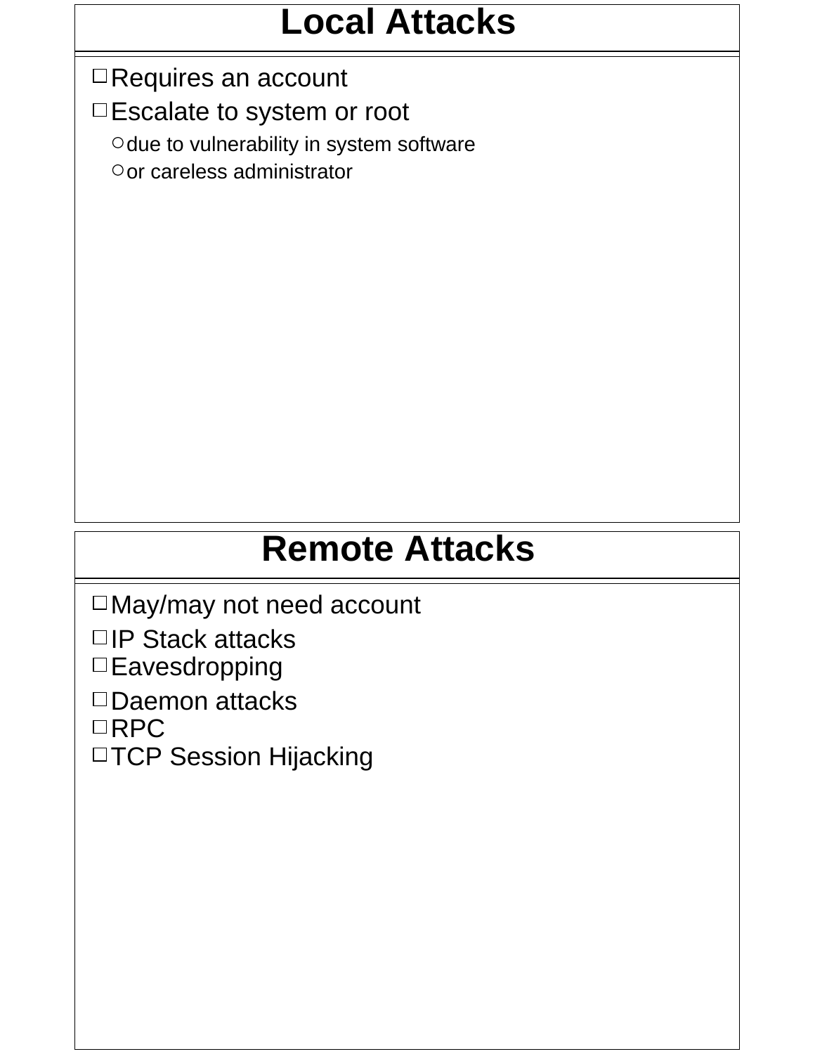## Local Attacks

- Requires an account
- Escalate to system or root
  - due to vulnerability in system software
  - or careless administrator

## Remote Attacks

- May/may not need account
- IP Stack attacks
- Eavesdropping
- Daemon attacks
- RPC
- TCP Session Hijacking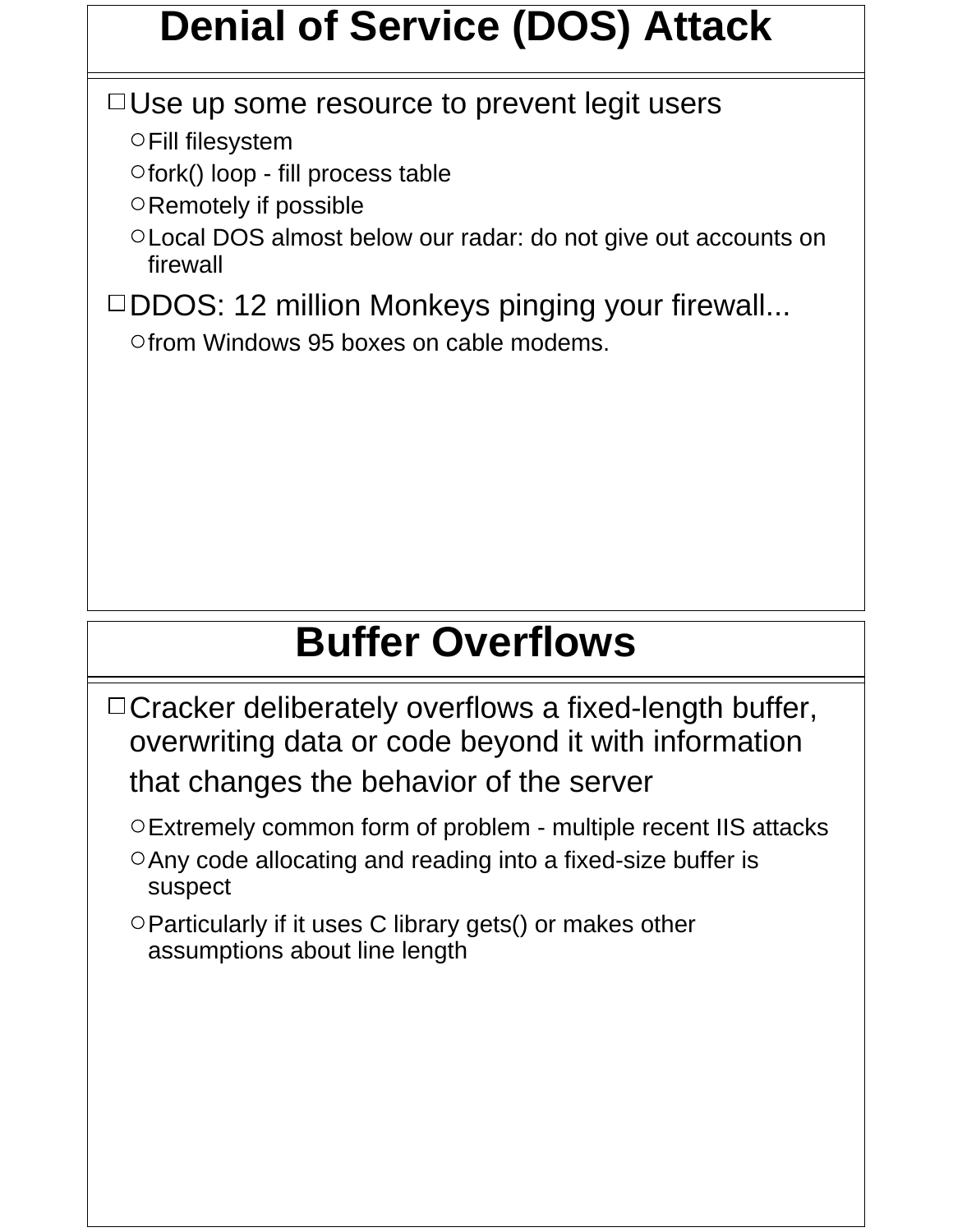## Denial of Service (DOS) Attack

- Use up some resource to prevent legit users
  - Fill filesystem
  - fork() loop - fill process table
  - Remotely if possible
  - Local DOS almost below our radar: do not give out accounts on firewall
- DDOS: 12 million Monkeys pinging your firewall...
  - from Windows 95 boxes on cable modems.

## Buffer Overflows

- Cracker deliberately overflows a fixed-length buffer, overwriting data or code beyond it with information that changes the behavior of the server
  - Extremely common form of problem - multiple recent IIS attacks
  - Any code allocating and reading into a fixed-size buffer is suspect
  - Particularly if it uses C library gets() or makes other assumptions about line length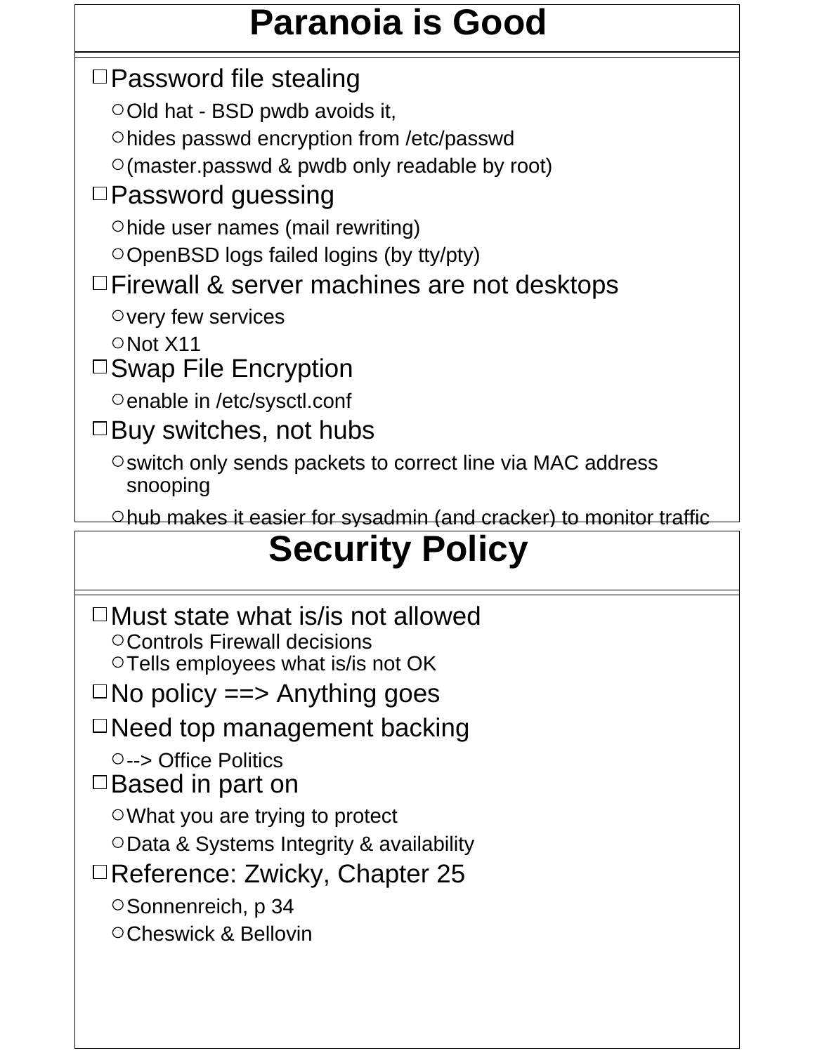## Paranoia is Good

- Password file stealing
  - Old hat - BSD pwdb avoids it,
  - hides passwd encryption from /etc/passwd
  - (master.passwd & pwdb only readable by root)
- Password guessing
  - hide user names (mail rewriting)
  - OpenBSD logs failed logins (by tty/pty)
- Firewall & server machines are not desktops
  - very few services
  - Not X11
- Swap File Encryption
  - enable in /etc/sysctl.conf
- Buy switches, not hubs
  - switch only sends packets to correct line via MAC address snooping
  - hub makes it easier for sysadmin (and cracker) to monitor traffic

## Security Policy

- Must state what is/is not allowed
  - Controls Firewall decisions
  - Tells employees what is/is not OK
- No policy ==> Anything goes
- Need top management backing
  - --> Office Politics
- Based in part on
  - What you are trying to protect
  - Data & Systems Integrity & availability
- Reference: Zwicky, Chapter 25
  - Sonnenreich, p 34
  - Cheswick & Bellovin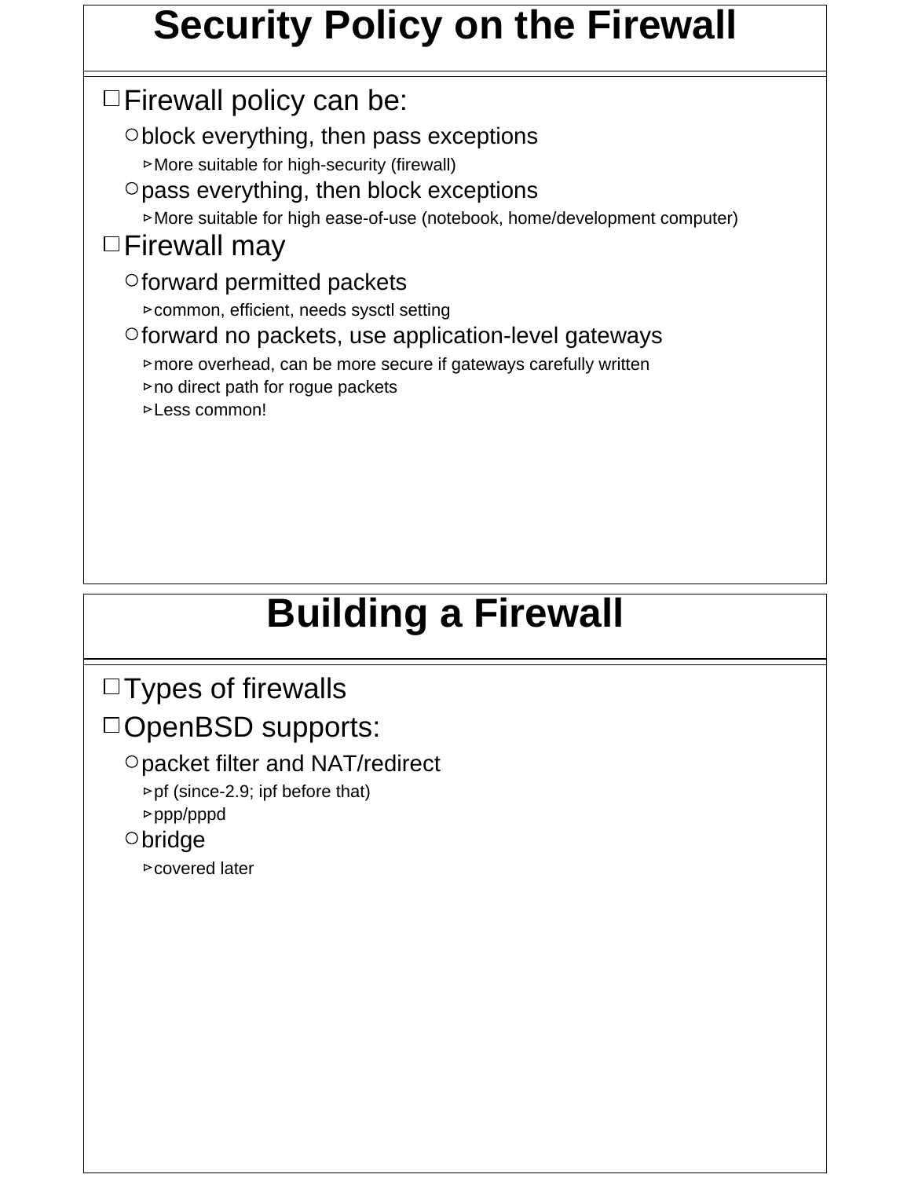# Security Policy on the Firewall

- Firewall policy can be:
  - block everything, then pass exceptions
    - More suitable for high-security (firewall)
  - pass everything, then block exceptions
    - More suitable for high ease-of-use (notebook, home/development computer)
- Firewall may
  - forward permitted packets
    - common, efficient, needs sysctl setting
  - forward no packets, use application-level gateways
    - more overhead, can be more secure if gateways carefully written
    - no direct path for rogue packets
    - Less common!

# Building a Firewall

- Types of firewalls
- OpenBSD supports:
  - packet filter and NAT/redirect
    - pf (since-2.9; ipf before that)
    - ppp/pppd
  - bridge
    - covered later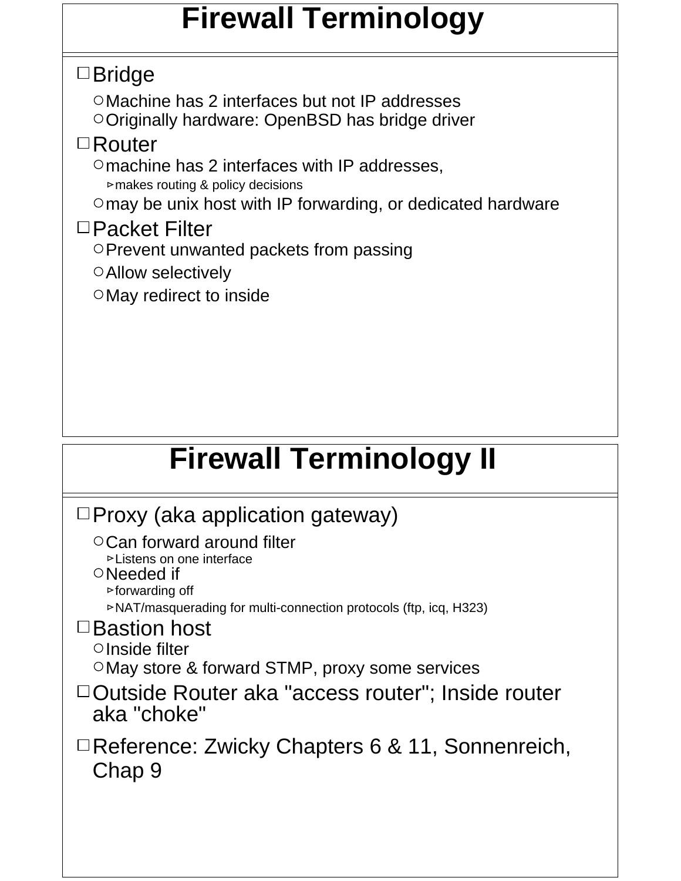# Firewall Terminology

- Bridge
  - Machine has 2 interfaces but not IP addresses
  - Originally hardware: OpenBSD has bridge driver
- Router
  - machine has 2 interfaces with IP addresses,
    - makes routing & policy decisions
  - may be unix host with IP forwarding, or dedicated hardware
- Packet Filter
  - Prevent unwanted packets from passing
  - Allow selectively
  - May redirect to inside

# Firewall Terminology II

- Proxy (aka application gateway)
  - Can forward around filter
    - Listens on one interface
  - Needed if
    - forwarding off
    - NAT/masquerading for multi-connection protocols (ftp, icq, H323)
- Bastion host
  - Inside filter
  - May store & forward STMP, proxy some services
- Outside Router aka "access router"; Inside router aka "choke"
- Reference: Zwicky Chapters 6 & 11, Sonnenreich, Chap 9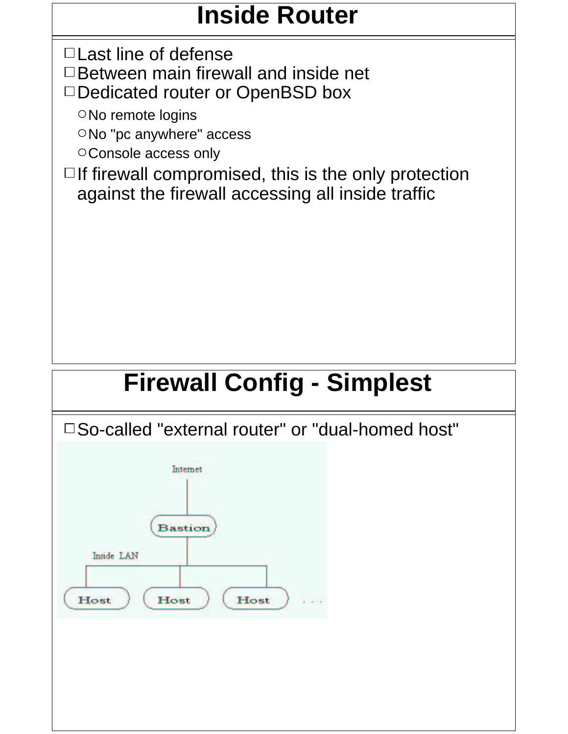# Inside Router

- Last line of defense
- Between main firewall and inside net
- Dedicated router or OpenBSD box
  - No remote logins
  - No "pc anywhere" access
  - Console access only
- If firewall compromised, this is the only protection against the firewall accessing all inside traffic

# Firewall Config - Simplest

- So-called "external router" or "dual-homed host"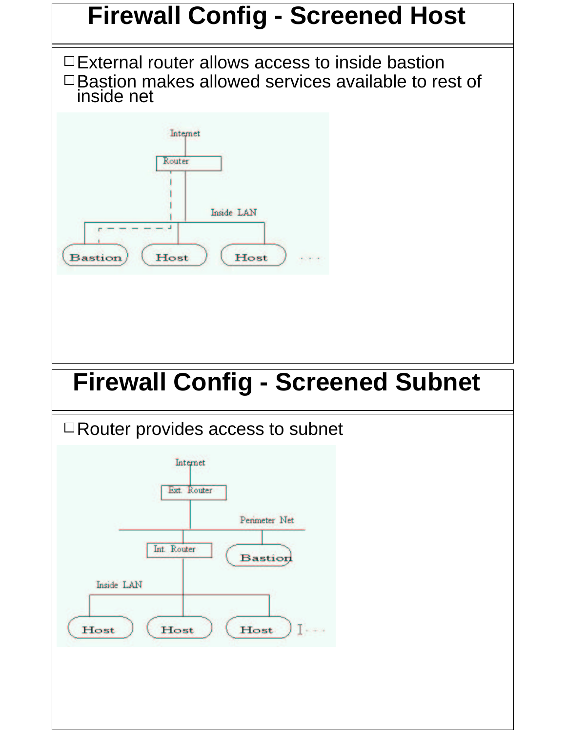# Firewall Config - Screened Host

- External router allows access to inside bastion
- Bastion makes allowed services available to rest of inside net

# Firewall Config - Screened Subnet

- Router provides access to subnet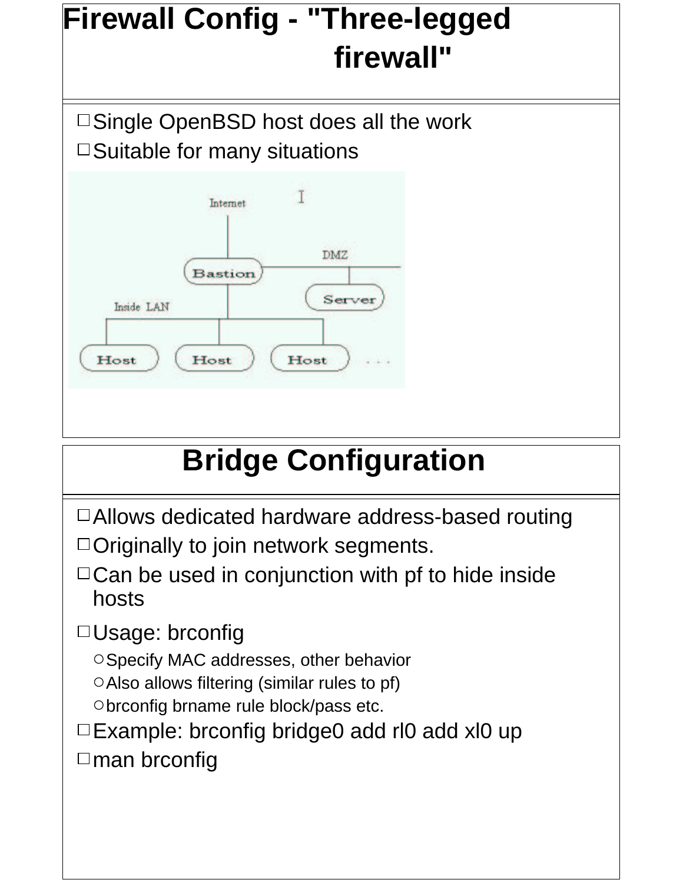# Firewall Config - "Three-legged firewall"

- Single OpenBSD host does all the work
- Suitable for many situations

# Bridge Configuration

- Allows dedicated hardware address-based routing
- Originally to join network segments.
- Can be used in conjunction with pf to hide inside hosts
- Usage: brconfig
  - Specify MAC addresses, other behavior
  - Also allows filtering (similar rules to pf)
  - brconfig brname rule block/pass etc.
- Example: brconfig bridge0 add rl0 add xl0 up
- man brconfig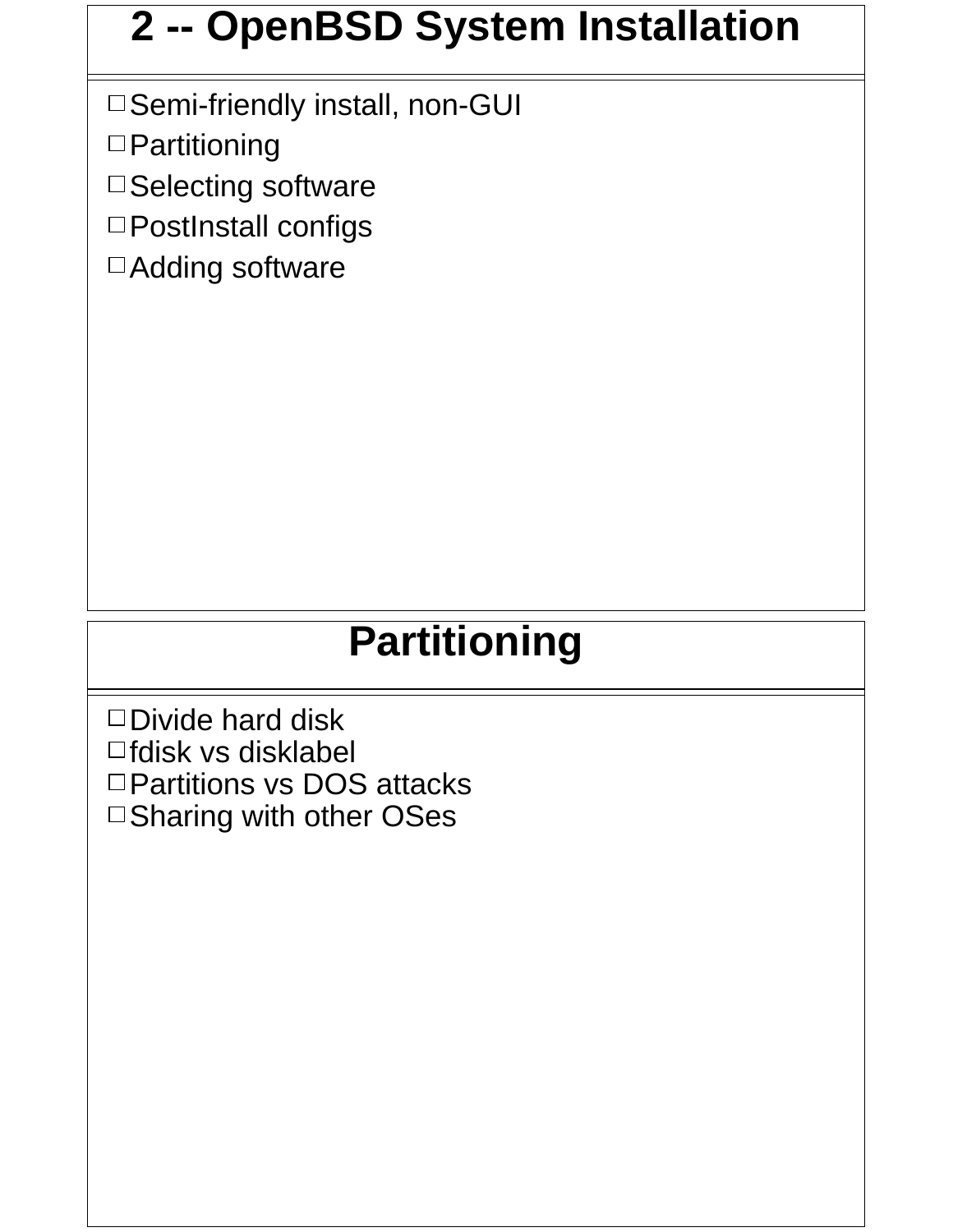## 2 -- OpenBSD System Installation

- Semi-friendly install, non-GUI
- Partitioning
- Selecting software
- PostInstall configs
- Adding software

## Partitioning

- Divide hard disk
- fdisk vs disklabel
- Partitions vs DOS attacks
- Sharing with other OSes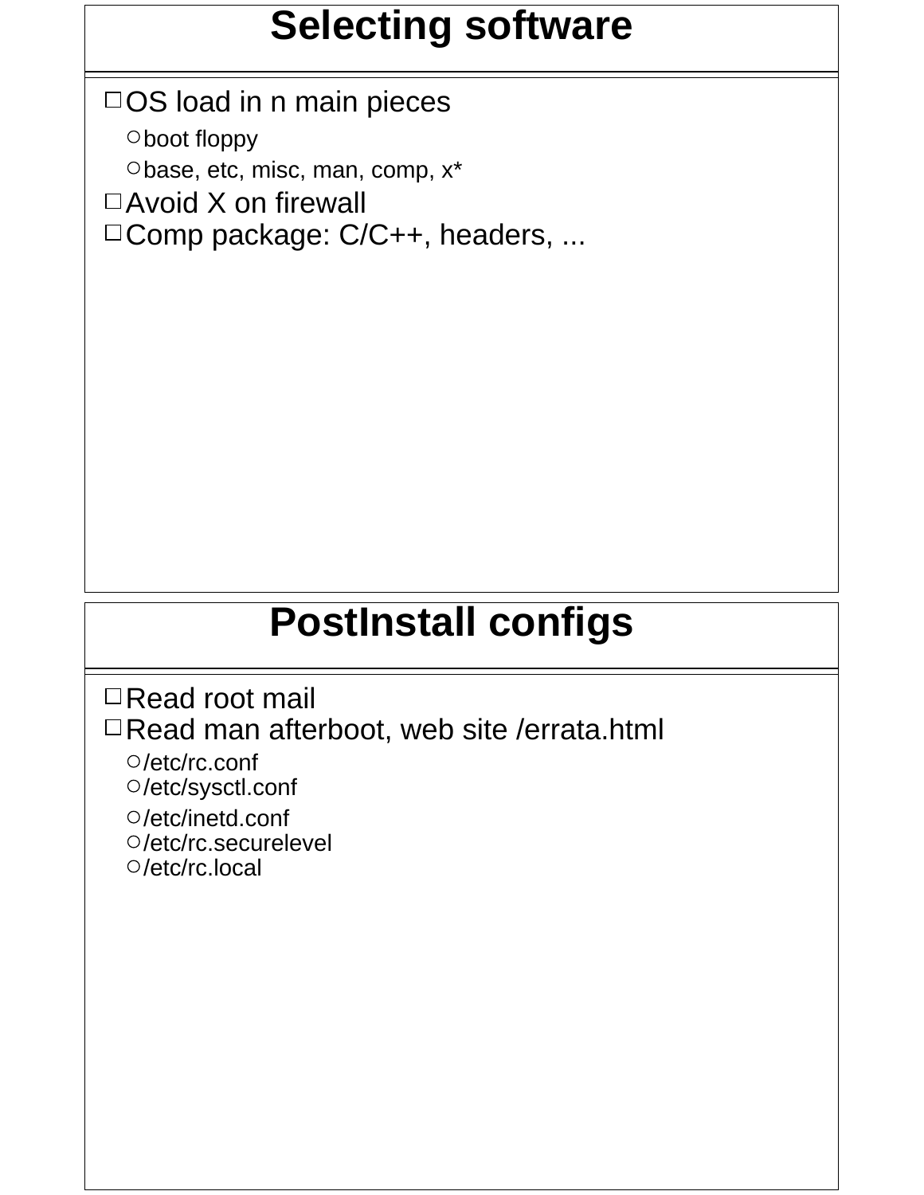## Selecting software

- OS load in n main pieces
  - boot floppy
  - base, etc, misc, man, comp, x*
- Avoid X on firewall
- Comp package: C/C++, headers, ...

## PostInstall configs

- Read root mail
- Read man afterboot, web site /errata.html
  - /etc/rc.conf
  - /etc/sysctl.conf
  - /etc/inetd.conf
  - /etc/rc.securelevel
  - /etc/rc.local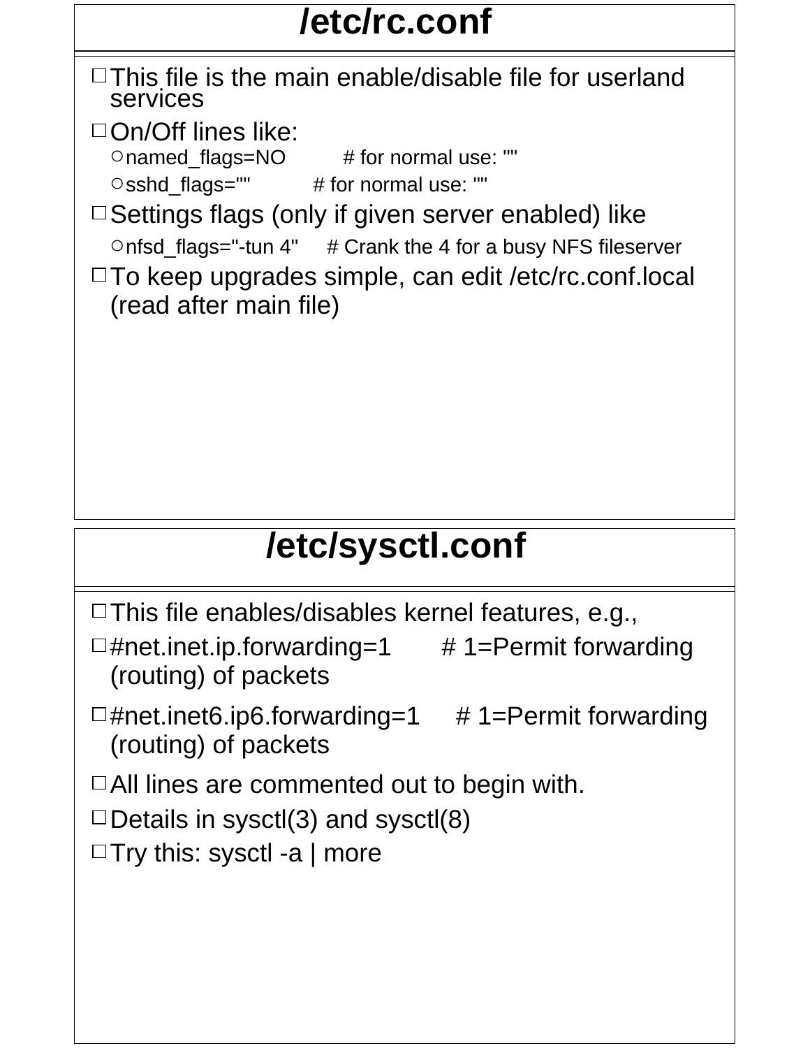# /etc/rc.conf

- This file is the main enable/disable file for userland services
- On/Off lines like:
  - named_flags=NO         # for normal use: ""
  - sshd_flags=""          # for normal use: ""
- Settings flags (only if given server enabled) like
  - nfsd_flags="-tun 4"     # Crank the 4 for a busy NFS fileserver
- To keep upgrades simple, can edit /etc/rc.conf.local (read after main file)

# /etc/sysctl.conf

- This file enables/disables kernel features, e.g.,
- #net.inet.ip.forwarding=1       # 1=Permit forwarding (routing) of packets
- #net.inet6.ip6.forwarding=1     # 1=Permit forwarding (routing) of packets
- All lines are commented out to begin with.
- Details in sysctl(3) and sysctl(8)
- Try this: sysctl -a | more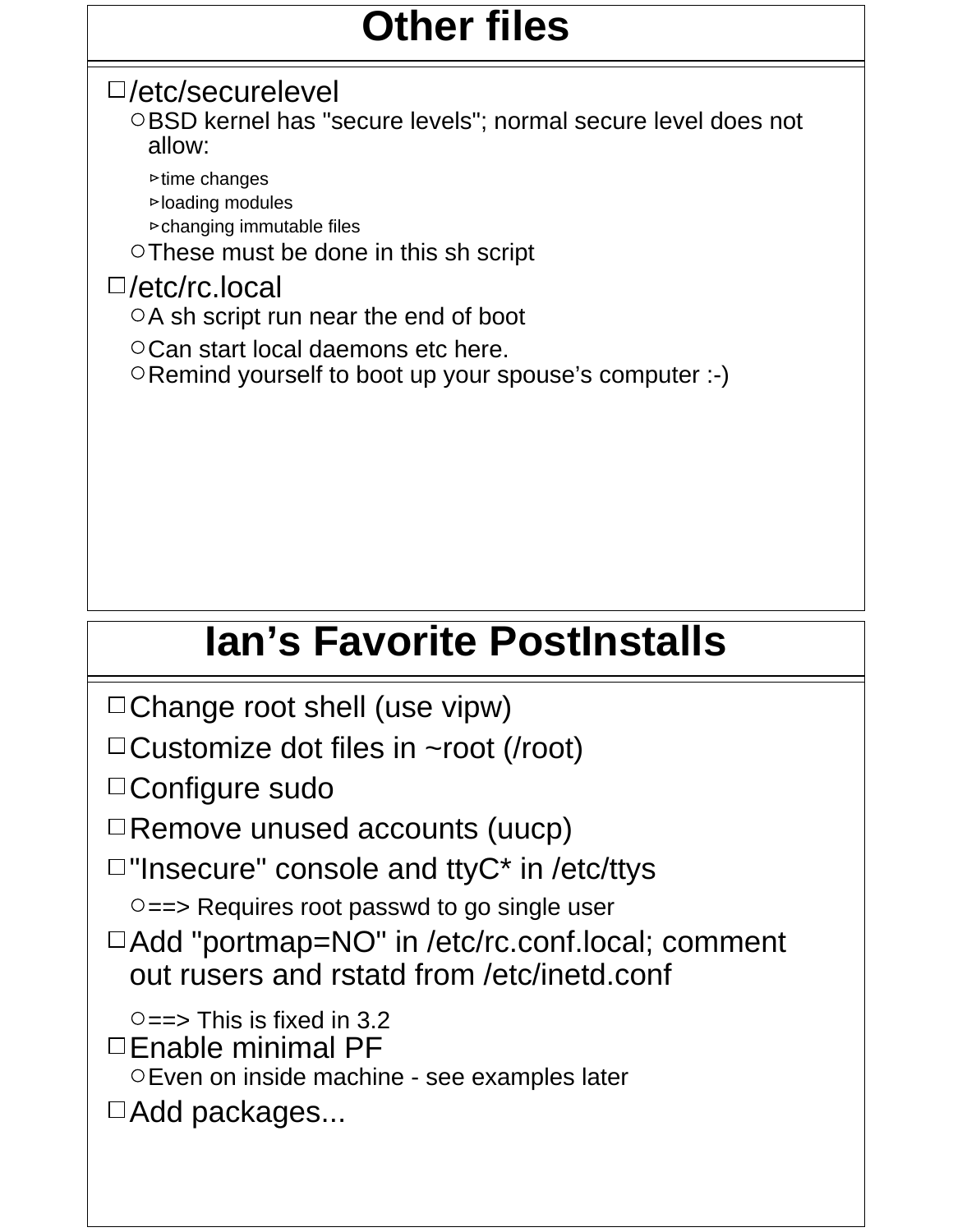## Other files

- /etc/securelevel
  - BSD kernel has "secure levels"; normal secure level does not allow:
    - time changes
    - loading modules
    - changing immutable files
  - These must be done in this sh script
- /etc/rc.local
  - A sh script run near the end of boot
  - Can start local daemons etc here.
  - Remind yourself to boot up your spouse’s computer :-)

## Ian’s Favorite PostInstalls

- Change root shell (use vipw)
- Customize dot files in ~root (/root)
- Configure sudo
- Remove unused accounts (uucp)
- "Insecure" console and ttyC* in /etc/ttys
  - ==> Requires root passwd to go single user
- Add "portmap=NO" in /etc/rc.conf.local; comment out rusers and rstatd from /etc/inetd.conf
  - ==> This is fixed in 3.2
- Enable minimal PF
  - Even on inside machine - see examples later
- Add packages...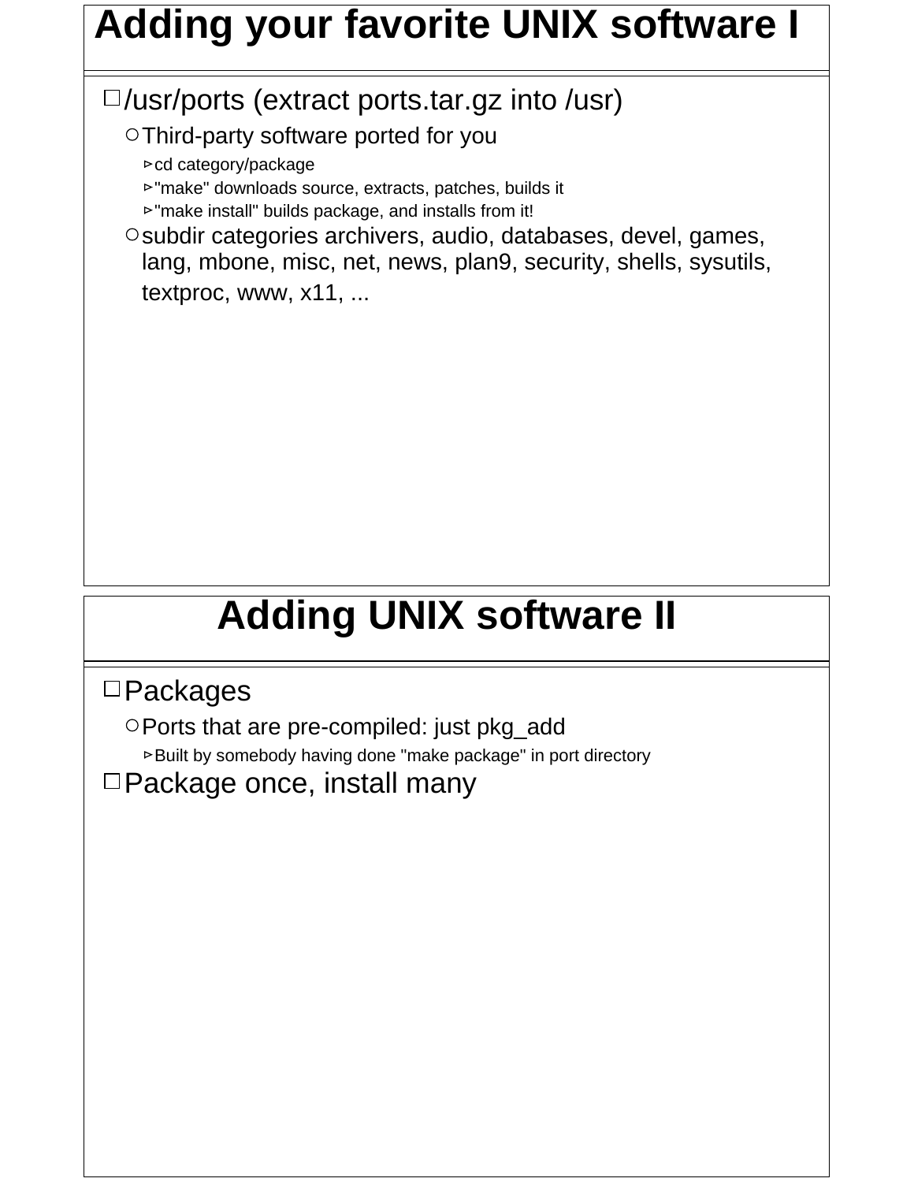# Adding your favorite UNIX software I

- /usr/ports (extract ports.tar.gz into /usr)
  - Third-party software ported for you
    - cd category/package
    - "make" downloads source, extracts, patches, builds it
    - "make install" builds package, and installs from it!
  - subdir categories archivers, audio, databases, devel, games, lang, mbone, misc, net, news, plan9, security, shells, sysutils, textproc, www, x11, ...

# Adding UNIX software II

- Packages
  - Ports that are pre-compiled: just pkg_add
    - Built by somebody having done "make package" in port directory
- Package once, install many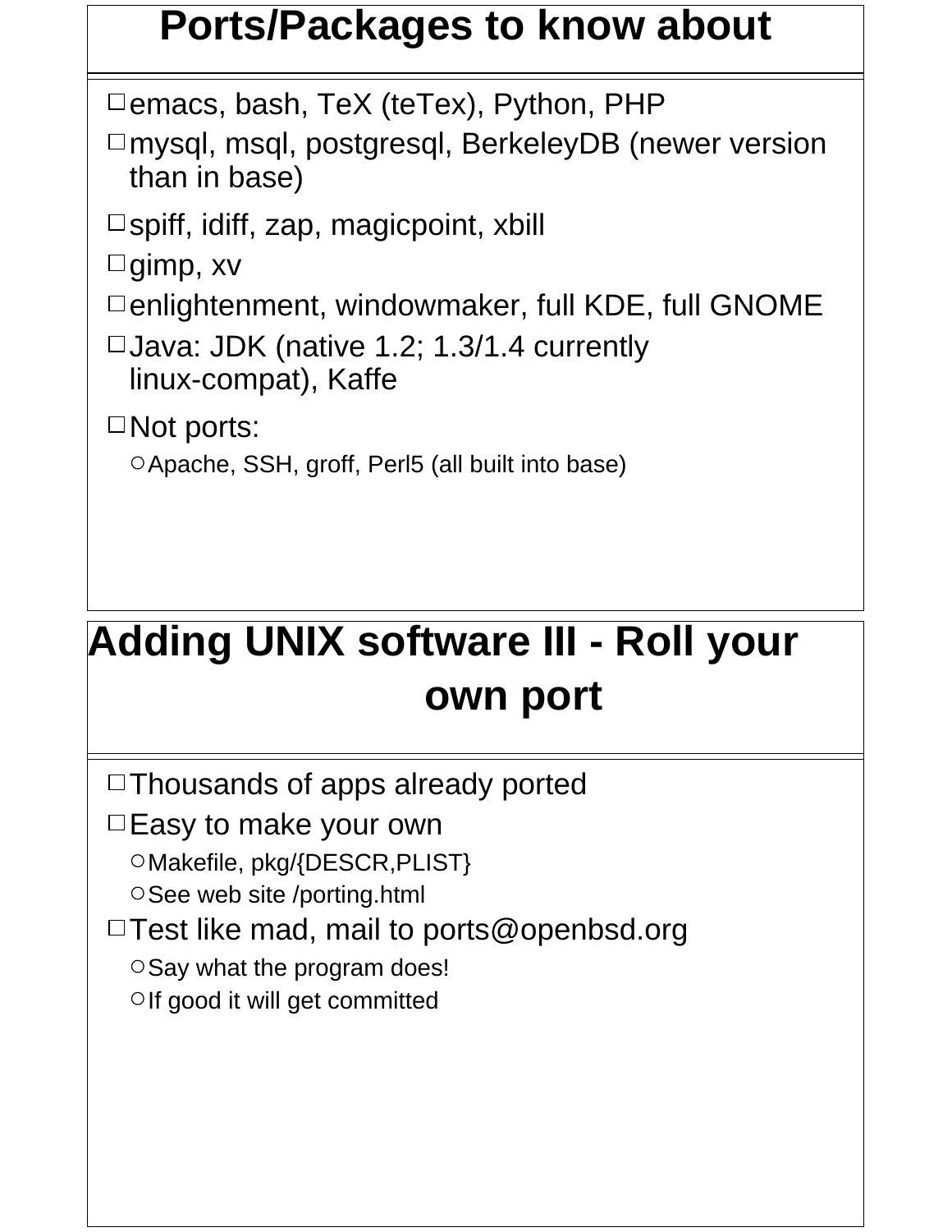## Ports/Packages to know about

- emacs, bash, TeX (teTex), Python, PHP
- mysql, msql, postgresql, BerkeleyDB (newer version than in base)
- spiff, idiff, zap, magicpoint, xbill
- gimp, xv
- enlightenment, windowmaker, full KDE, full GNOME
- Java: JDK (native 1.2; 1.3/1.4 currently linux-compat), Kaffe
- Not ports:
  - Apache, SSH, groff, Perl5 (all built into base)

## Adding UNIX software III - Roll your own port

- Thousands of apps already ported
- Easy to make your own
  - Makefile, pkg/{DESCR,PLIST}
  - See web site /porting.html
- Test like mad, mail to ports@openbsd.org
  - Say what the program does!
  - If good it will get committed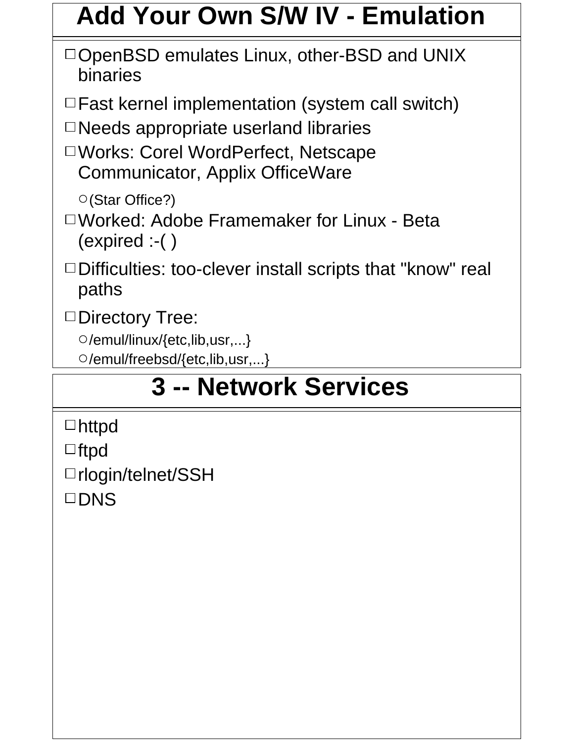# Add Your Own S/W IV - Emulation

- OpenBSD emulates Linux, other-BSD and UNIX binaries
- Fast kernel implementation (system call switch)
- Needs appropriate userland libraries
- Works: Corel WordPerfect, Netscape Communicator, Applix OfficeWare
  - (Star Office?)
- Worked: Adobe Framemaker for Linux - Beta (expired :-( )
- Difficulties: too-clever install scripts that "know" real paths
- Directory Tree:
  - /emul/linux/{etc,lib,usr,...}
  - /emul/freebsd/{etc,lib,usr,...}

# 3 -- Network Services

- httpd
- ftpd
- rlogin/telnet/SSH
- DNS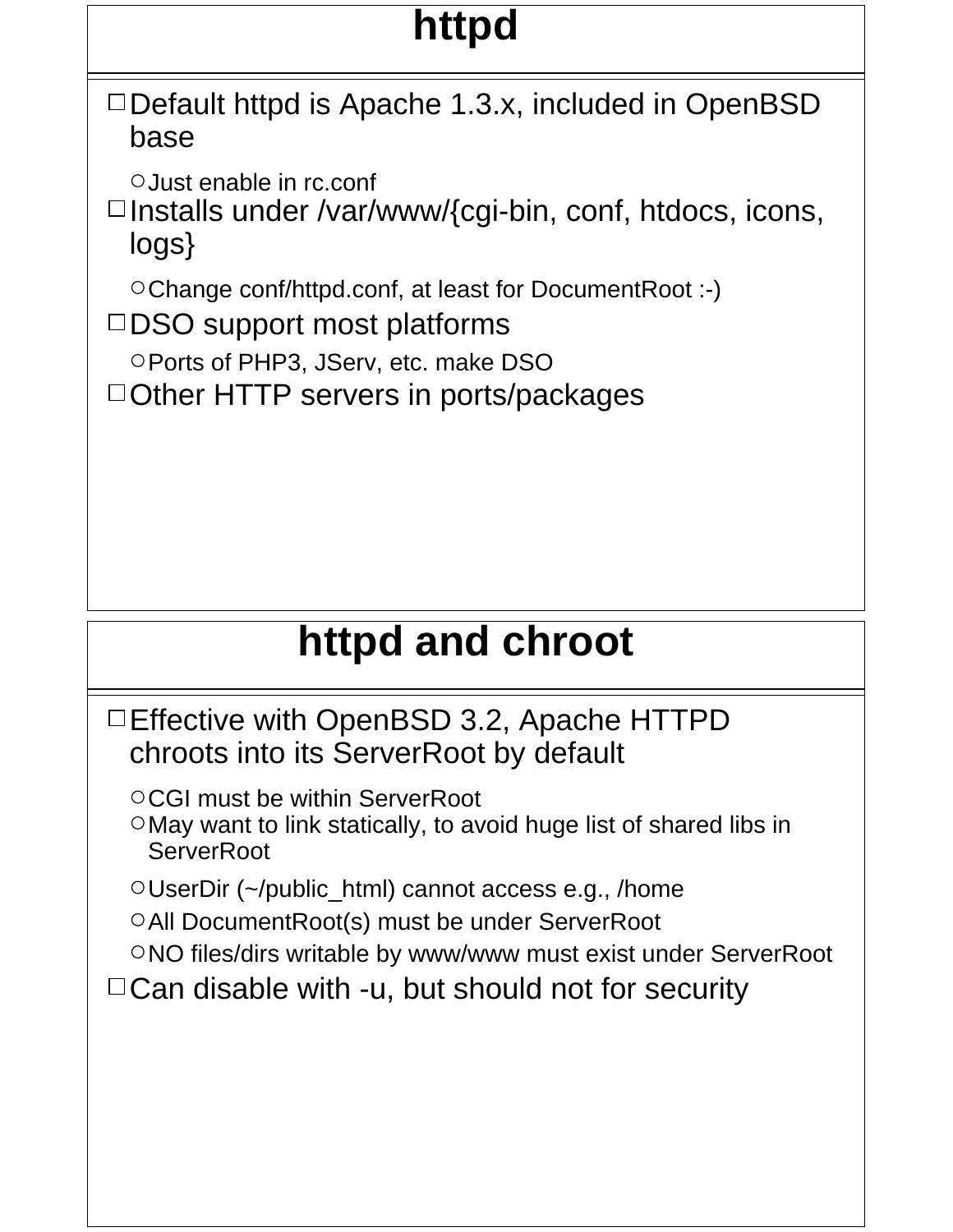# httpd

- Default httpd is Apache 1.3.x, included in OpenBSD base
  - Just enable in rc.conf
- Installs under /var/www/{cgi-bin, conf, htdocs, icons, logs}
  - Change conf/httpd.conf, at least for DocumentRoot :-)
- DSO support most platforms
  - Ports of PHP3, JServ, etc. make DSO
- Other HTTP servers in ports/packages

# httpd and chroot

- Effective with OpenBSD 3.2, Apache HTTPD chroots into its ServerRoot by default
  - CGI must be within ServerRoot
  - May want to link statically, to avoid huge list of shared libs in ServerRoot
  - UserDir (~/public_html) cannot access e.g., /home
  - All DocumentRoot(s) must be under ServerRoot
  - NO files/dirs writable by www/www must exist under ServerRoot
- Can disable with -u, but should not for security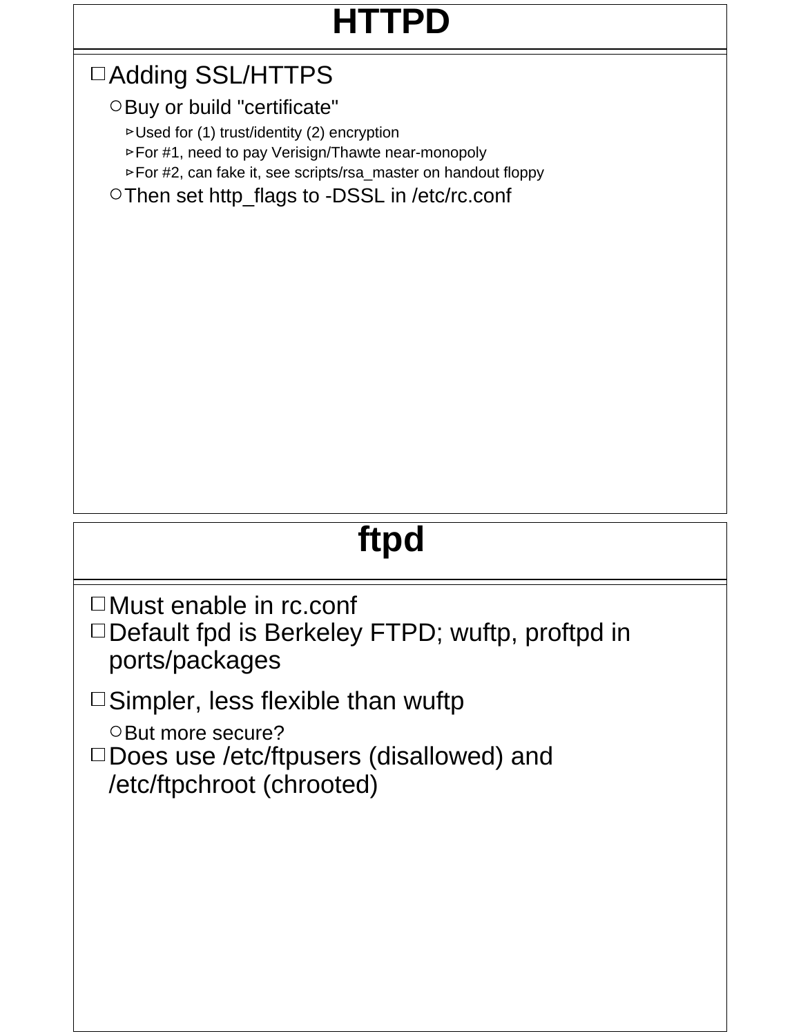# HTTPD

- Adding SSL/HTTPS
  - Buy or build "certificate"
    - Used for (1) trust/identity (2) encryption
    - For #1, need to pay Verisign/Thawte near-monopoly
    - For #2, can fake it, see scripts/rsa_master on handout floppy
  - Then set http_flags to -DSSL in /etc/rc.conf

# ftpd

- Must enable in rc.conf
- Default fpd is Berkeley FTPD; wuftp, proftpd in ports/packages
- Simpler, less flexible than wuftp
  - But more secure?
- Does use /etc/ftpusers (disallowed) and /etc/ftpchroot (chrooted)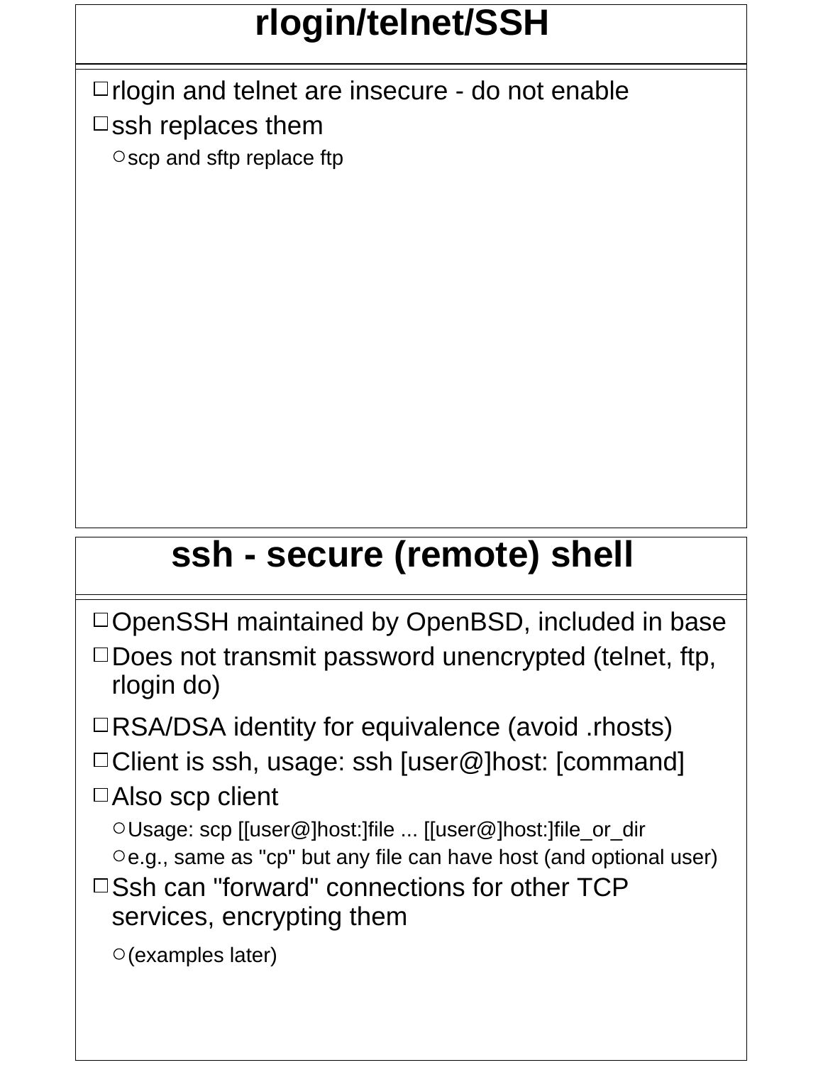# rlogin/telnet/SSH

- rlogin and telnet are insecure - do not enable
- ssh replaces them
  - scp and sftp replace ftp

# ssh - secure (remote) shell

- OpenSSH maintained by OpenBSD, included in base
- Does not transmit password unencrypted (telnet, ftp, rlogin do)
- RSA/DSA identity for equivalence (avoid .rhosts)
- Client is ssh, usage: ssh [user@]host: [command]
- Also scp client
  - Usage: scp [[user@]host:]file ... [[user@]host:]file_or_dir
  - e.g., same as "cp" but any file can have host (and optional user)
- Ssh can "forward" connections for other TCP services, encrypting them
  - (examples later)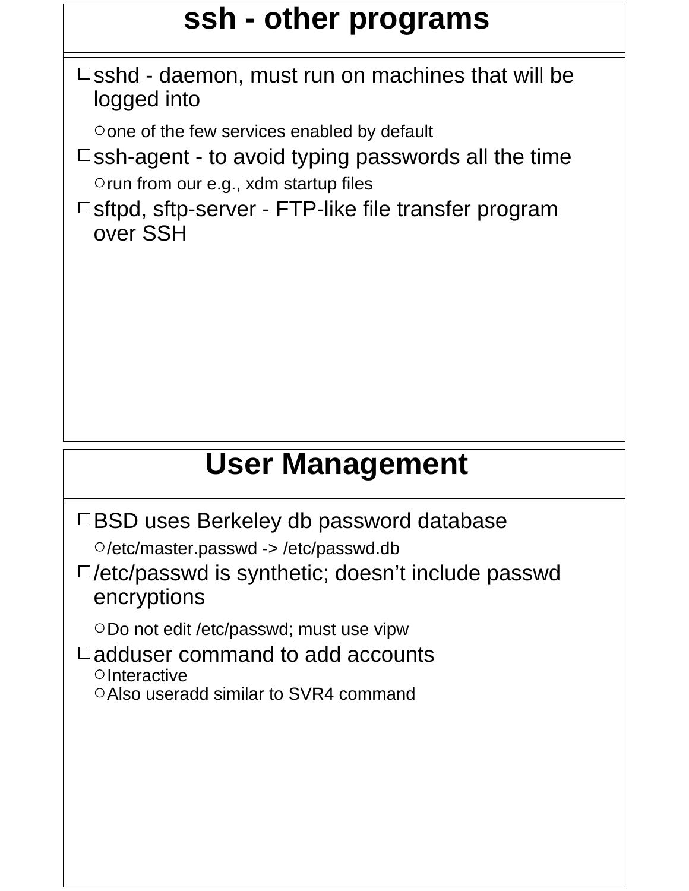## ssh - other programs

- sshd - daemon, must run on machines that will be logged into
  - one of the few services enabled by default
- ssh-agent - to avoid typing passwords all the time
  - run from our e.g., xdm startup files
- sftpd, sftp-server - FTP-like file transfer program over SSH

## User Management

- BSD uses Berkeley db password database
  - /etc/master.passwd -> /etc/passwd.db
- /etc/passwd is synthetic; doesn’t include passwd encryptions
  - Do not edit /etc/passwd; must use vipw
- adduser command to add accounts
  - Interactive
  - Also useradd similar to SVR4 command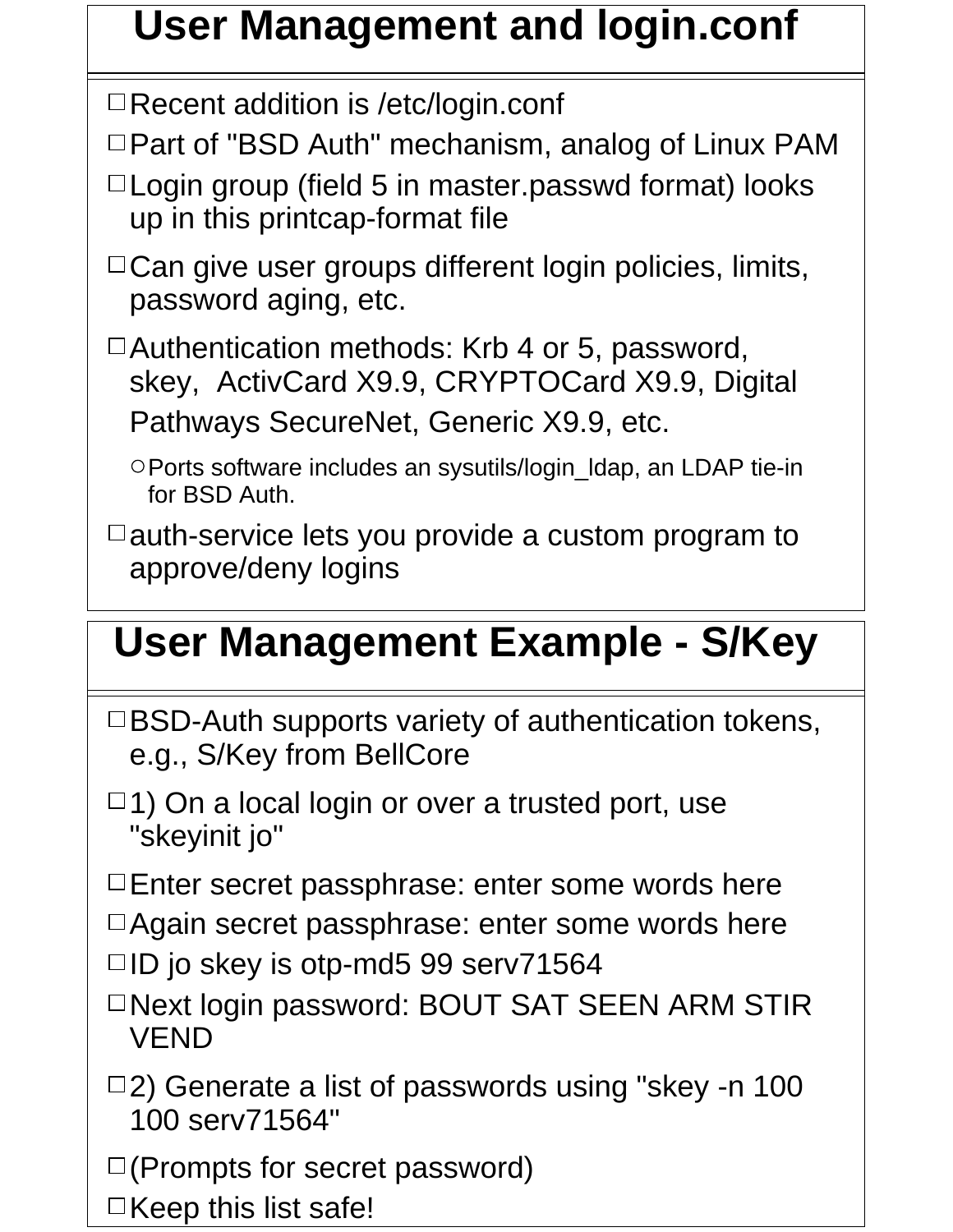# User Management and login.conf

- Recent addition is /etc/login.conf
- Part of "BSD Auth" mechanism, analog of Linux PAM
- Login group (field 5 in master.passwd format) looks up in this printcap-format file
- Can give user groups different login policies, limits, password aging, etc.
- Authentication methods: Krb 4 or 5, password, skey, ActivCard X9.9, CRYPTOCard X9.9, Digital Pathways SecureNet, Generic X9.9, etc.
  - Ports software includes an sysutils/login_ldap, an LDAP tie-in for BSD Auth.
- auth-service lets you provide a custom program to approve/deny logins

# User Management Example - S/Key

- BSD-Auth supports variety of authentication tokens, e.g., S/Key from BellCore
- 1) On a local login or over a trusted port, use "skeyinit jo"
- Enter secret passphrase: enter some words here
- Again secret passphrase: enter some words here
- ID jo skey is otp-md5 99 serv71564
- Next login password: BOUT SAT SEEN ARM STIR VEND
- 2) Generate a list of passwords using "skey -n 100 100 serv71564"
- (Prompts for secret password)
- Keep this list safe!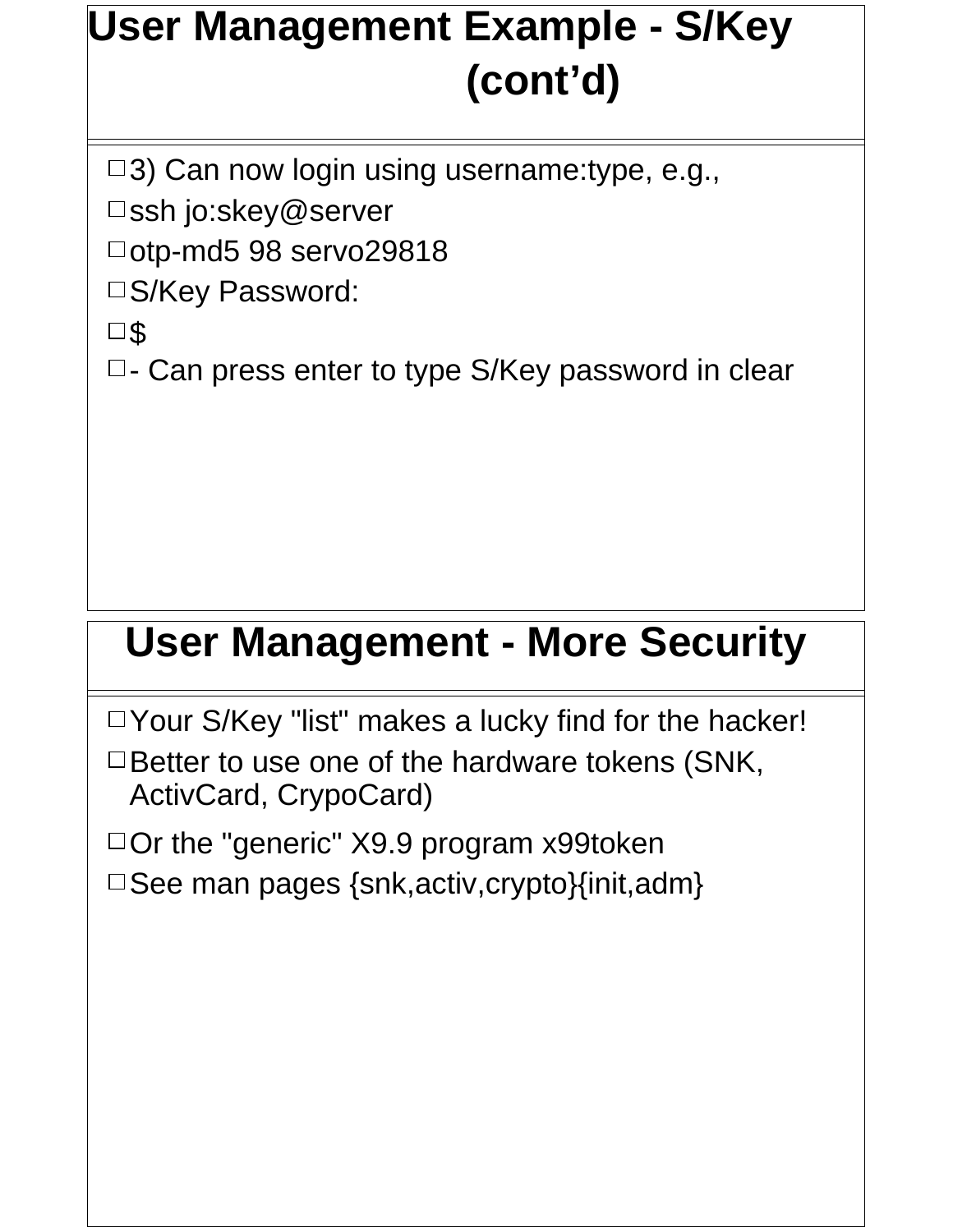## User Management Example - S/Key (cont'd)

- 3) Can now login using username:type, e.g.,
- ssh jo:skey@server
- otp-md5 98 servo29818
- S/Key Password:
- $
- - Can press enter to type S/Key password in clear

## User Management - More Security

- Your S/Key "list" makes a lucky find for the hacker!
- Better to use one of the hardware tokens (SNK, ActivCard, CrypoCard)
- Or the "generic" X9.9 program x99token
- See man pages {snk,activ,crypto}{init,adm}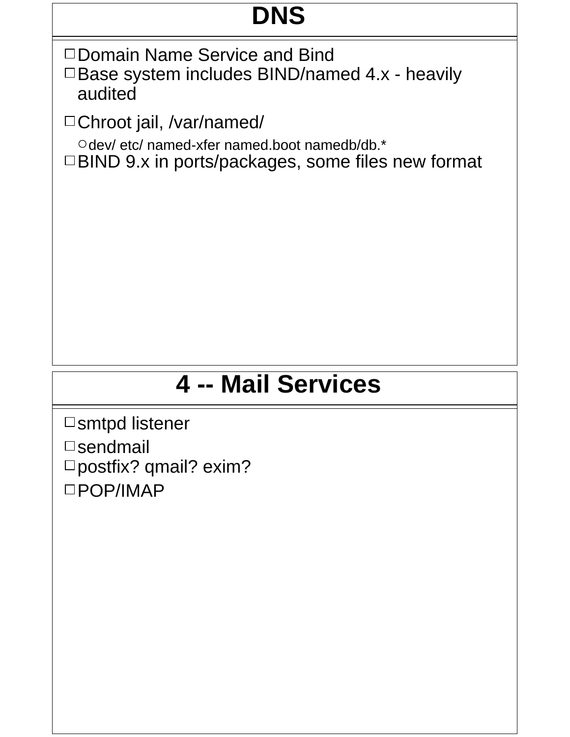## DNS

- Domain Name Service and Bind
- Base system includes BIND/named 4.x - heavily audited
- Chroot jail, /var/named/
  - dev/ etc/ named-xfer named.boot namedb/db.*
- BIND 9.x in ports/packages, some files new format

## 4 -- Mail Services

- smtpd listener
- sendmail
- postfix? qmail? exim?
- POP/IMAP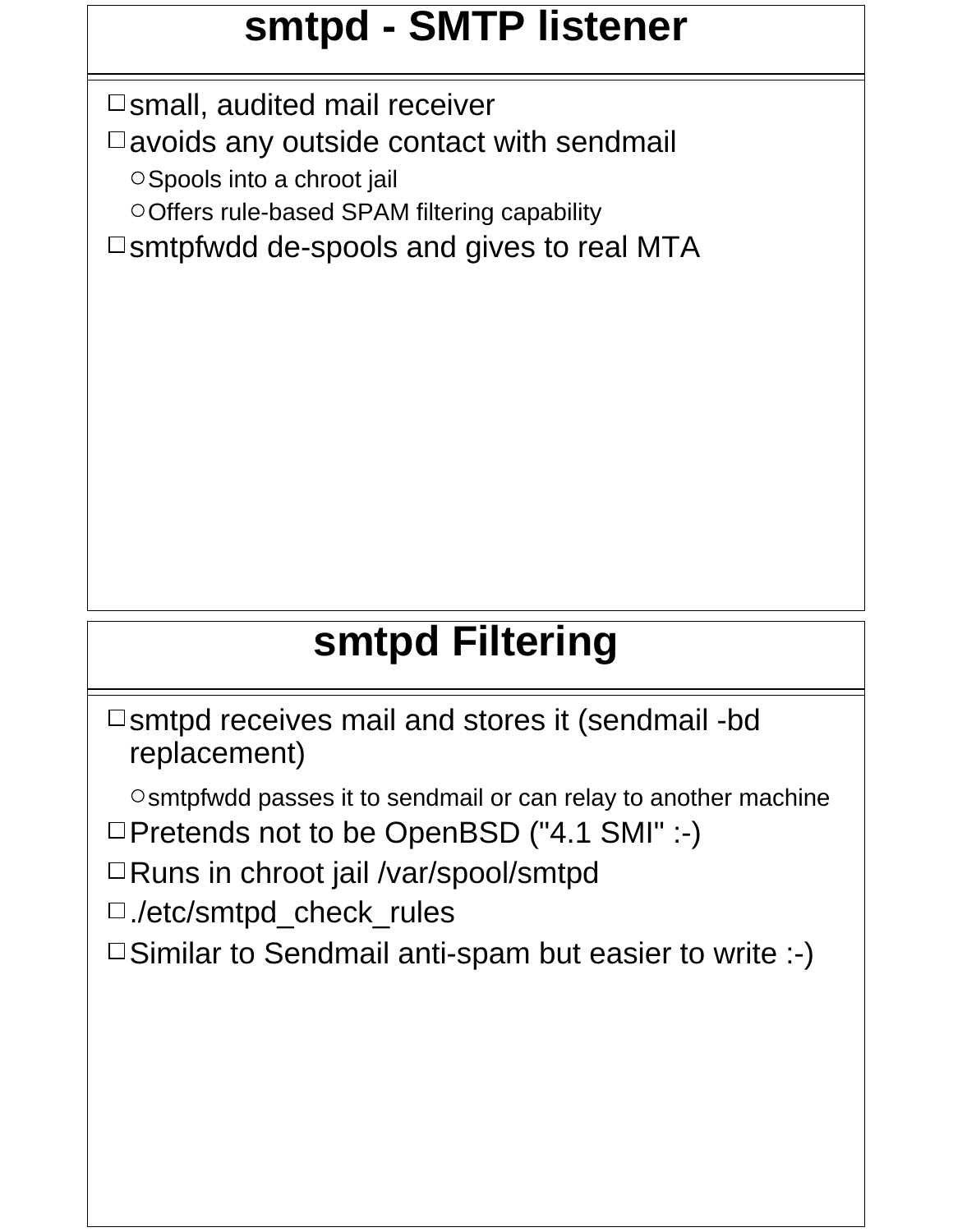# smtpd - SMTP listener

- small, audited mail receiver
- avoids any outside contact with sendmail
  - Spools into a chroot jail
  - Offers rule-based SPAM filtering capability
- smtpfwdd de-spools and gives to real MTA

# smtpd Filtering

- smtpd receives mail and stores it (sendmail -bd replacement)
  - smtpfwdd passes it to sendmail or can relay to another machine
- Pretends not to be OpenBSD ("4.1 SMI" :-)
- Runs in chroot jail /var/spool/smtpd
- ./etc/smtpd_check_rules
- Similar to Sendmail anti-spam but easier to write :-)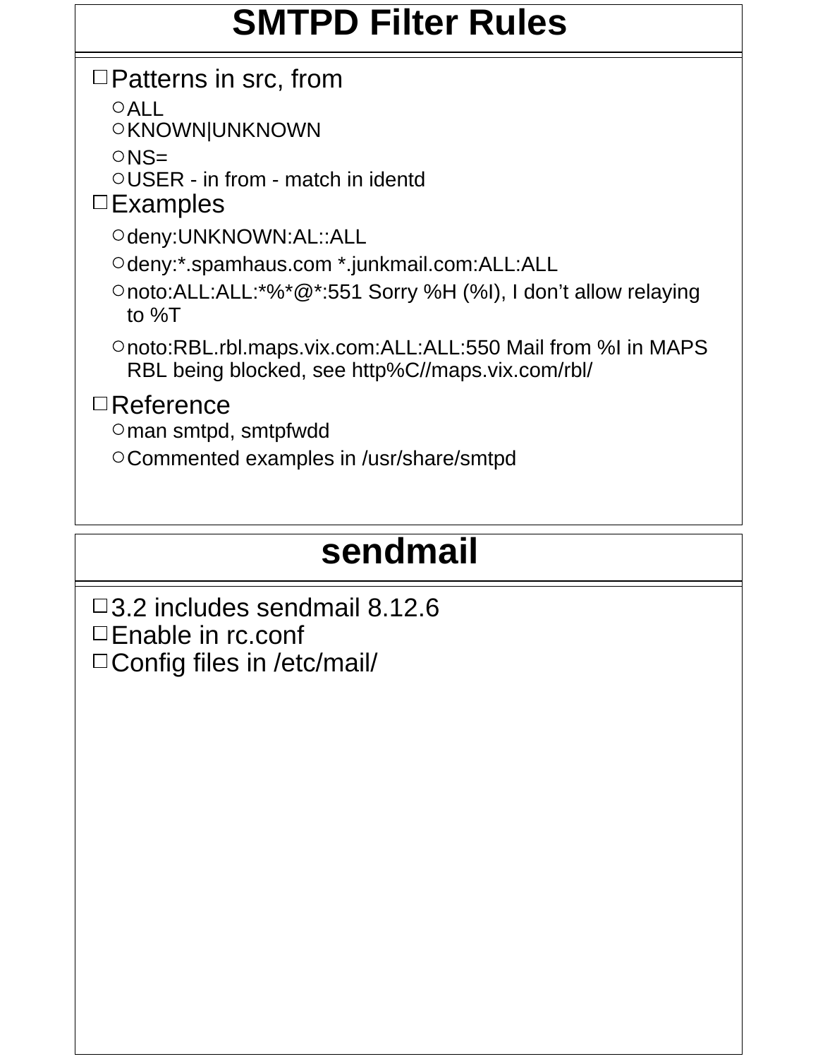## SMTPD Filter Rules

- Patterns in src, from
  - ALL
  - KNOWN|UNKNOWN
  - NS=
  - USER - in from - match in identd
- Examples
  - deny:UNKNOWN:AL::ALL
  - deny:*.spamhaus.com *.junkmail.com:ALL:ALL
  - noto:ALL:ALL:*%*@*:551 Sorry %H (%I), I don't allow relaying to %T
  - noto:RBL.rbl.maps.vix.com:ALL:ALL:550 Mail from %I in MAPS RBL being blocked, see http%C//maps.vix.com/rbl/
- Reference
  - man smtpd, smtpfwdd
  - Commented examples in /usr/share/smtpd

## sendmail

- 3.2 includes sendmail 8.12.6
- Enable in rc.conf
- Config files in /etc/mail/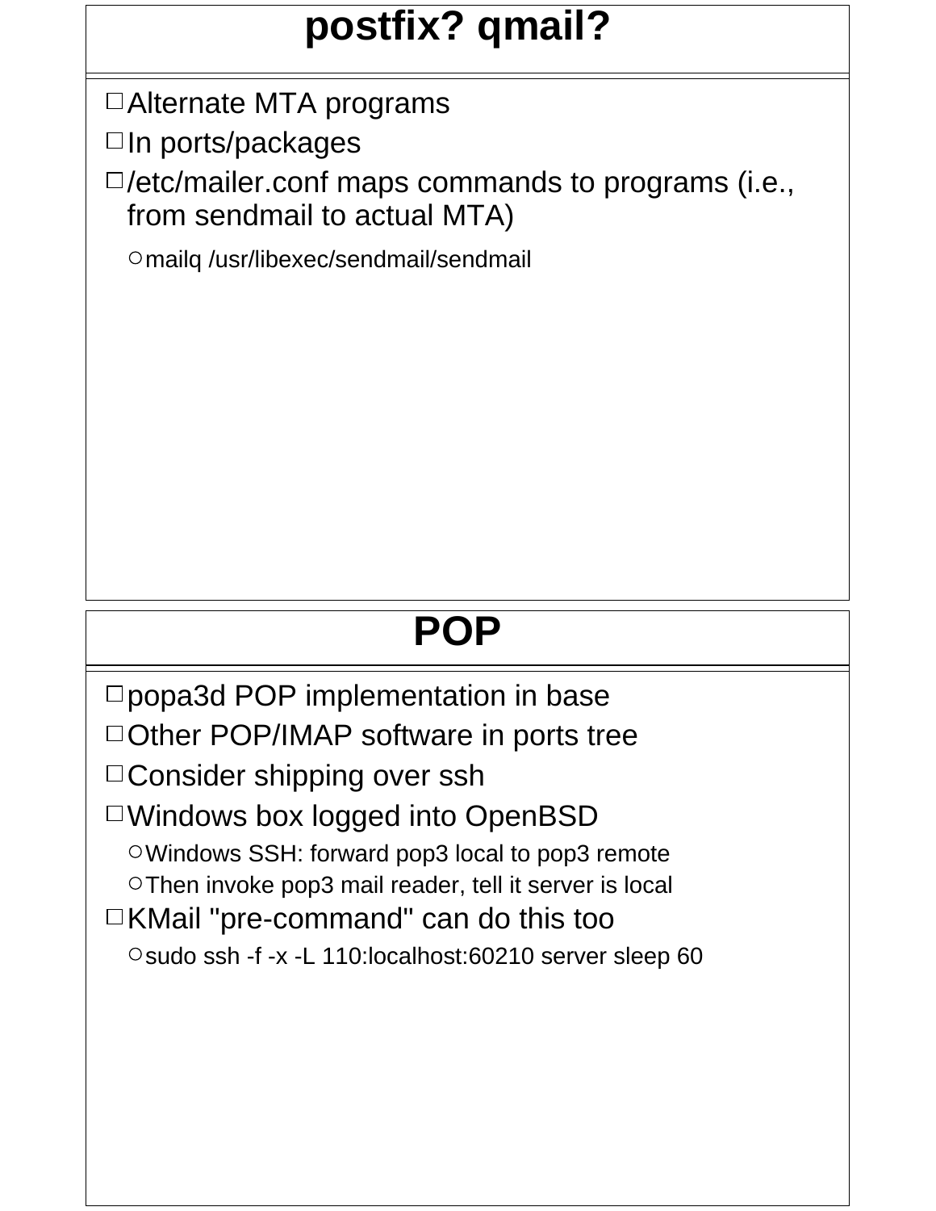# postfix? qmail?

- Alternate MTA programs
- In ports/packages
- /etc/mailer.conf maps commands to programs (i.e., from sendmail to actual MTA)
  - mailq /usr/libexec/sendmail/sendmail

# POP

- popa3d POP implementation in base
- Other POP/IMAP software in ports tree
- Consider shipping over ssh
- Windows box logged into OpenBSD
  - Windows SSH: forward pop3 local to pop3 remote
  - Then invoke pop3 mail reader, tell it server is local
- KMail "pre-command" can do this too
  - sudo ssh -f -x -L 110:localhost:60210 server sleep 60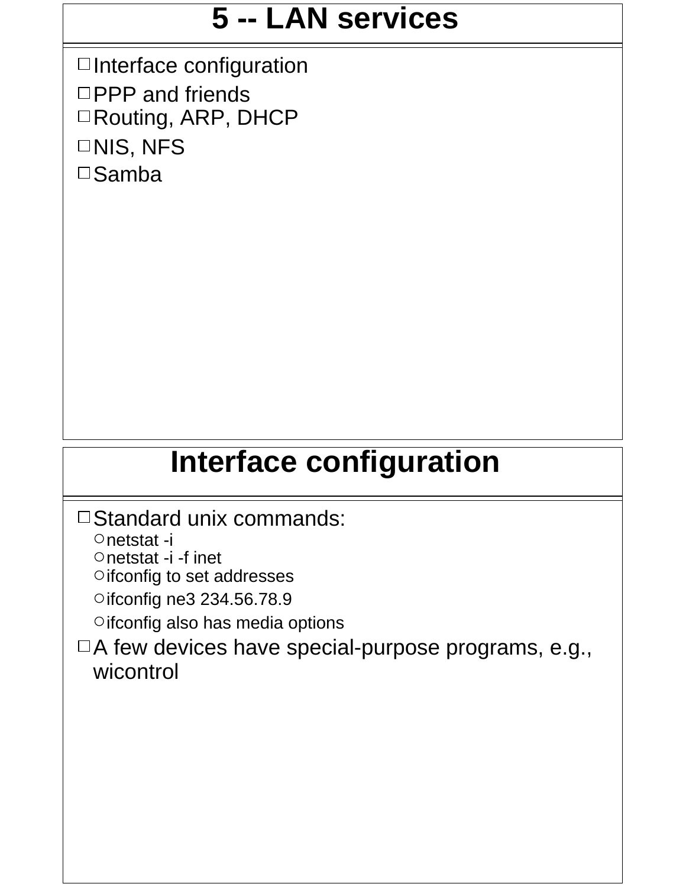## 5 -- LAN services

- Interface configuration
- PPP and friends
- Routing, ARP, DHCP
- NIS, NFS
- Samba

## Interface configuration

- Standard unix commands:
  - netstat -i
  - netstat -i -f inet
  - ifconfig to set addresses
  - ifconfig ne3 234.56.78.9
  - ifconfig also has media options
- A few devices have special-purpose programs, e.g., wicontrol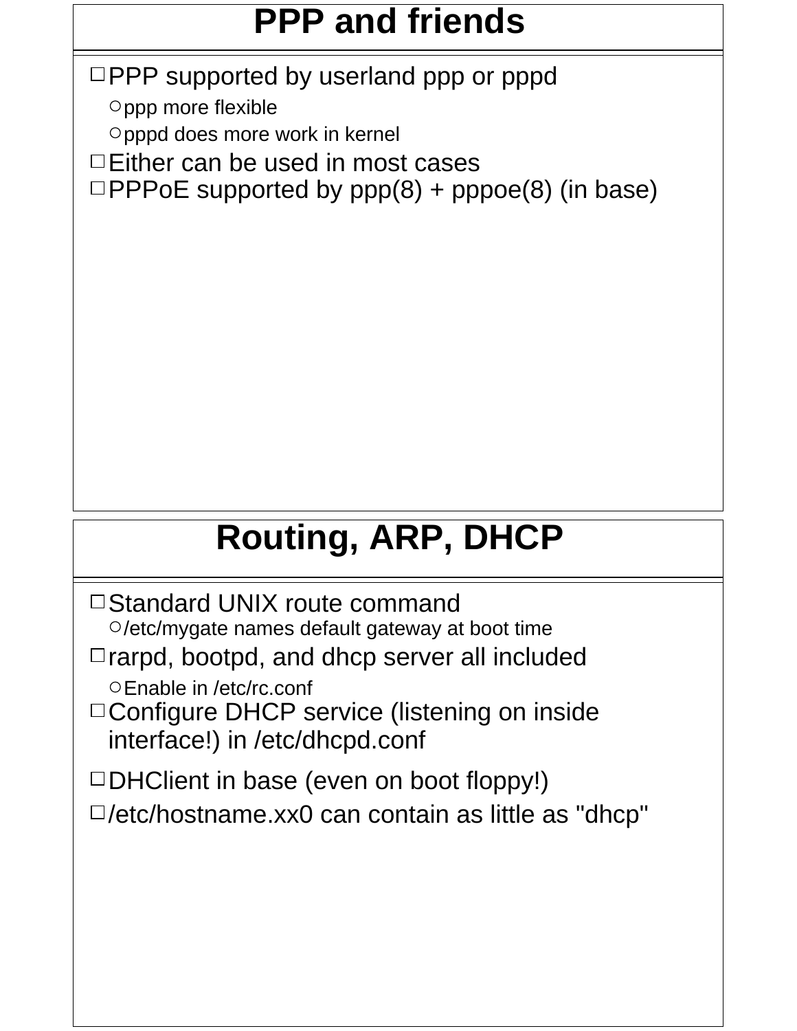## PPP and friends

- PPP supported by userland ppp or pppd
  - ppp more flexible
  - pppd does more work in kernel
- Either can be used in most cases
- PPPoE supported by ppp(8) + pppoe(8) (in base)

## Routing, ARP, DHCP

- Standard UNIX route command
  - /etc/mygate names default gateway at boot time
- rarpd, bootpd, and dhcp server all included
  - Enable in /etc/rc.conf
- Configure DHCP service (listening on inside interface!) in /etc/dhcpd.conf
- DHClient in base (even on boot floppy!)
- /etc/hostname.xx0 can contain as little as "dhcp"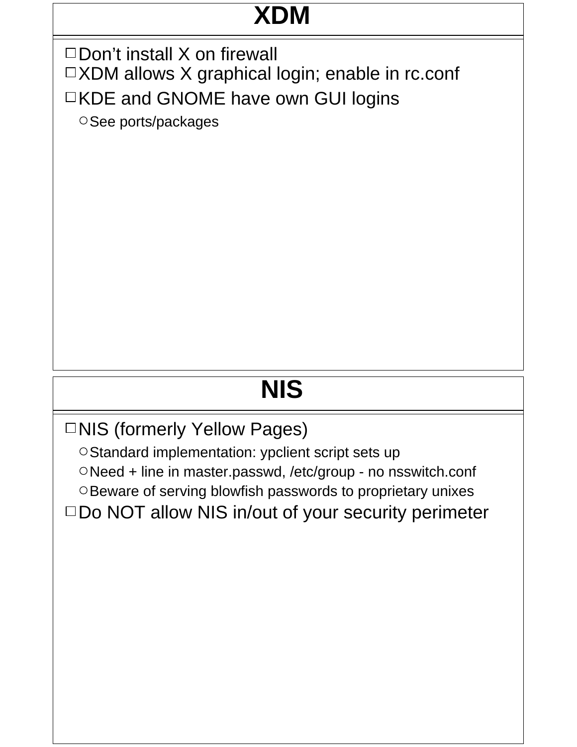# XDM

- Don't install X on firewall
- XDM allows X graphical login; enable in rc.conf
- KDE and GNOME have own GUI logins
  - See ports/packages

# NIS

- NIS (formerly Yellow Pages)
  - Standard implementation: ypclient script sets up
  - Need + line in master.passwd, /etc/group - no nsswitch.conf
  - Beware of serving blowfish passwords to proprietary unixes
- Do NOT allow NIS in/out of your security perimeter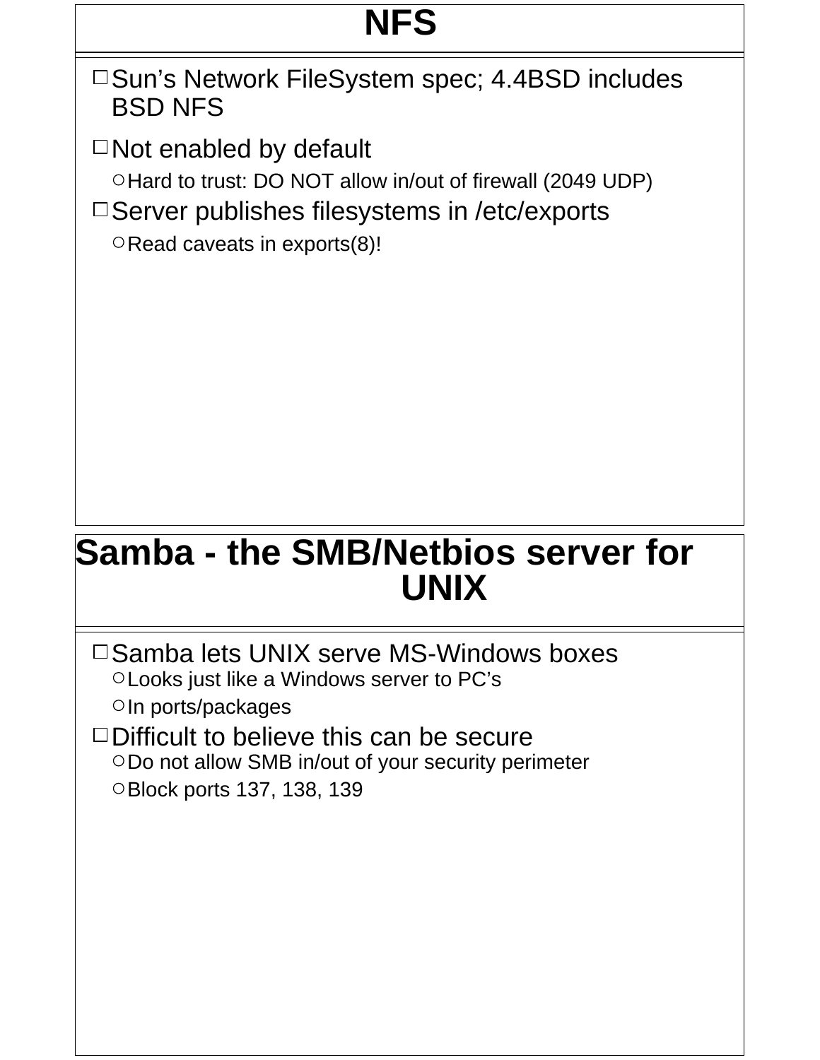# NFS

- Sun’s Network FileSystem spec; 4.4BSD includes BSD NFS
- Not enabled by default
  - Hard to trust: DO NOT allow in/out of firewall (2049 UDP)
- Server publishes filesystems in /etc/exports
  - Read caveats in exports(8)!

# Samba - the SMB/Netbios server for UNIX

- Samba lets UNIX serve MS-Windows boxes
  - Looks just like a Windows server to PC’s
  - In ports/packages
- Difficult to believe this can be secure
  - Do not allow SMB in/out of your security perimeter
  - Block ports 137, 138, 139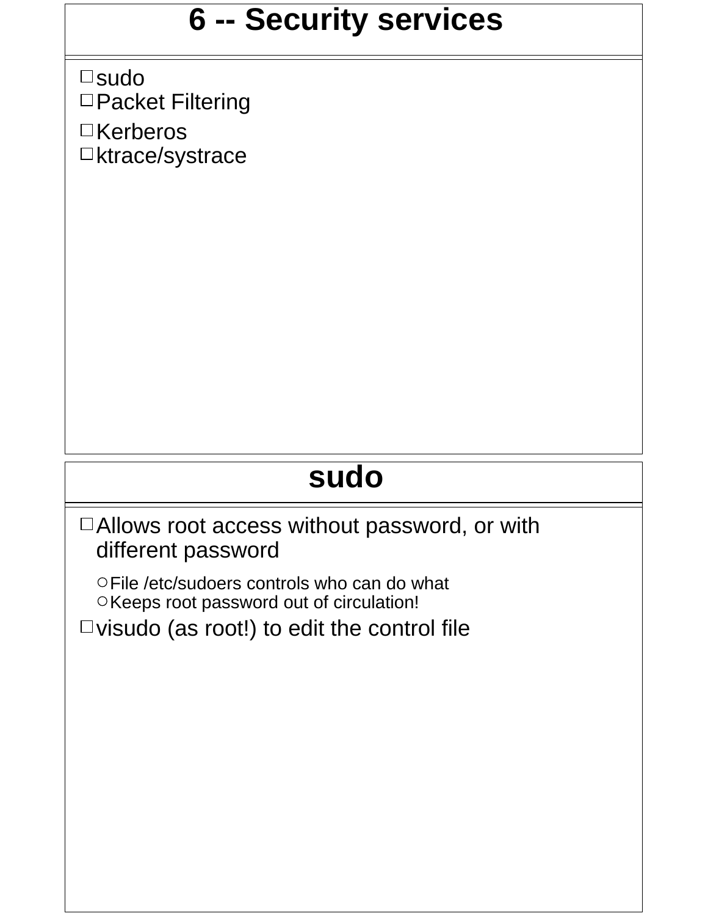## 6 -- Security services

- sudo
- Packet Filtering
- Kerberos
- ktrace/systrace

## sudo

- Allows root access without password, or with different password
  - File /etc/sudoers controls who can do what
  - Keeps root password out of circulation!
- visudo (as root!) to edit the control file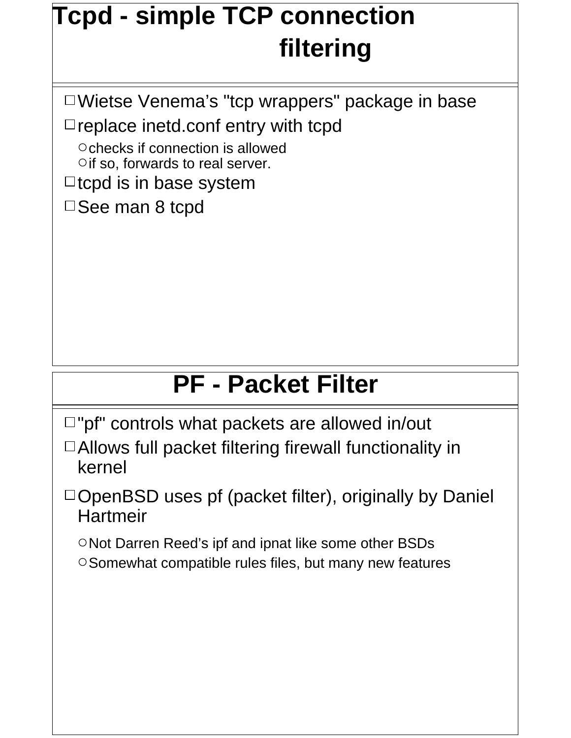# Tcpd - simple TCP connection filtering

- Wietse Venema’s "tcp wrappers" package in base
- replace inetd.conf entry with tcpd
  - checks if connection is allowed
  - if so, forwards to real server.
- tcpd is in base system
- See man 8 tcpd

# PF - Packet Filter

- "pf" controls what packets are allowed in/out
- Allows full packet filtering firewall functionality in kernel
- OpenBSD uses pf (packet filter), originally by Daniel Hartmeir
  - Not Darren Reed’s ipf and ipnat like some other BSDs
  - Somewhat compatible rules files, but many new features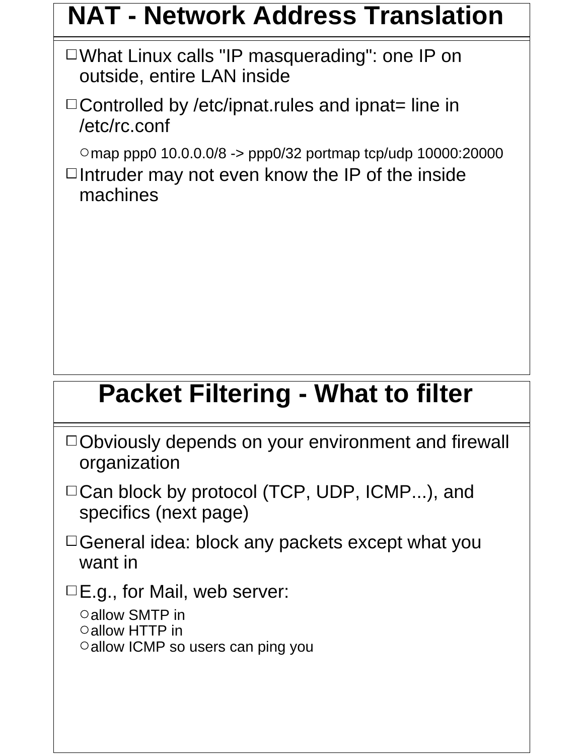# NAT - Network Address Translation

- What Linux calls "IP masquerading": one IP on outside, entire LAN inside
- Controlled by /etc/ipnat.rules and ipnat= line in /etc/rc.conf
  - map ppp0 10.0.0.0/8 -> ppp0/32 portmap tcp/udp 10000:20000
- Intruder may not even know the IP of the inside machines

# Packet Filtering - What to filter

- Obviously depends on your environment and firewall organization
- Can block by protocol (TCP, UDP, ICMP...), and specifics (next page)
- General idea: block any packets except what you want in
- E.g., for Mail, web server:
  - allow SMTP in
  - allow HTTP in
  - allow ICMP so users can ping you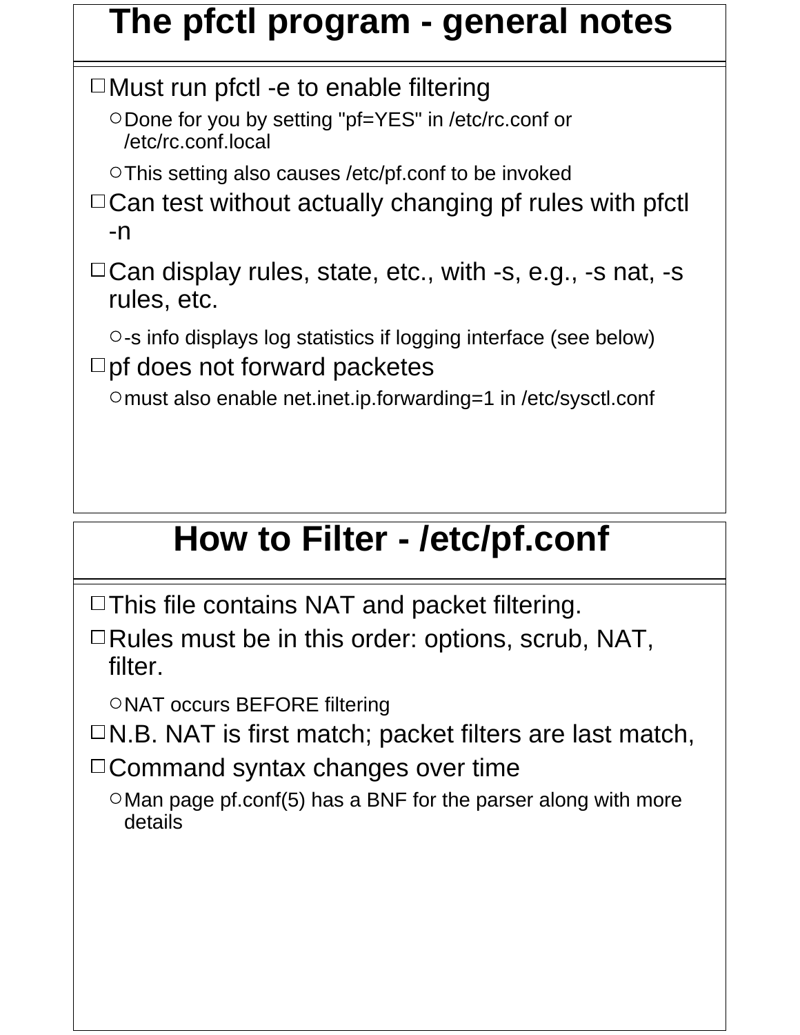# The pfctl program - general notes

- Must run pfctl -e to enable filtering
  - Done for you by setting "pf=YES" in /etc/rc.conf or /etc/rc.conf.local
  - This setting also causes /etc/pf.conf to be invoked
- Can test without actually changing pf rules with pfctl -n
- Can display rules, state, etc., with -s, e.g., -s nat, -s rules, etc.
  - -s info displays log statistics if logging interface (see below)
- pf does not forward packetes
  - must also enable net.inet.ip.forwarding=1 in /etc/sysctl.conf

# How to Filter - /etc/pf.conf

- This file contains NAT and packet filtering.
- Rules must be in this order: options, scrub, NAT, filter.
  - NAT occurs BEFORE filtering
- N.B. NAT is first match; packet filters are last match,
- Command syntax changes over time
  - Man page pf.conf(5) has a BNF for the parser along with more details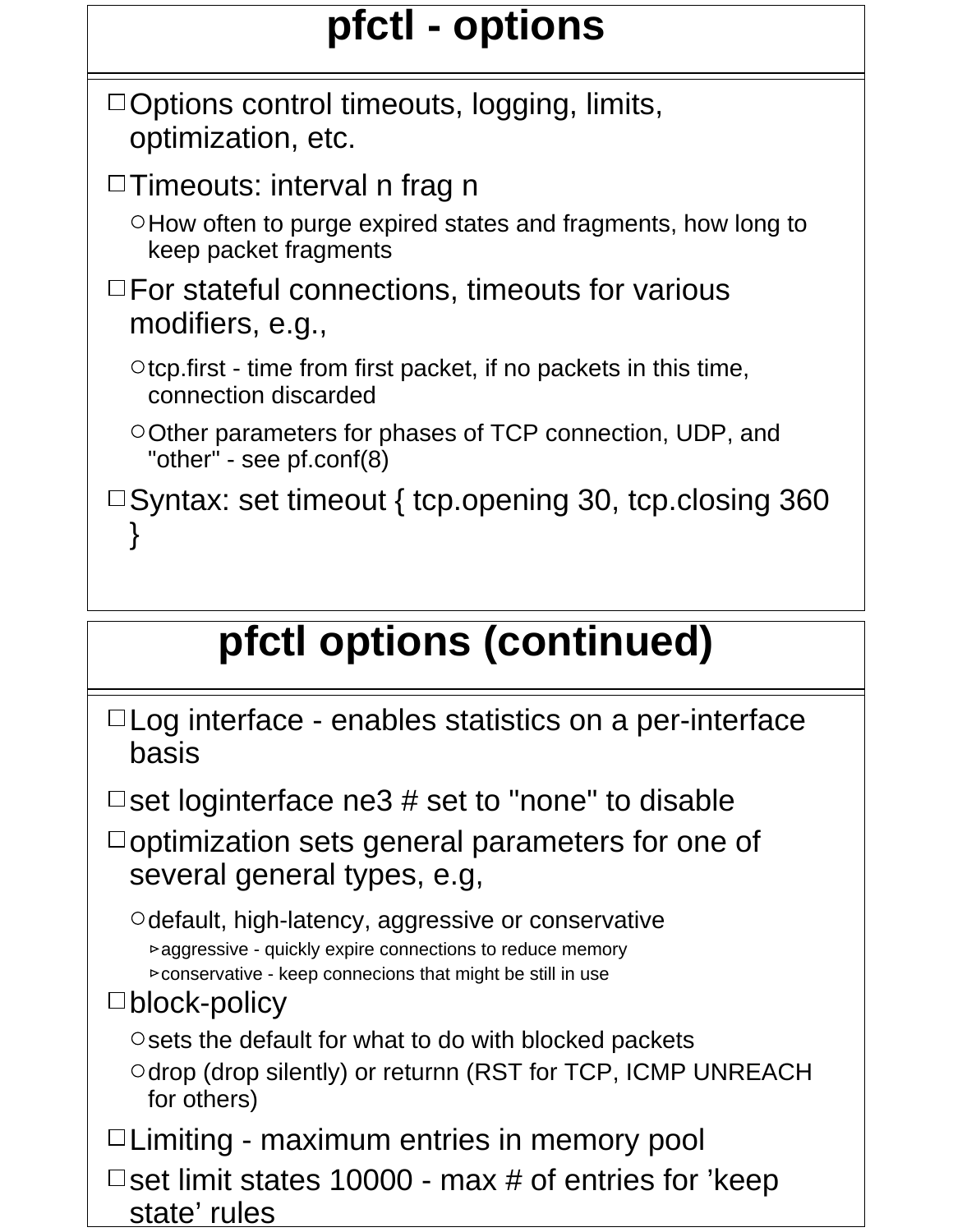# pfctl - options

- Options control timeouts, logging, limits, optimization, etc.
- Timeouts: interval n frag n
  - How often to purge expired states and fragments, how long to keep packet fragments
- For stateful connections, timeouts for various modifiers, e.g.,
  - tcp.first - time from first packet, if no packets in this time, connection discarded
  - Other parameters for phases of TCP connection, UDP, and "other" - see pf.conf(8)
- Syntax: set timeout { tcp.opening 30, tcp.closing 360 }

# pfctl options (continued)

- Log interface - enables statistics on a per-interface basis
- set loginterface ne3 # set to "none" to disable
- optimization sets general parameters for one of several general types, e.g,
  - default, high-latency, aggressive or conservative
    - aggressive - quickly expire connections to reduce memory
    - conservative - keep connecions that might be still in use
- block-policy
  - sets the default for what to do with blocked packets
  - drop (drop silently) or returnn (RST for TCP, ICMP UNREACH for others)
- Limiting - maximum entries in memory pool
- set limit states 10000 - max # of entries for ’keep state’ rules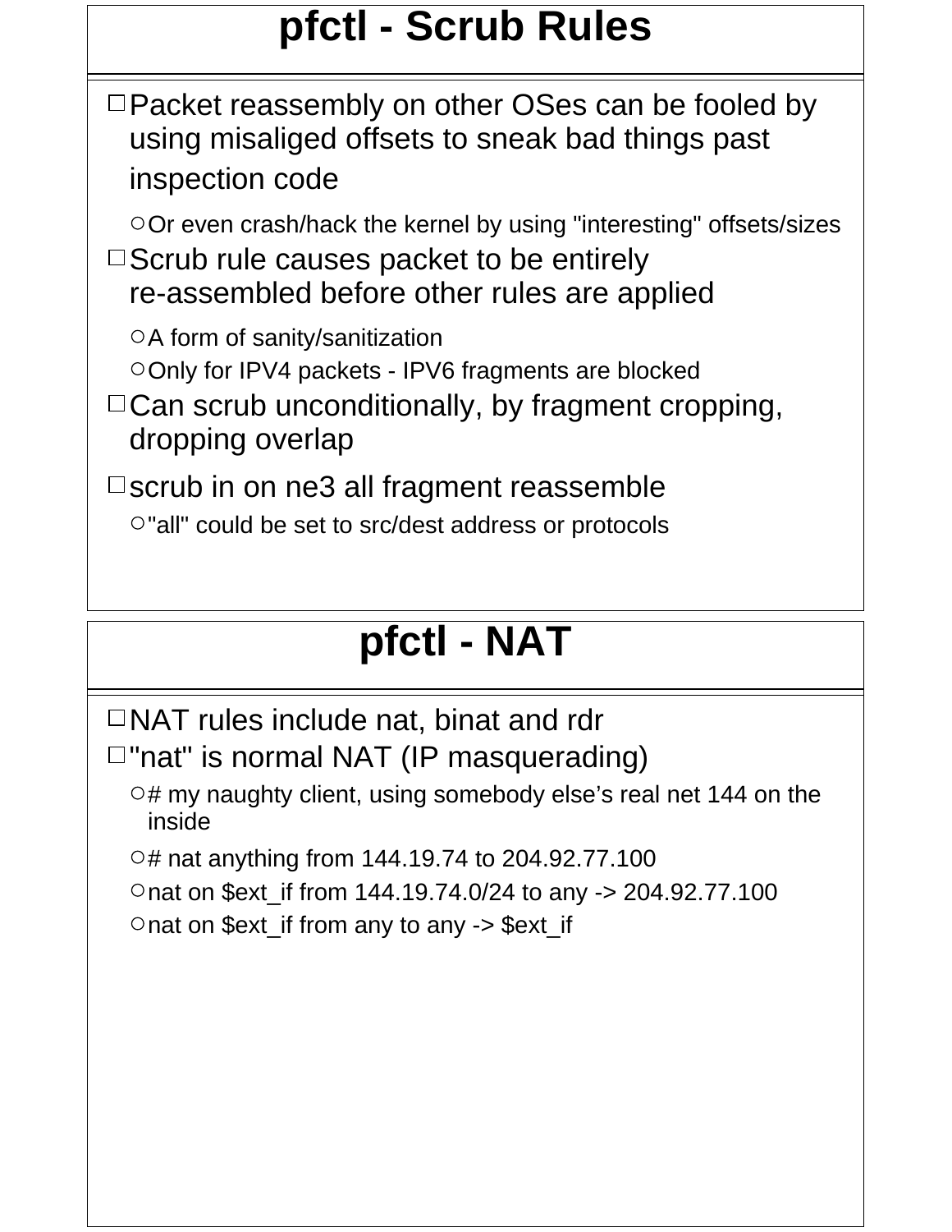## pfctl - Scrub Rules

- Packet reassembly on other OSes can be fooled by using misaliged offsets to sneak bad things past inspection code
  - Or even crash/hack the kernel by using "interesting" offsets/sizes
- Scrub rule causes packet to be entirely re-assembled before other rules are applied
  - A form of sanity/sanitization
  - Only for IPV4 packets - IPV6 fragments are blocked
- Can scrub unconditionally, by fragment cropping, dropping overlap
- scrub in on ne3 all fragment reassemble
  - "all" could be set to src/dest address or protocols

## pfctl - NAT

- NAT rules include nat, binat and rdr
- "nat" is normal NAT (IP masquerading)
  - # my naughty client, using somebody else’s real net 144 on the inside
  - # nat anything from 144.19.74 to 204.92.77.100
  - nat on $ext_if from 144.19.74.0/24 to any -> 204.92.77.100
  - nat on $ext_if from any to any -> $ext_if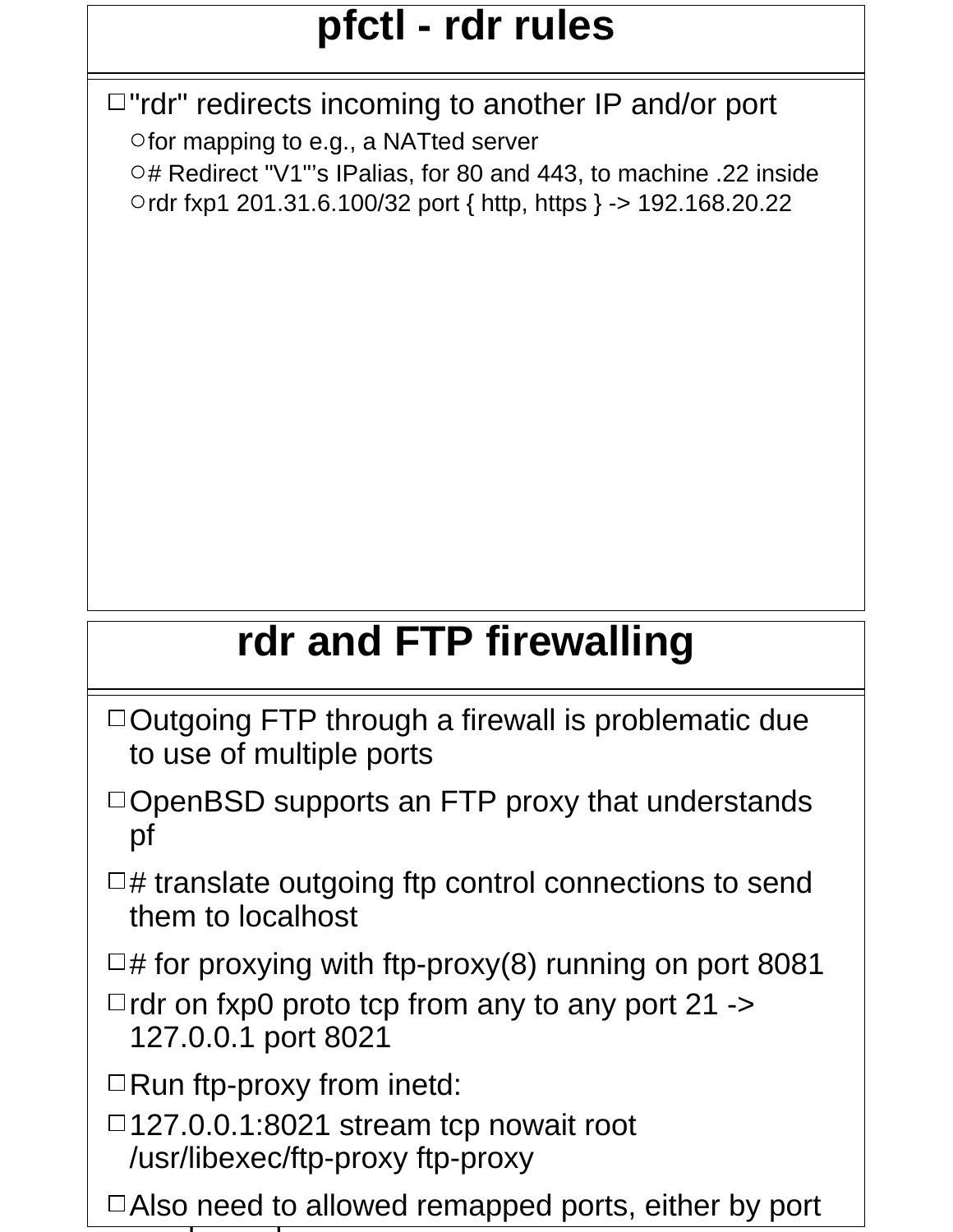# pfctl - rdr rules

- "rdr" redirects incoming to another IP and/or port
  - for mapping to e.g., a NATted server
  - # Redirect "V1"'s IPalias, for 80 and 443, to machine .22 inside
  - rdr fxp1 201.31.6.100/32 port { http, https } -> 192.168.20.22

# rdr and FTP firewalling

- Outgoing FTP through a firewall is problematic due to use of multiple ports
- OpenBSD supports an FTP proxy that understands pf
- # translate outgoing ftp control connections to send them to localhost
- # for proxying with ftp-proxy(8) running on port 8081
- rdr on fxp0 proto tcp from any to any port 21 -> 127.0.0.1 port 8021
- Run ftp-proxy from inetd:
- 127.0.0.1:8021 stream tcp nowait root /usr/libexec/ftp-proxy ftp-proxy
- Also need to allowed remapped ports, either by port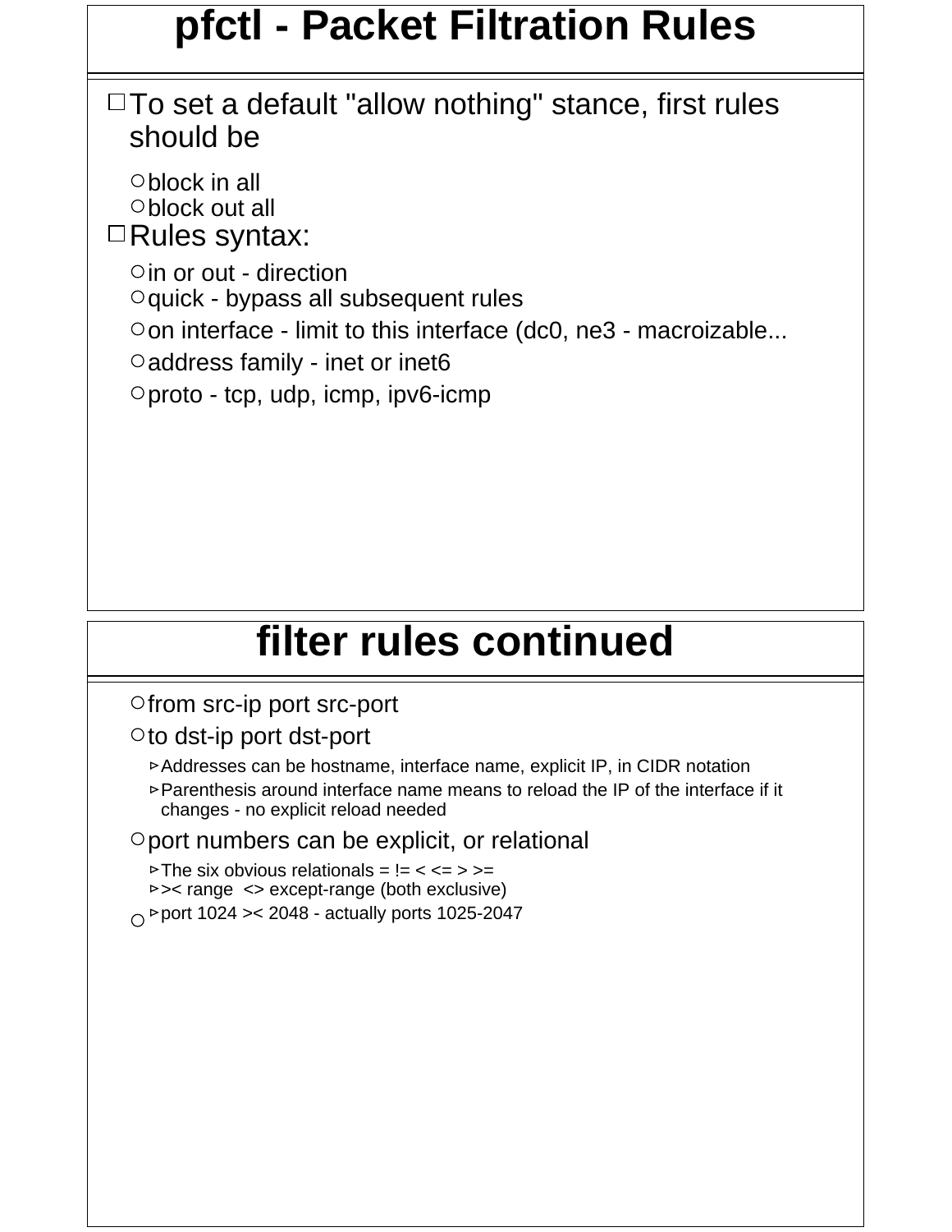# pfctl - Packet Filtration Rules

- To set a default "allow nothing" stance, first rules should be
  - block in all
  - block out all
- Rules syntax:
  - in or out - direction
  - quick - bypass all subsequent rules
  - on interface - limit to this interface (dc0, ne3 - macroizable...
  - address family - inet or inet6
  - proto - tcp, udp, icmp, ipv6-icmp

# filter rules continued

- from src-ip port src-port
- to dst-ip port dst-port
  - Addresses can be hostname, interface name, explicit IP, in CIDR notation
  - Parenthesis around interface name means to reload the IP of the interface if it changes - no explicit reload needed
- port numbers can be explicit, or relational
  - The six obvious relationals = != < <= > >=
  - >< range  <> except-range (both exclusive)
  - port 1024 >< 2048 - actually ports 1025-2047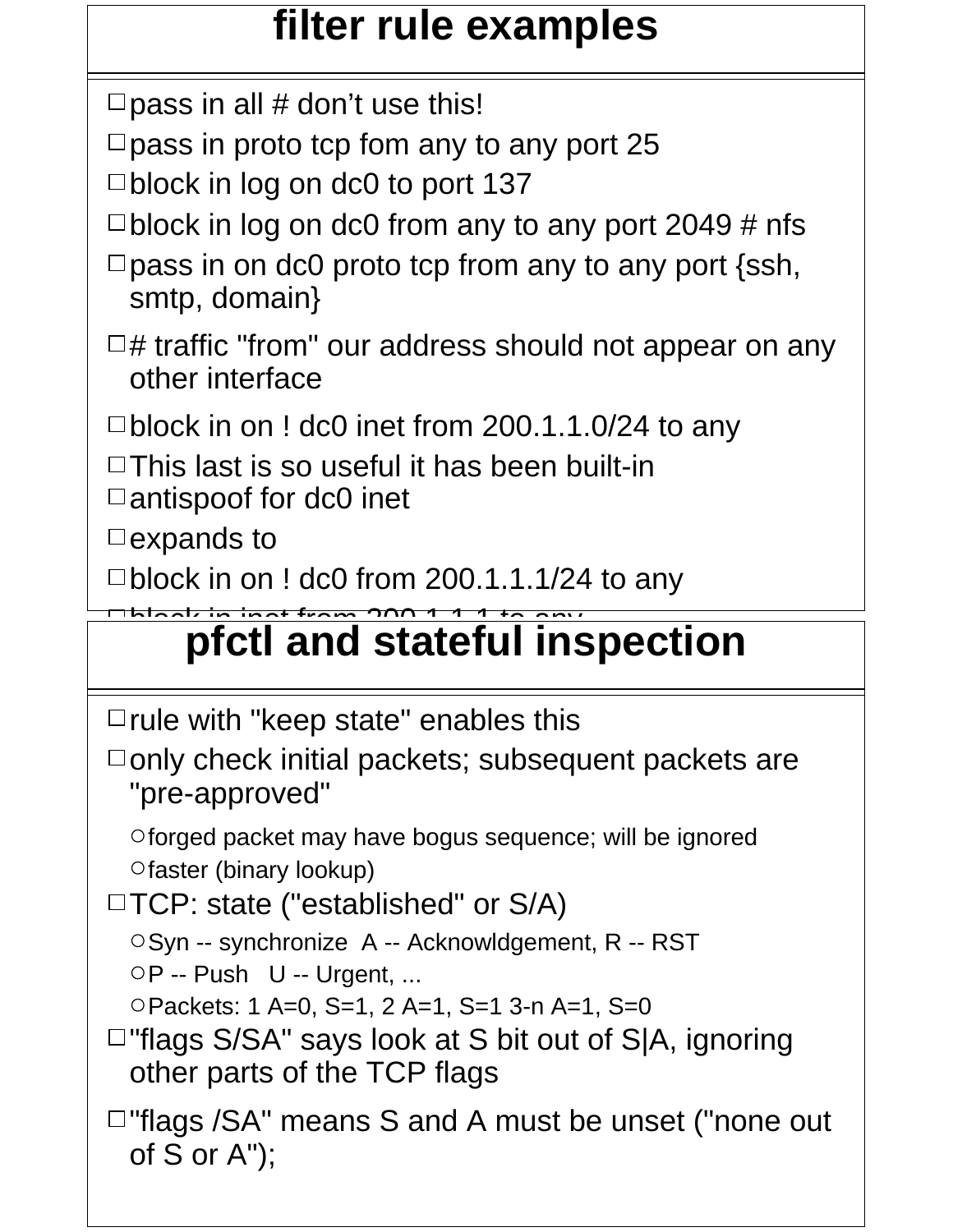## filter rule examples

- pass in all # don't use this!
- pass in proto tcp fom any to any port 25
- block in log on dc0 to port 137
- block in log on dc0 from any to any port 2049 # nfs
- pass in on dc0 proto tcp from any to any port {ssh, smtp, domain}
- # traffic "from" our address should not appear on any other interface
- block in on ! dc0 inet from 200.1.1.0/24 to any
- This last is so useful it has been built-in
- antispoof for dc0 inet
- expands to
- block in on ! dc0 from 200.1.1.1/24 to any
- block in inet from 200.1.1.1 to any

## pfctl and stateful inspection

- rule with "keep state" enables this
- only check initial packets; subsequent packets are "pre-approved"
  - forged packet may have bogus sequence; will be ignored
  - faster (binary lookup)
- TCP: state ("established" or S/A)
  - Syn -- synchronize  A -- Acknowldgement, R -- RST
  - P -- Push   U -- Urgent, ...
  - Packets: 1 A=0, S=1, 2 A=1, S=1 3-n A=1, S=0
- "flags S/SA" says look at S bit out of S|A, ignoring other parts of the TCP flags
- "flags /SA" means S and A must be unset ("none out of S or A");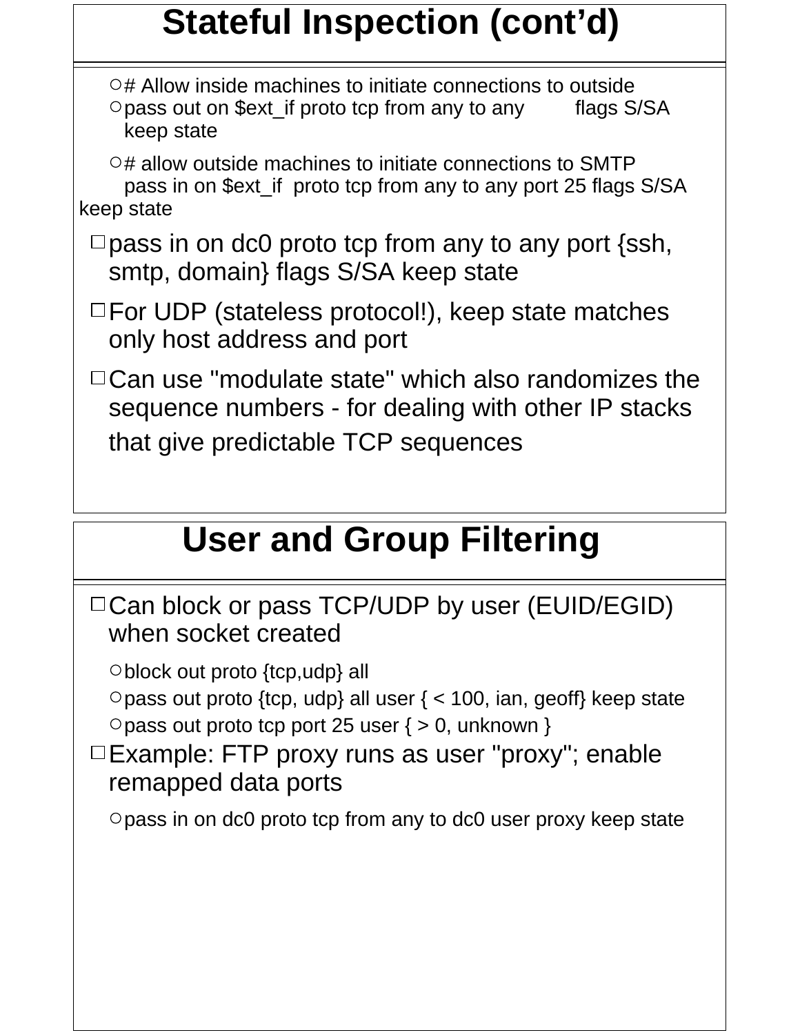## Stateful Inspection (cont'd)

- # Allow inside machines to initiate connections to outside
- pass out on $ext_if proto tcp from any to any flags S/SA keep state
- # allow outside machines to initiate connections to SMTP
  pass in on $ext_if proto tcp from any to any port 25 flags S/SA keep state

- pass in on dc0 proto tcp from any to any port {ssh, smtp, domain} flags S/SA keep state
- For UDP (stateless protocol!), keep state matches only host address and port
- Can use "modulate state" which also randomizes the sequence numbers - for dealing with other IP stacks that give predictable TCP sequences

## User and Group Filtering

- Can block or pass TCP/UDP by user (EUID/EGID) when socket created
  - block out proto {tcp,udp} all
  - pass out proto {tcp, udp} all user { < 100, ian, geoff} keep state
  - pass out proto tcp port 25 user { > 0, unknown }
- Example: FTP proxy runs as user "proxy"; enable remapped data ports
  - pass in on dc0 proto tcp from any to dc0 user proxy keep state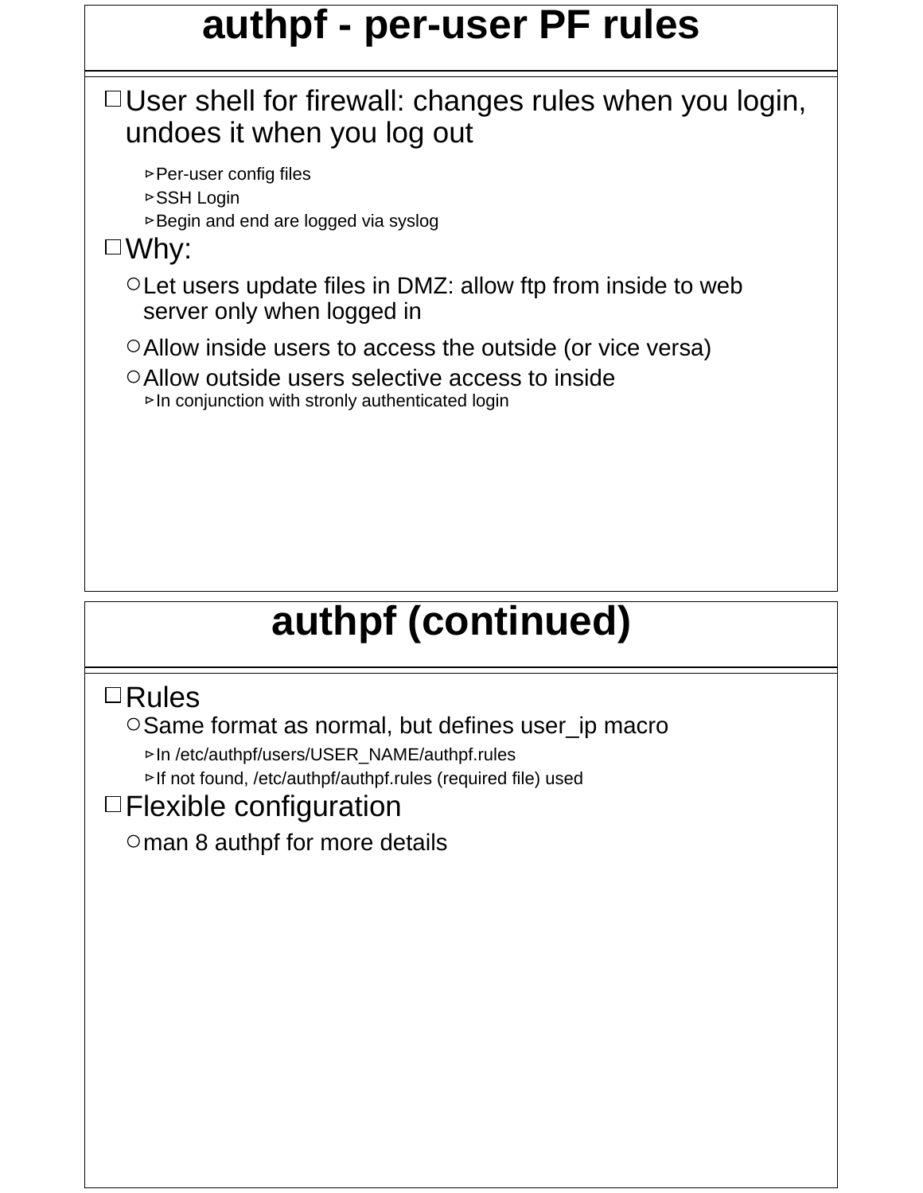## authpf - per-user PF rules

- User shell for firewall: changes rules when you login, undoes it when you log out
    - Per-user config files
    - SSH Login
    - Begin and end are logged via syslog
- Why:
    - Let users update files in DMZ: allow ftp from inside to web server only when logged in
    - Allow inside users to access the outside (or vice versa)
    - Allow outside users selective access to inside
        - In conjunction with stronly authenticated login

## authpf (continued)

- Rules
    - Same format as normal, but defines user_ip macro
        - In /etc/authpf/users/USER_NAME/authpf.rules
        - If not found, /etc/authpf/authpf.rules (required file) used
- Flexible configuration
    - man 8 authpf for more details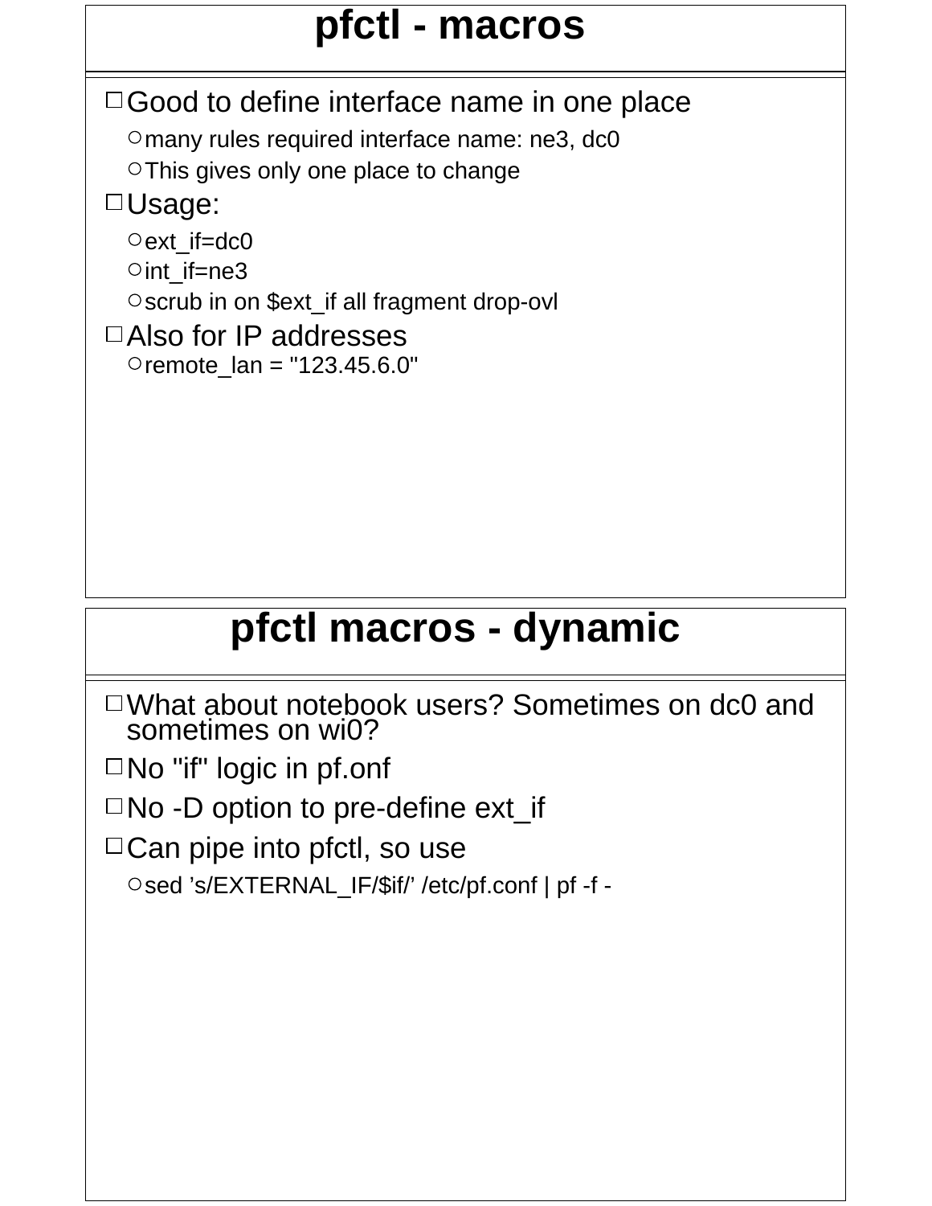## pfctl - macros

- Good to define interface name in one place
  - many rules required interface name: ne3, dc0
  - This gives only one place to change
- Usage:
  - ext_if=dc0
  - int_if=ne3
  - scrub in on $ext_if all fragment drop-ovl
- Also for IP addresses
  - remote_lan = "123.45.6.0"

## pfctl macros - dynamic

- What about notebook users? Sometimes on dc0 and sometimes on wi0?
- No "if" logic in pf.onf
- No -D option to pre-define ext_if
- Can pipe into pfctl, so use
  - sed ’s/EXTERNAL_IF/$if/’ /etc/pf.conf | pf -f -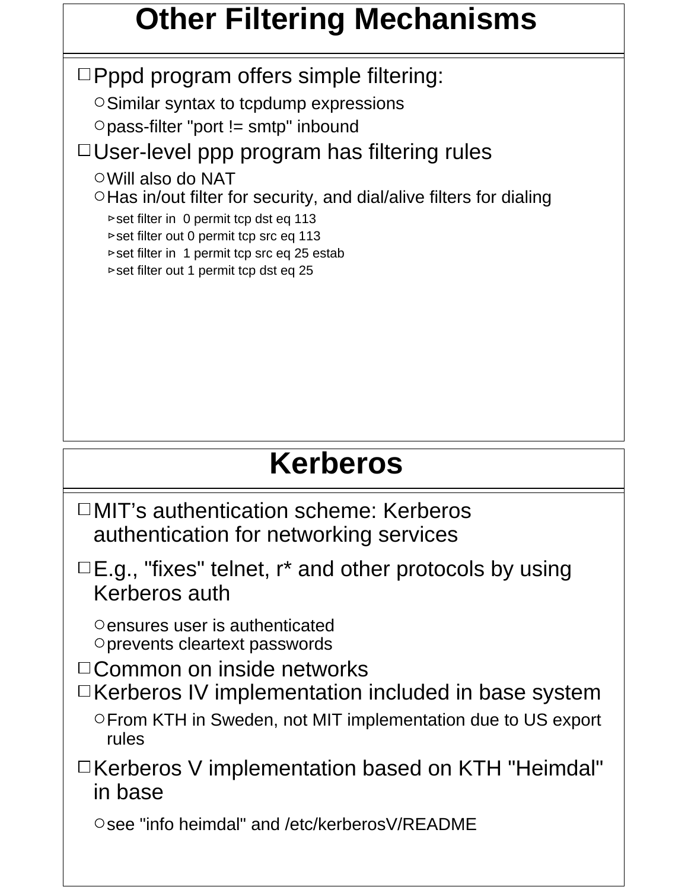# Other Filtering Mechanisms

- Pppd program offers simple filtering:
  - Similar syntax to tcpdump expressions
  - pass-filter "port != smtp" inbound
- User-level ppp program has filtering rules
  - Will also do NAT
  - Has in/out filter for security, and dial/alive filters for dialing
    - set filter in  0 permit tcp dst eq 113
    - set filter out 0 permit tcp src eq 113
    - set filter in  1 permit tcp src eq 25 estab
    - set filter out 1 permit tcp dst eq 25

# Kerberos

- MIT's authentication scheme: Kerberos authentication for networking services
- E.g., "fixes" telnet, r* and other protocols by using Kerberos auth
  - ensures user is authenticated
  - prevents cleartext passwords
- Common on inside networks
- Kerberos IV implementation included in base system
  - From KTH in Sweden, not MIT implementation due to US export rules
- Kerberos V implementation based on KTH "Heimdal" in base
  - see "info heimdal" and /etc/kerberosV/README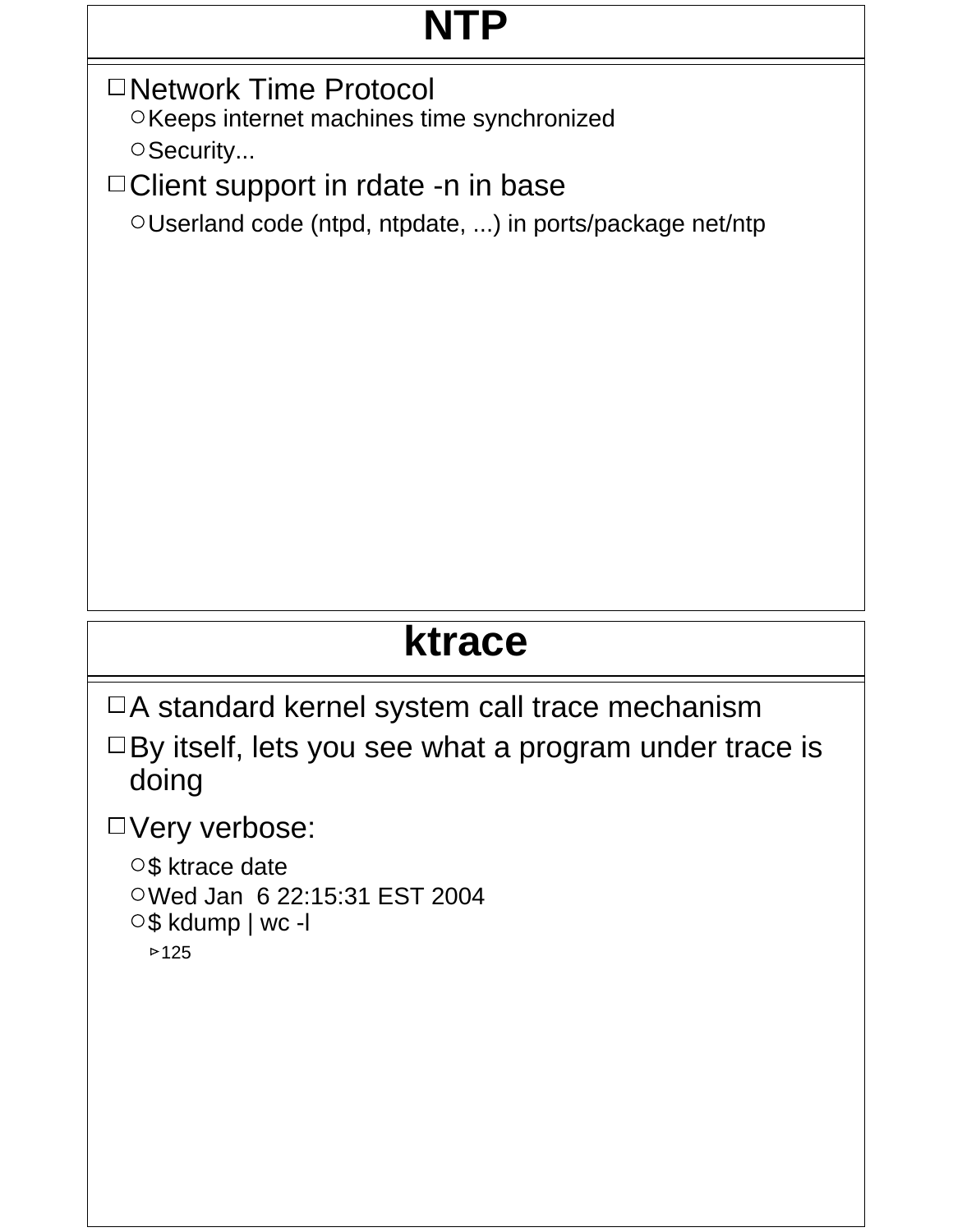# NTP

- Network Time Protocol
  - Keeps internet machines time synchronized
  - Security...
- Client support in rdate -n in base
  - Userland code (ntpd, ntpdate, ...) in ports/package net/ntp

# ktrace

- A standard kernel system call trace mechanism
- By itself, lets you see what a program under trace is doing
- Very verbose:
  - $ ktrace date
  - Wed Jan  6 22:15:31 EST 2004
  - $ kdump | wc -l
    - 125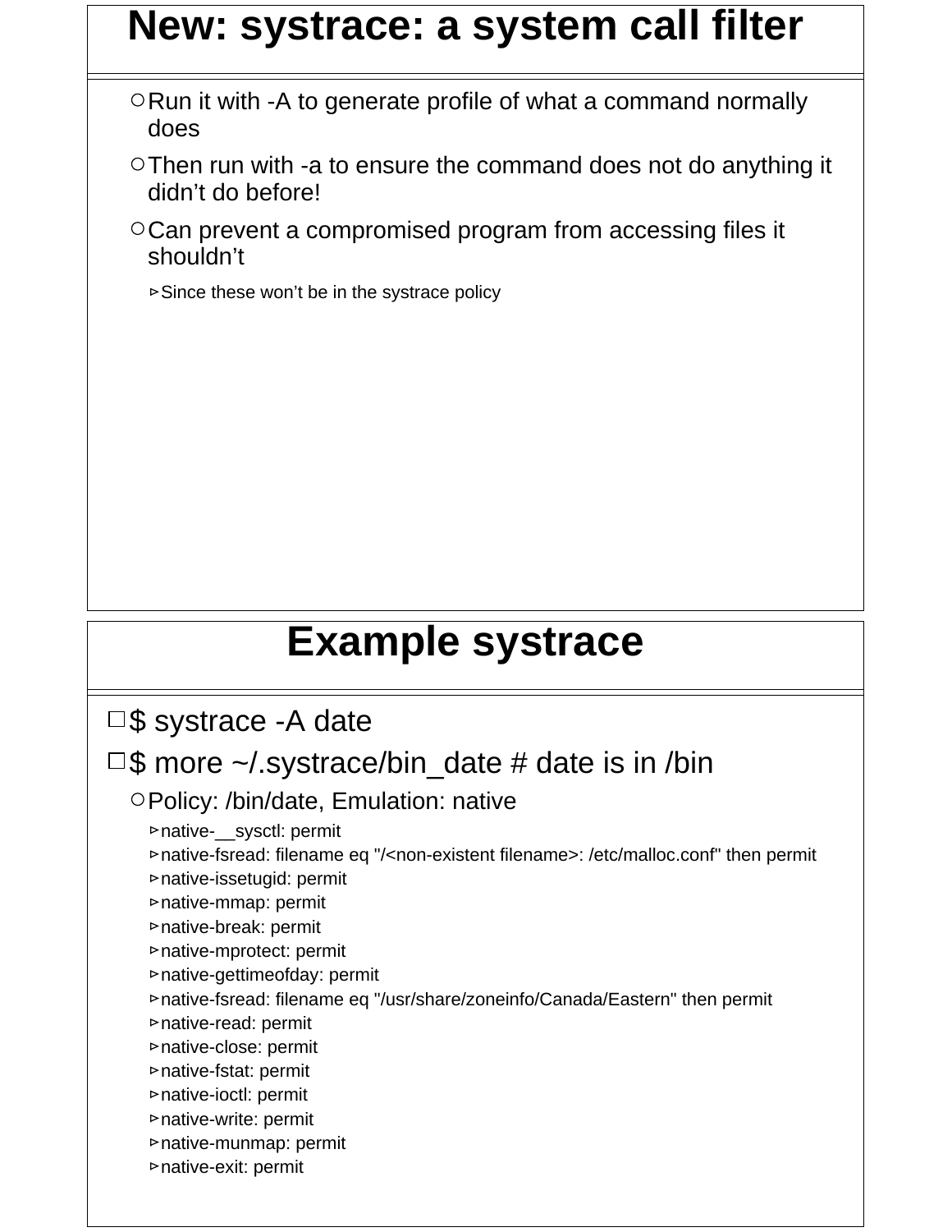## New: systrace: a system call filter

- Run it with -A to generate profile of what a command normally does
- Then run with -a to ensure the command does not do anything it didn’t do before!
- Can prevent a compromised program from accessing files it shouldn’t
  - Since these won’t be in the systrace policy

## Example systrace

- $ systrace -A date
- $ more ~/.systrace/bin_date # date is in /bin
  - Policy: /bin/date, Emulation: native
    - native-__sysctl: permit
    - native-fsread: filename eq "/<non-existent filename>: /etc/malloc.conf" then permit
    - native-issetugid: permit
    - native-mmap: permit
    - native-break: permit
    - native-mprotect: permit
    - native-gettimeofday: permit
    - native-fsread: filename eq "/usr/share/zoneinfo/Canada/Eastern" then permit
    - native-read: permit
    - native-close: permit
    - native-fstat: permit
    - native-ioctl: permit
    - native-write: permit
    - native-munmap: permit
    - native-exit: permit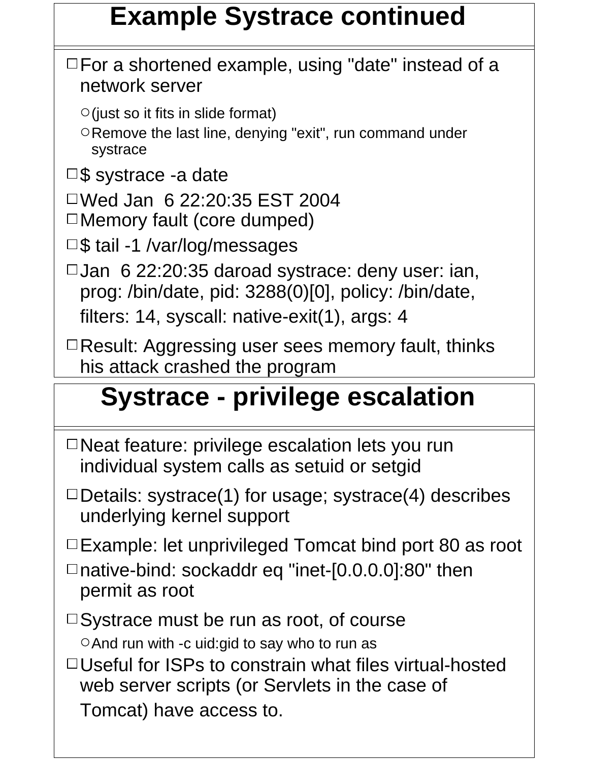# Example Systrace continued

- For a shortened example, using "date" instead of a network server
  - (just so it fits in slide format)
  - Remove the last line, denying "exit", run command under systrace
- $ systrace -a date
- Wed Jan  6 22:20:35 EST 2004
- Memory fault (core dumped)
- $ tail -1 /var/log/messages
- Jan  6 22:20:35 daroad systrace: deny user: ian, prog: /bin/date, pid: 3288(0)[0], policy: /bin/date, filters: 14, syscall: native-exit(1), args: 4
- Result: Aggressing user sees memory fault, thinks his attack crashed the program

# Systrace - privilege escalation

- Neat feature: privilege escalation lets you run individual system calls as setuid or setgid
- Details: systrace(1) for usage; systrace(4) describes underlying kernel support
- Example: let unprivileged Tomcat bind port 80 as root
- native-bind: sockaddr eq "inet-[0.0.0.0]:80" then permit as root
- Systrace must be run as root, of course
  - And run with -c uid:gid to say who to run as
- Useful for ISPs to constrain what files virtual-hosted web server scripts (or Servlets in the case of Tomcat) have access to.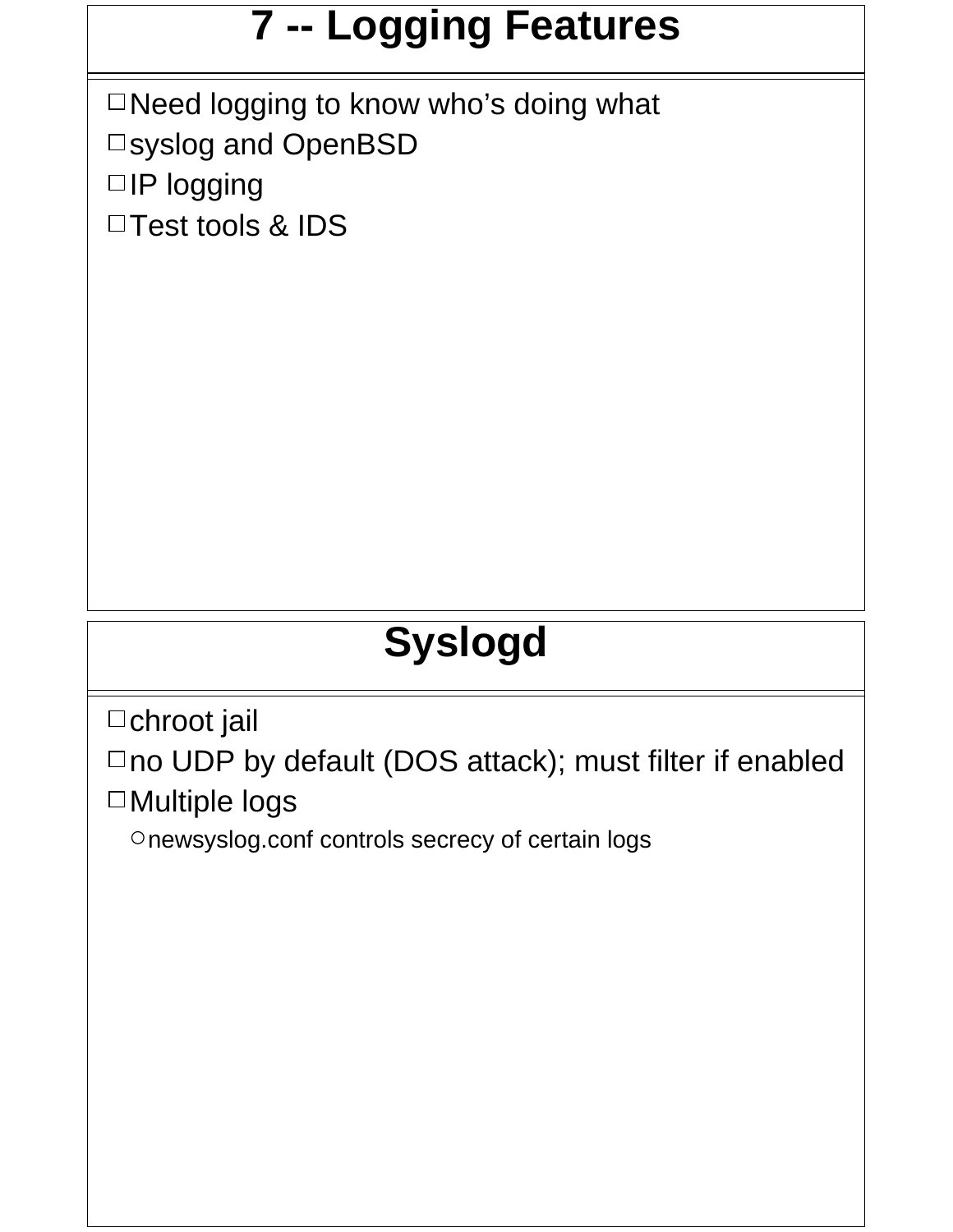# 7 -- Logging Features

- Need logging to know who’s doing what
- syslog and OpenBSD
- IP logging
- Test tools & IDS

# Syslogd

- chroot jail
- no UDP by default (DOS attack); must filter if enabled
- Multiple logs
  - newsyslog.conf controls secrecy of certain logs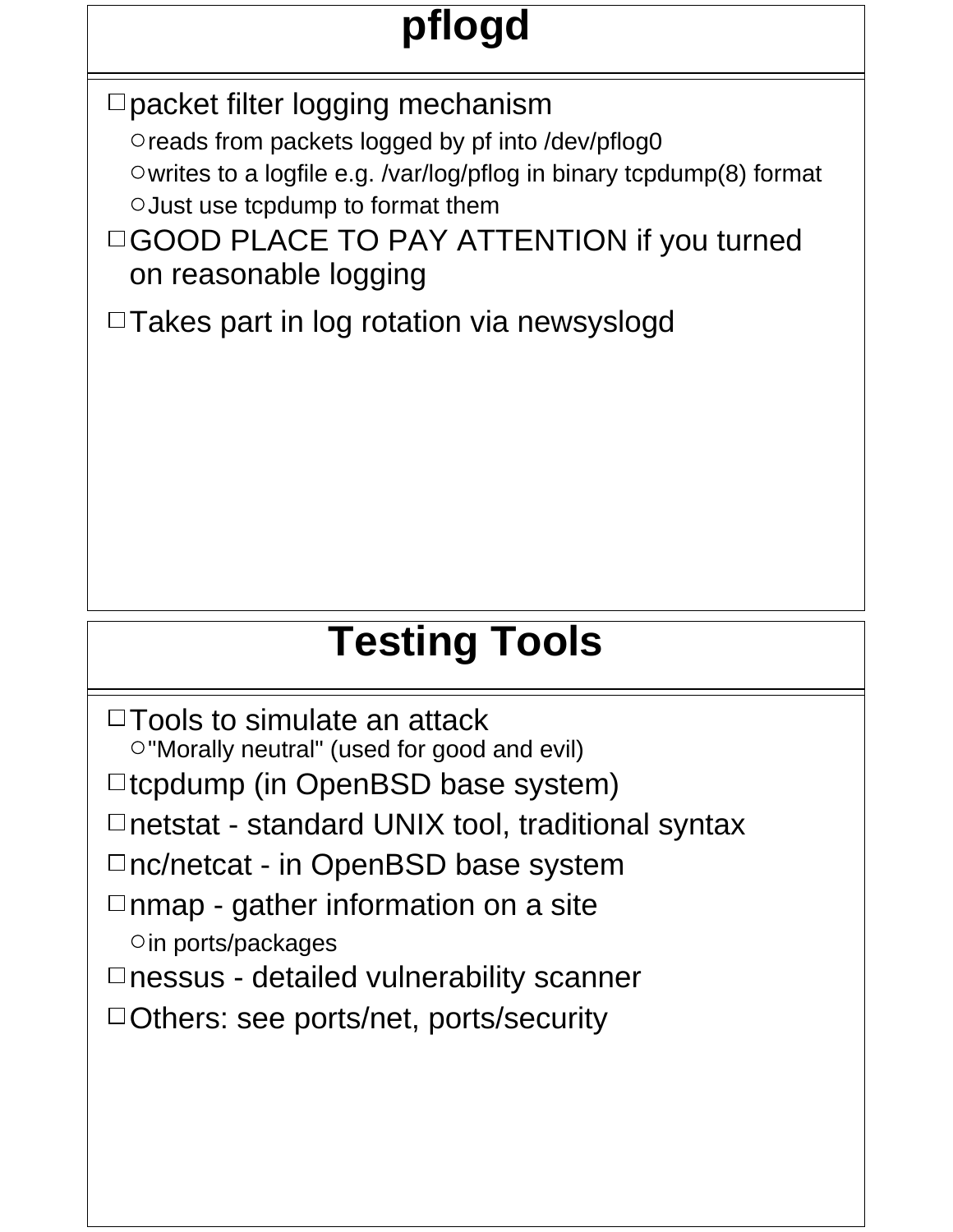# pflogd

- packet filter logging mechanism
  - reads from packets logged by pf into /dev/pflog0
  - writes to a logfile e.g. /var/log/pflog in binary tcpdump(8) format
  - Just use tcpdump to format them
- GOOD PLACE TO PAY ATTENTION if you turned on reasonable logging
- Takes part in log rotation via newsyslogd

# Testing Tools

- Tools to simulate an attack
  - "Morally neutral" (used for good and evil)
- tcpdump (in OpenBSD base system)
- netstat - standard UNIX tool, traditional syntax
- nc/netcat - in OpenBSD base system
- nmap - gather information on a site
  - in ports/packages
- nessus - detailed vulnerability scanner
- Others: see ports/net, ports/security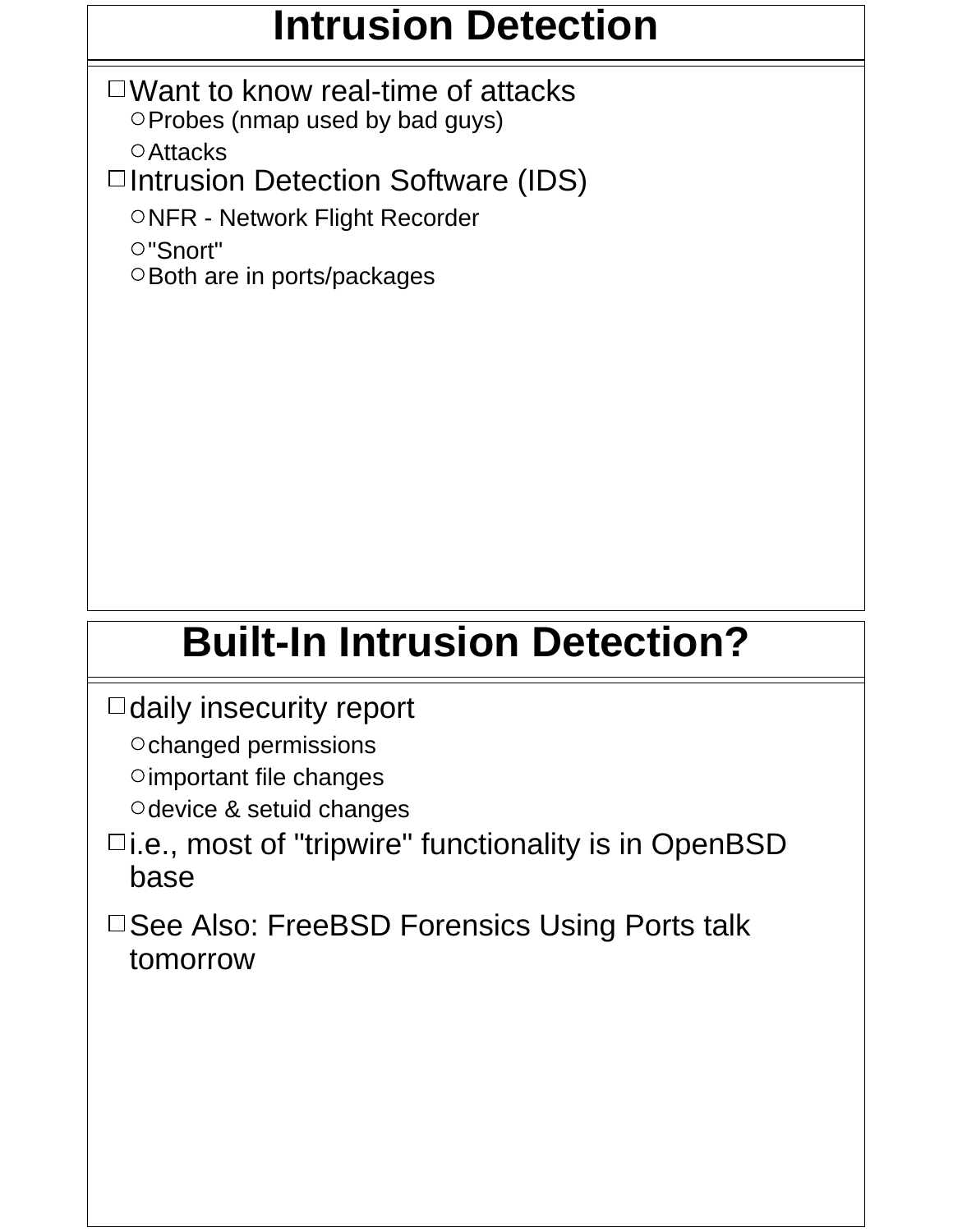# Intrusion Detection

- Want to know real-time of attacks
  - Probes (nmap used by bad guys)
  - Attacks
- Intrusion Detection Software (IDS)
  - NFR - Network Flight Recorder
  - "Snort"
  - Both are in ports/packages

# Built-In Intrusion Detection?

- daily insecurity report
  - changed permissions
  - important file changes
  - device & setuid changes
- i.e., most of "tripwire" functionality is in OpenBSD base
- See Also: FreeBSD Forensics Using Ports talk tomorrow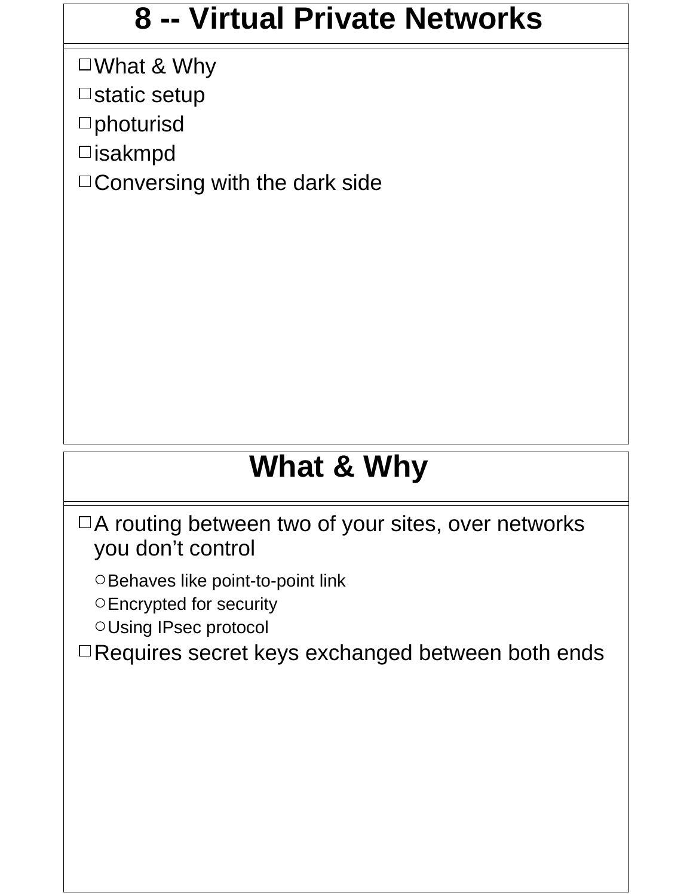# 8 -- Virtual Private Networks

- What & Why
- static setup
- photurisd
- isakmpd
- Conversing with the dark side

# What & Why

- A routing between two of your sites, over networks you don’t control
  - Behaves like point-to-point link
  - Encrypted for security
  - Using IPsec protocol
- Requires secret keys exchanged between both ends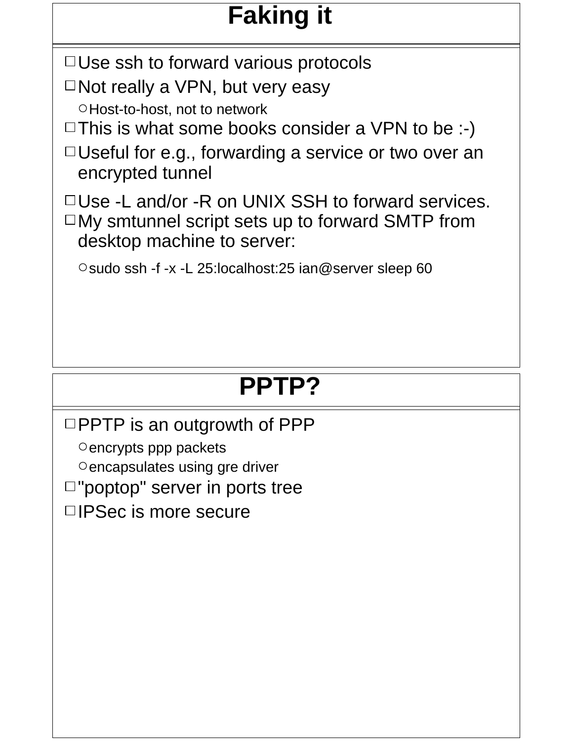# Faking it

- Use ssh to forward various protocols
- Not really a VPN, but very easy
  - Host-to-host, not to network
- This is what some books consider a VPN to be :-)
- Useful for e.g., forwarding a service or two over an encrypted tunnel
- Use -L and/or -R on UNIX SSH to forward services.
- My smtunnel script sets up to forward SMTP from desktop machine to server:
  - sudo ssh -f -x -L 25:localhost:25 ian@server sleep 60

# PPTP?

- PPTP is an outgrowth of PPP
  - encrypts ppp packets
  - encapsulates using gre driver
- "poptop" server in ports tree
- IPSec is more secure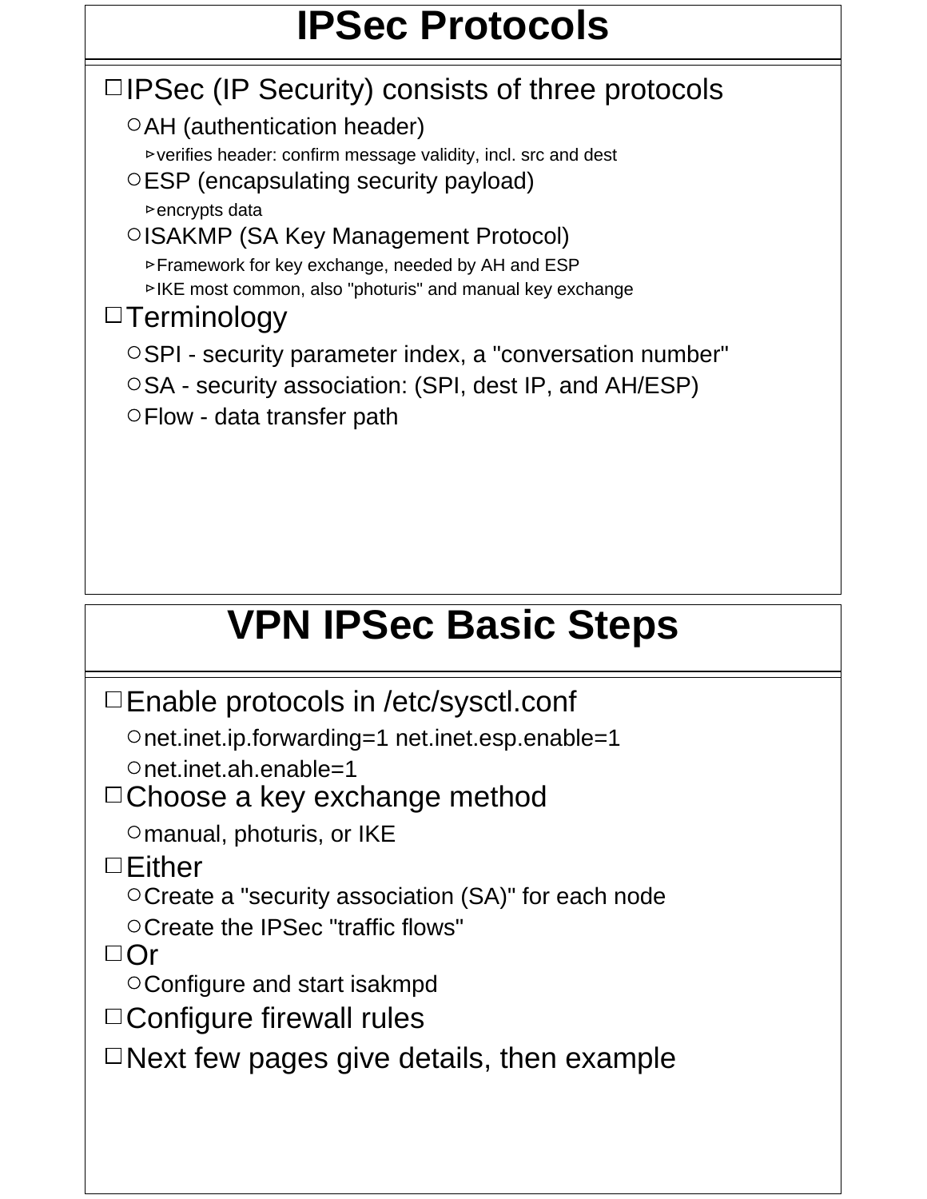# IPSec Protocols

- IPSec (IP Security) consists of three protocols
  - AH (authentication header)
    - verifies header: confirm message validity, incl. src and dest
  - ESP (encapsulating security payload)
    - encrypts data
  - ISAKMP (SA Key Management Protocol)
    - Framework for key exchange, needed by AH and ESP
    - IKE most common, also "photuris" and manual key exchange
- Terminology
  - SPI - security parameter index, a "conversation number"
  - SA - security association: (SPI, dest IP, and AH/ESP)
  - Flow - data transfer path

# VPN IPSec Basic Steps

- Enable protocols in /etc/sysctl.conf
  - net.inet.ip.forwarding=1 net.inet.esp.enable=1
  - net.inet.ah.enable=1
- Choose a key exchange method
  - manual, photuris, or IKE
- Either
  - Create a "security association (SA)" for each node
  - Create the IPSec "traffic flows"
- Or
  - Configure and start isakmpd
- Configure firewall rules
- Next few pages give details, then example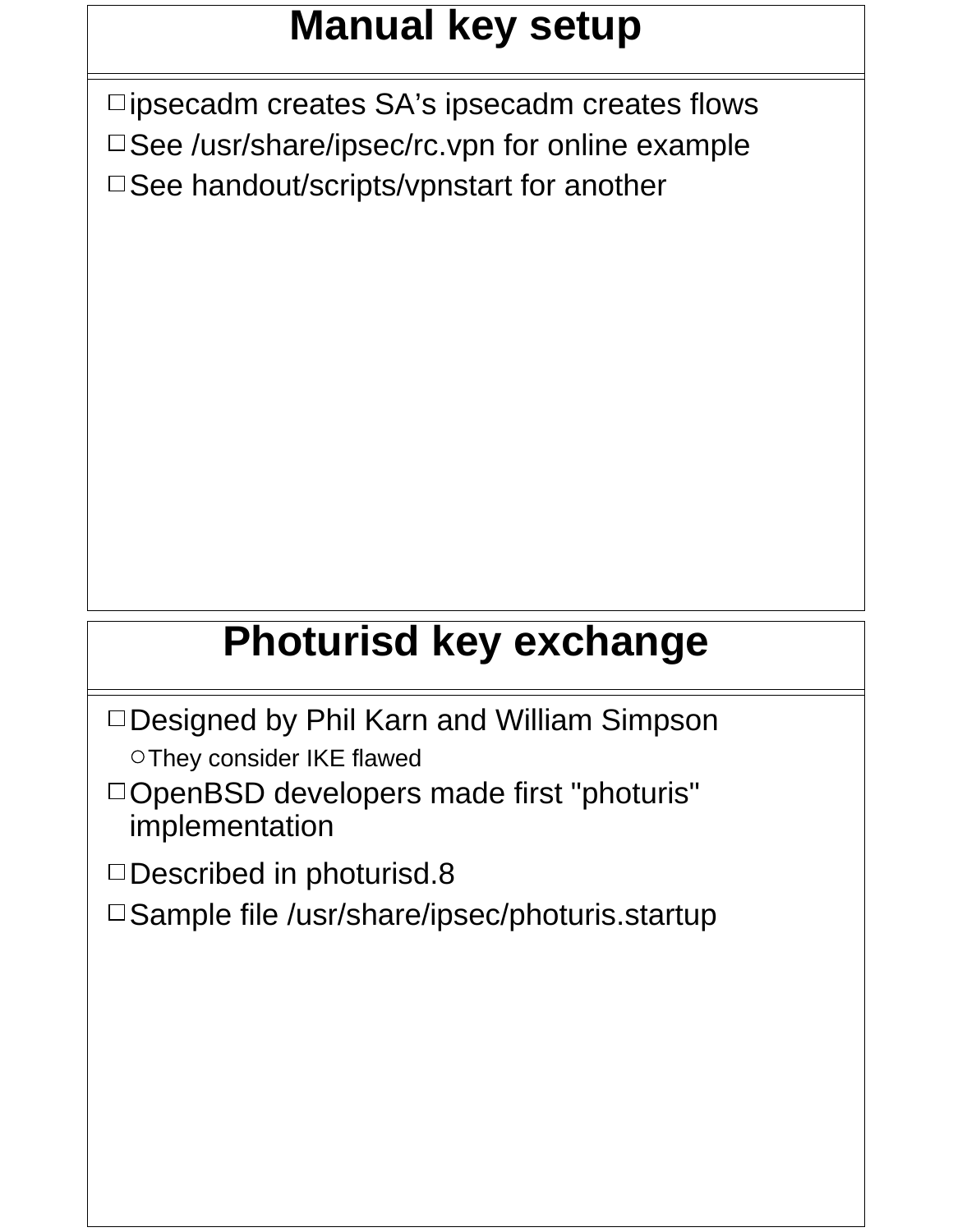## Manual key setup

- ipsecadm creates SA’s ipsecadm creates flows
- See /usr/share/ipsec/rc.vpn for online example
- See handout/scripts/vpnstart for another

## Photurisd key exchange

- Designed by Phil Karn and William Simpson
  - They consider IKE flawed
- OpenBSD developers made first "photuris" implementation
- Described in photurisd.8
- Sample file /usr/share/ipsec/photuris.startup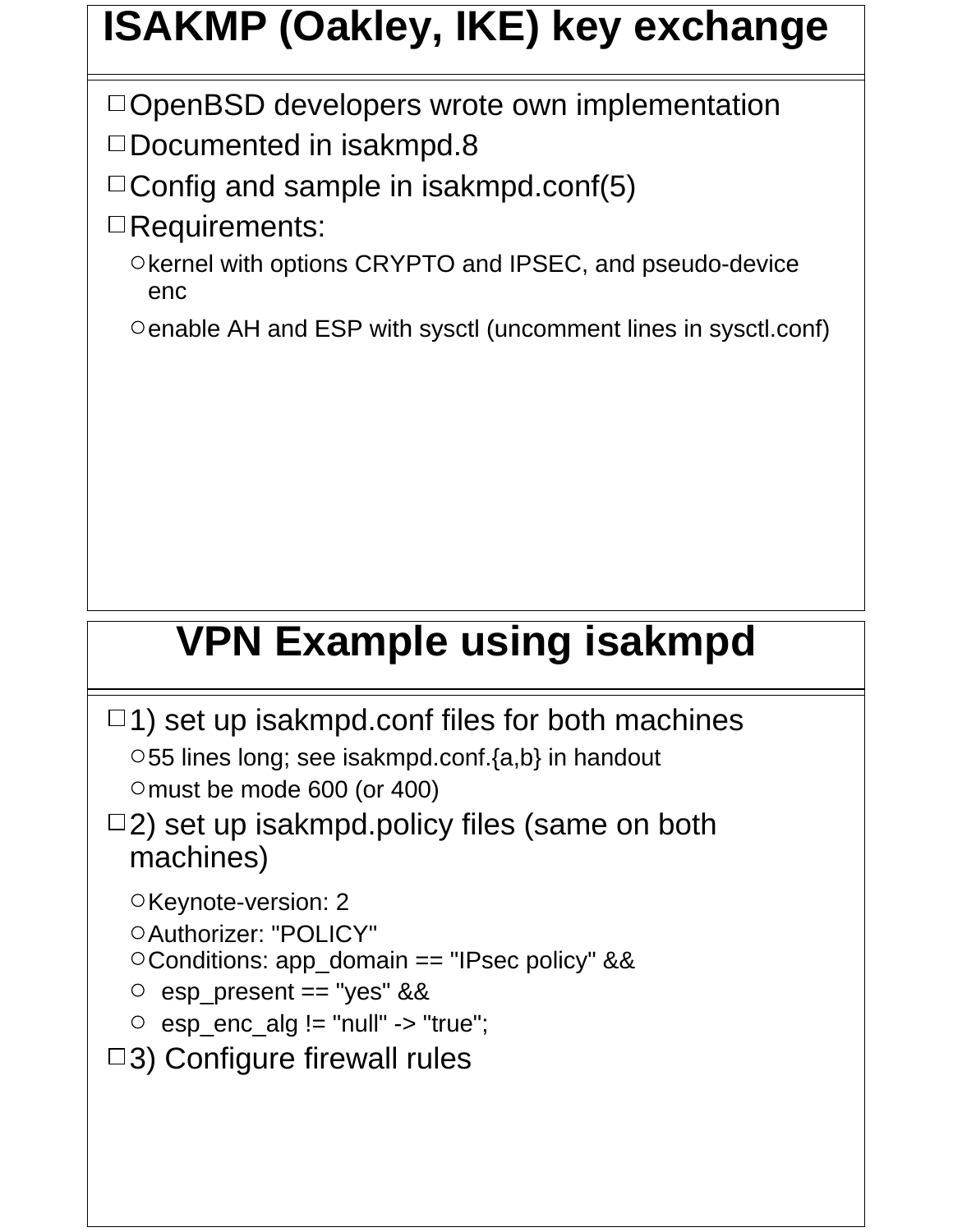# ISAKMP (Oakley, IKE) key exchange

- OpenBSD developers wrote own implementation
- Documented in isakmpd.8
- Config and sample in isakmpd.conf(5)
- Requirements:
  - kernel with options CRYPTO and IPSEC, and pseudo-device enc
  - enable AH and ESP with sysctl (uncomment lines in sysctl.conf)

# VPN Example using isakmpd

- 1) set up isakmpd.conf files for both machines
  - 55 lines long; see isakmpd.conf.{a,b} in handout
  - must be mode 600 (or 400)
- 2) set up isakmpd.policy files (same on both machines)
  - Keynote-version: 2
  - Authorizer: "POLICY"
  - Conditions: app_domain == "IPsec policy" &&
  - esp_present == "yes" &&
  - esp_enc_alg != "null" -> "true";
- 3) Configure firewall rules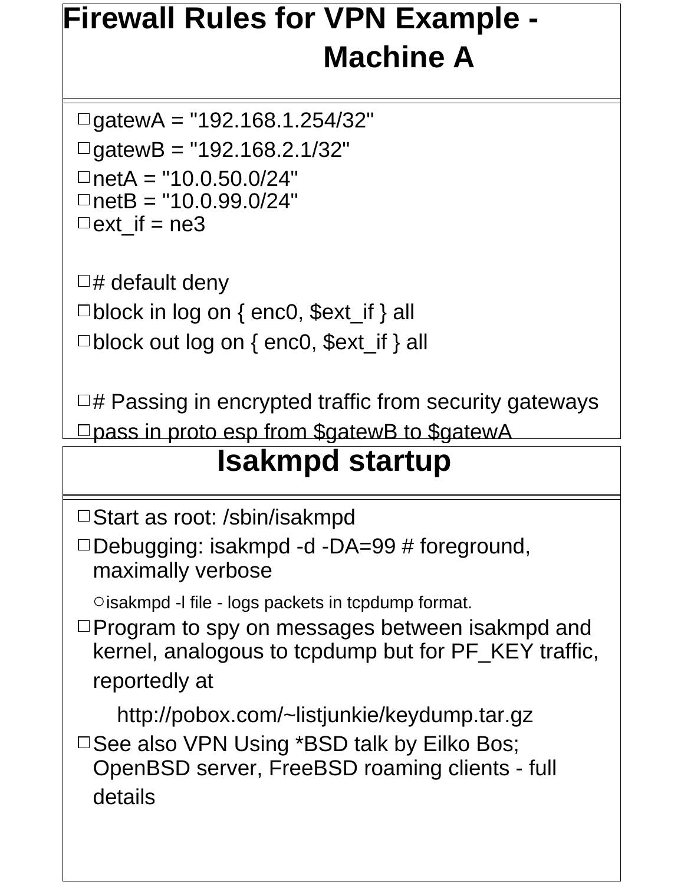# Firewall Rules for VPN Example - Machine A

- gatewA = "192.168.1.254/32"
- gatewB = "192.168.2.1/32"
- netA = "10.0.50.0/24"
- netB = "10.0.99.0/24"
- ext_if = ne3

- # default deny
- block in log on { enc0, $ext_if } all
- block out log on { enc0, $ext_if } all

- # Passing in encrypted traffic from security gateways
- pass in proto esp from $gatewB to $gatewA

# Isakmpd startup

- Start as root: /sbin/isakmpd
- Debugging: isakmpd -d -DA=99 # foreground, maximally verbose
  - isakmpd -l file - logs packets in tcpdump format.
- Program to spy on messages between isakmpd and kernel, analogous to tcpdump but for PF_KEY traffic, reportedly at

  http://pobox.com/~listjunkie/keydump.tar.gz
- See also VPN Using *BSD talk by Eilko Bos; OpenBSD server, FreeBSD roaming clients - full details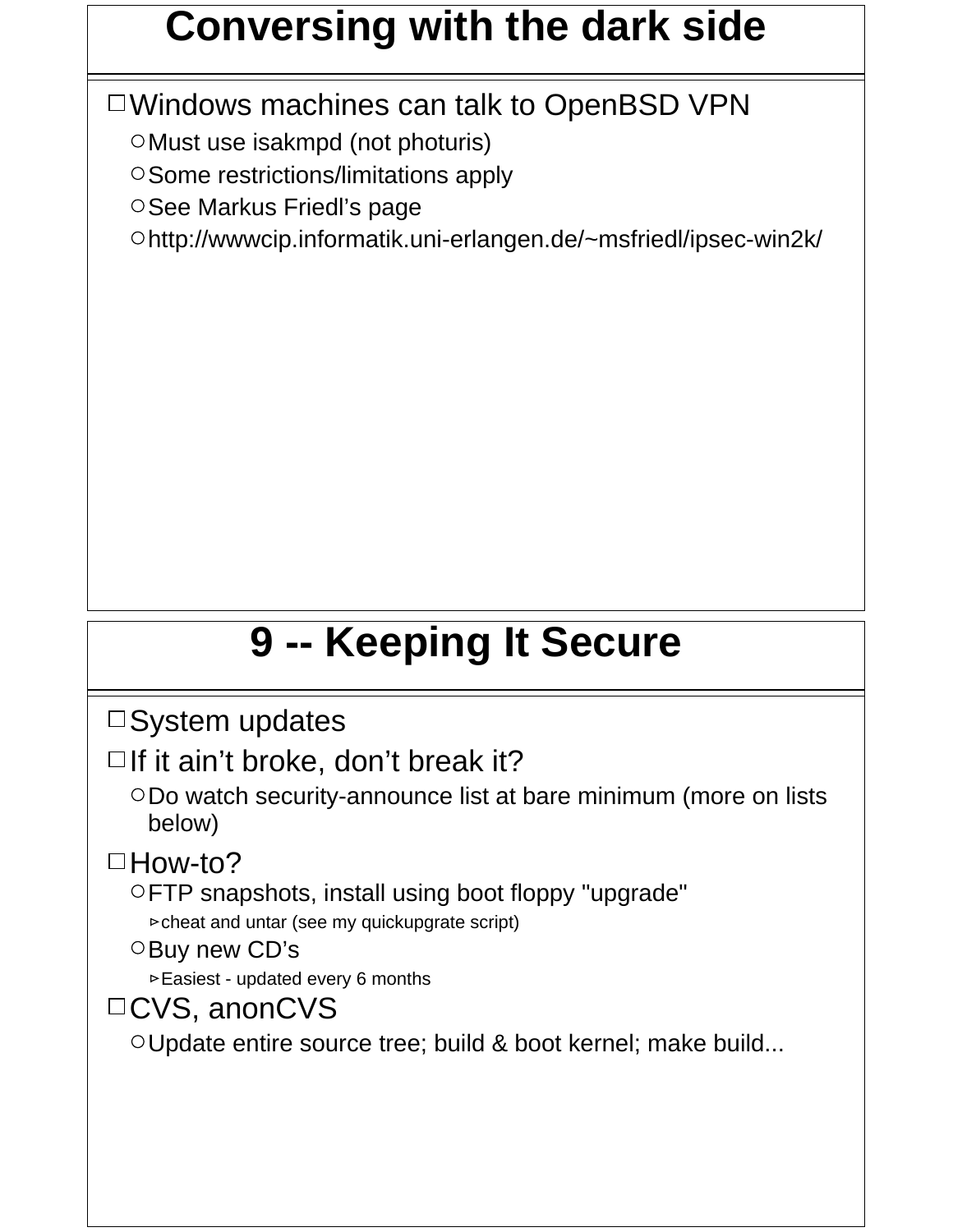# Conversing with the dark side

- Windows machines can talk to OpenBSD VPN
  - Must use isakmpd (not photuris)
  - Some restrictions/limitations apply
  - See Markus Friedl's page
  - http://wwwcip.informatik.uni-erlangen.de/~msfriedl/ipsec-win2k/

# 9 -- Keeping It Secure

- System updates
- If it ain't broke, don't break it?
  - Do watch security-announce list at bare minimum (more on lists below)
- How-to?
  - FTP snapshots, install using boot floppy "upgrade"
    - cheat and untar (see my quickupgrate script)
  - Buy new CD's
    - Easiest - updated every 6 months
- CVS, anonCVS
  - Update entire source tree; build & boot kernel; make build...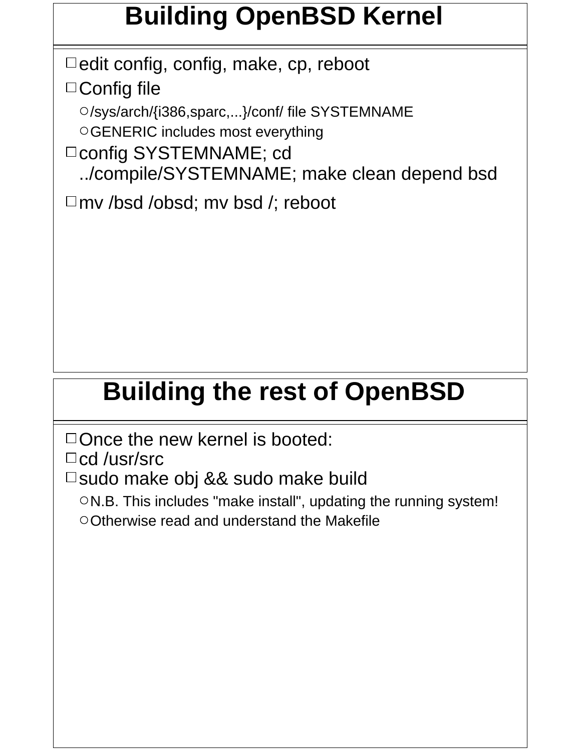# Building OpenBSD Kernel

- edit config, config, make, cp, reboot
- Config file
  - /sys/arch/{i386,sparc,...}/conf/ file SYSTEMNAME
  - GENERIC includes most everything
- config SYSTEMNAME; cd ../compile/SYSTEMNAME; make clean depend bsd
- mv /bsd /obsd; mv bsd /; reboot

# Building the rest of OpenBSD

- Once the new kernel is booted:
- cd /usr/src
- sudo make obj && sudo make build
  - N.B. This includes "make install", updating the running system!
  - Otherwise read and understand the Makefile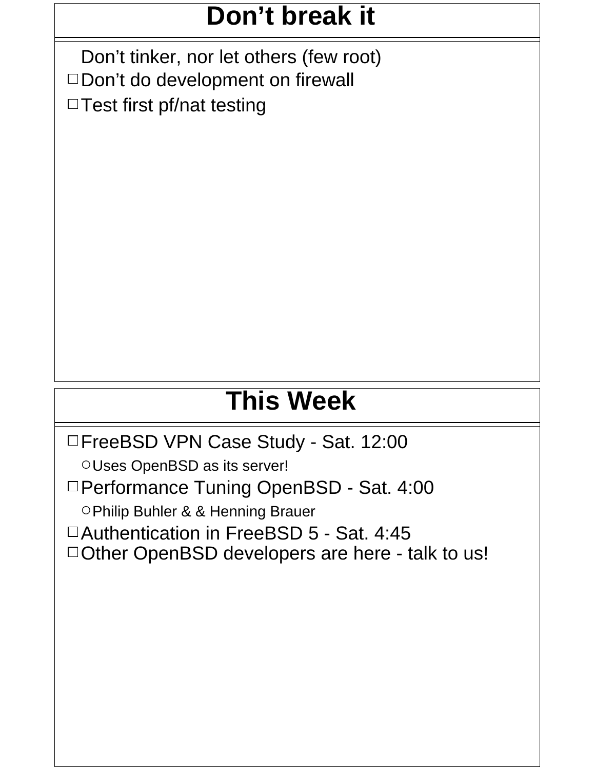## Don't break it

Don't tinker, nor let others (few root)

- Don't do development on firewall
- Test first pf/nat testing

## This Week

- FreeBSD VPN Case Study - Sat. 12:00
  - Uses OpenBSD as its server!
- Performance Tuning OpenBSD - Sat. 4:00
  - Philip Buhler & & Henning Brauer
- Authentication in FreeBSD 5 - Sat. 4:45
- Other OpenBSD developers are here - talk to us!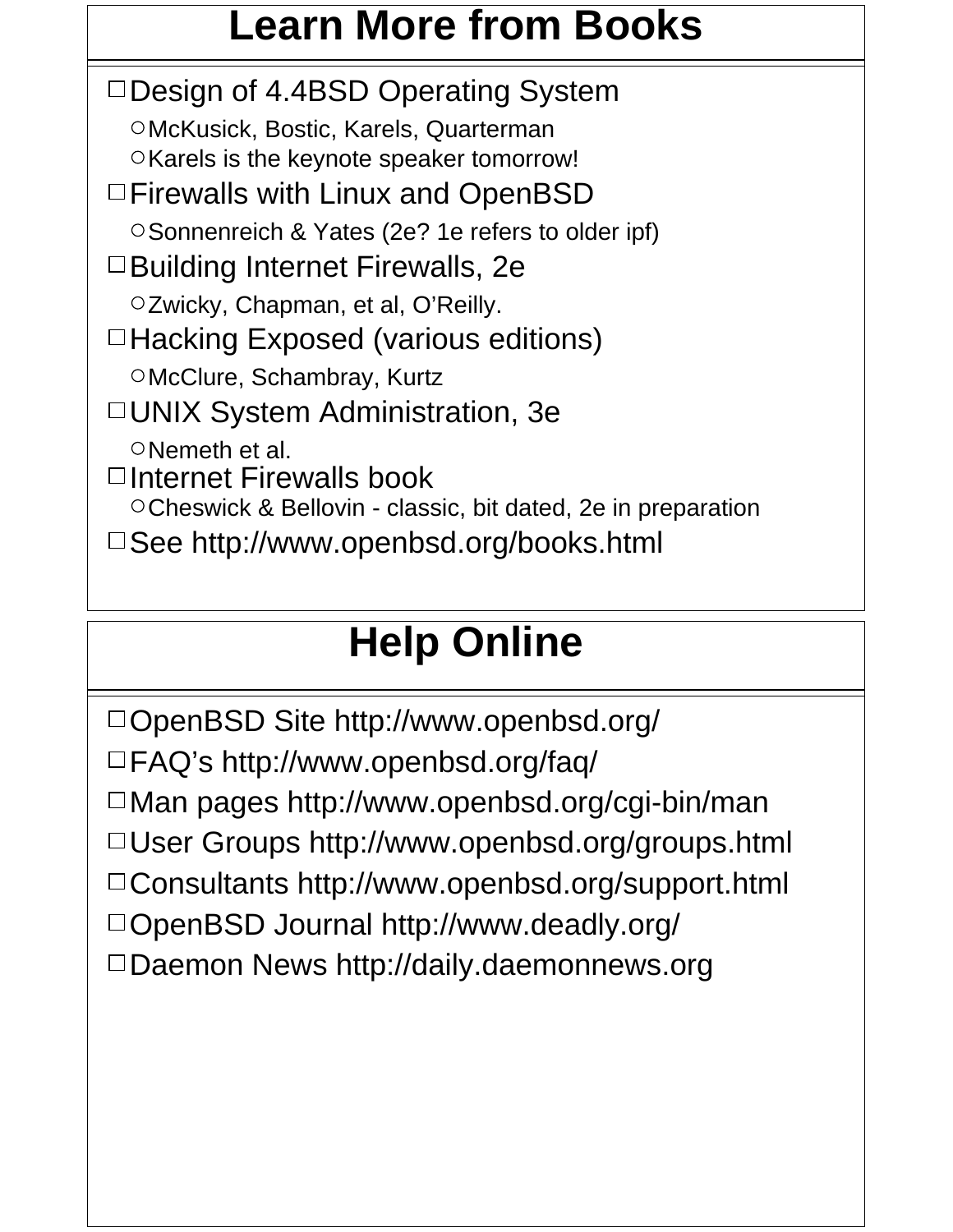# Learn More from Books

- Design of 4.4BSD Operating System
  - McKusick, Bostic, Karels, Quarterman
  - Karels is the keynote speaker tomorrow!
- Firewalls with Linux and OpenBSD
  - Sonnenreich & Yates (2e? 1e refers to older ipf)
- Building Internet Firewalls, 2e
  - Zwicky, Chapman, et al, O'Reilly.
- Hacking Exposed (various editions)
  - McClure, Schambray, Kurtz
- UNIX System Administration, 3e
  - Nemeth et al.
- Internet Firewalls book
  - Cheswick & Bellovin - classic, bit dated, 2e in preparation
- See http://www.openbsd.org/books.html

# Help Online

- OpenBSD Site http://www.openbsd.org/
- FAQ's http://www.openbsd.org/faq/
- Man pages http://www.openbsd.org/cgi-bin/man
- User Groups http://www.openbsd.org/groups.html
- Consultants http://www.openbsd.org/support.html
- OpenBSD Journal http://www.deadly.org/
- Daemon News http://daily.daemonnews.org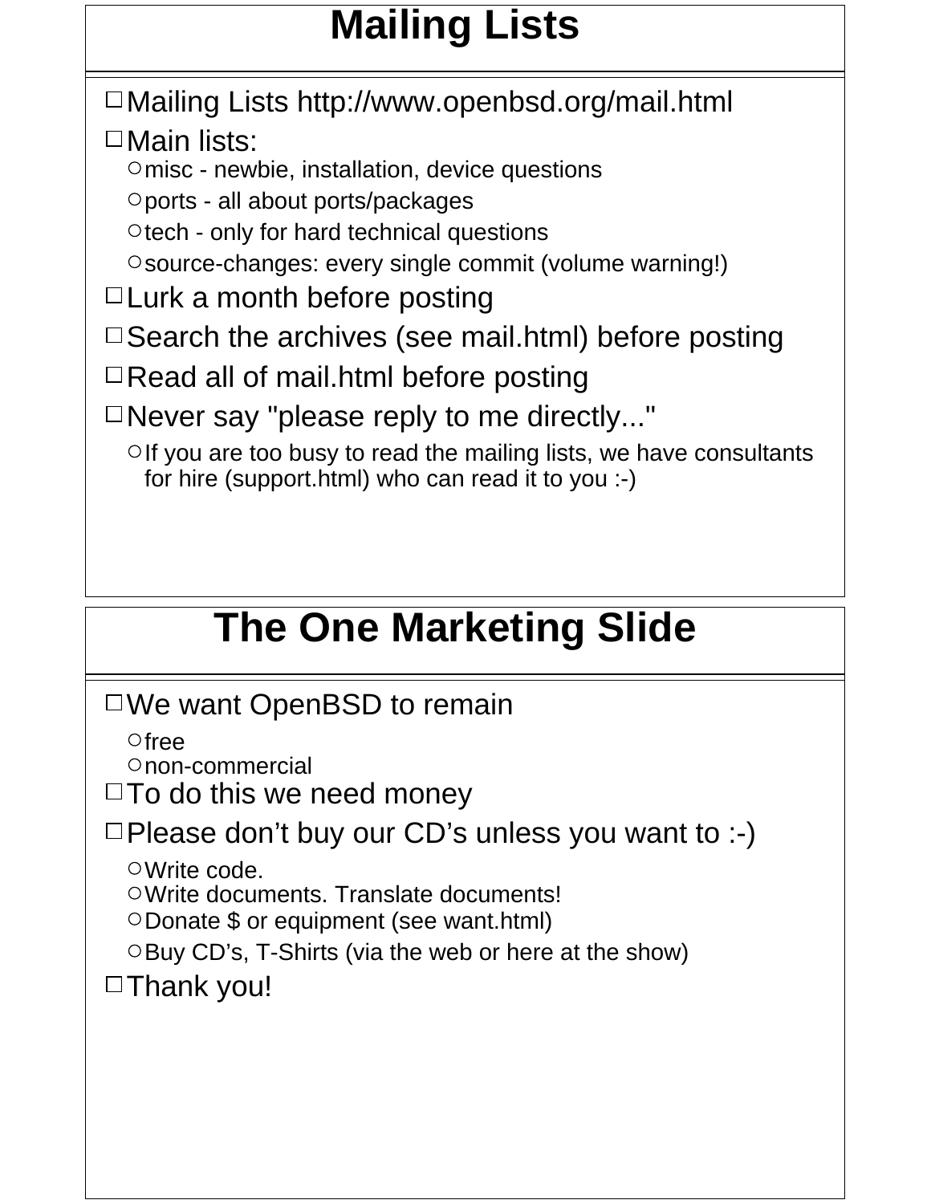## Mailing Lists

- Mailing Lists http://www.openbsd.org/mail.html
- Main lists:
  - misc - newbie, installation, device questions
  - ports - all about ports/packages
  - tech - only for hard technical questions
  - source-changes: every single commit (volume warning!)
- Lurk a month before posting
- Search the archives (see mail.html) before posting
- Read all of mail.html before posting
- Never say "please reply to me directly..."
  - If you are too busy to read the mailing lists, we have consultants for hire (support.html) who can read it to you :-)

## The One Marketing Slide

- We want OpenBSD to remain
  - free
  - non-commercial
- To do this we need money
- Please don’t buy our CD’s unless you want to :-)
  - Write code.
  - Write documents. Translate documents!
  - Donate $ or equipment (see want.html)
  - Buy CD’s, T-Shirts (via the web or here at the show)
- Thank you!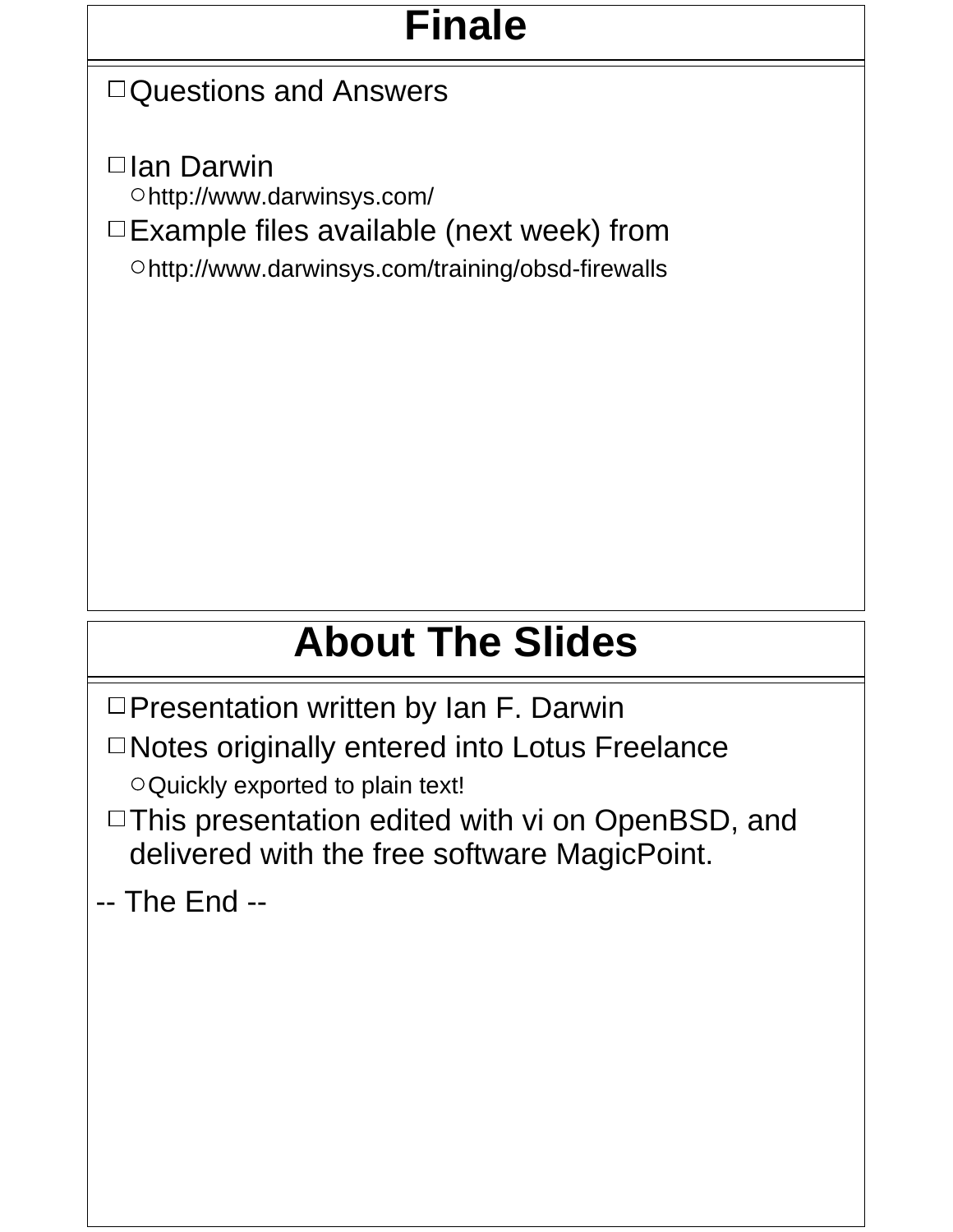# Finale

- Questions and Answers

- Ian Darwin
  - http://www.darwinsys.com/
- Example files available (next week) from
  - http://www.darwinsys.com/training/obsd-firewalls

# About The Slides

- Presentation written by Ian F. Darwin
- Notes originally entered into Lotus Freelance
  - Quickly exported to plain text!
- This presentation edited with vi on OpenBSD, and delivered with the free software MagicPoint.

-- The End --